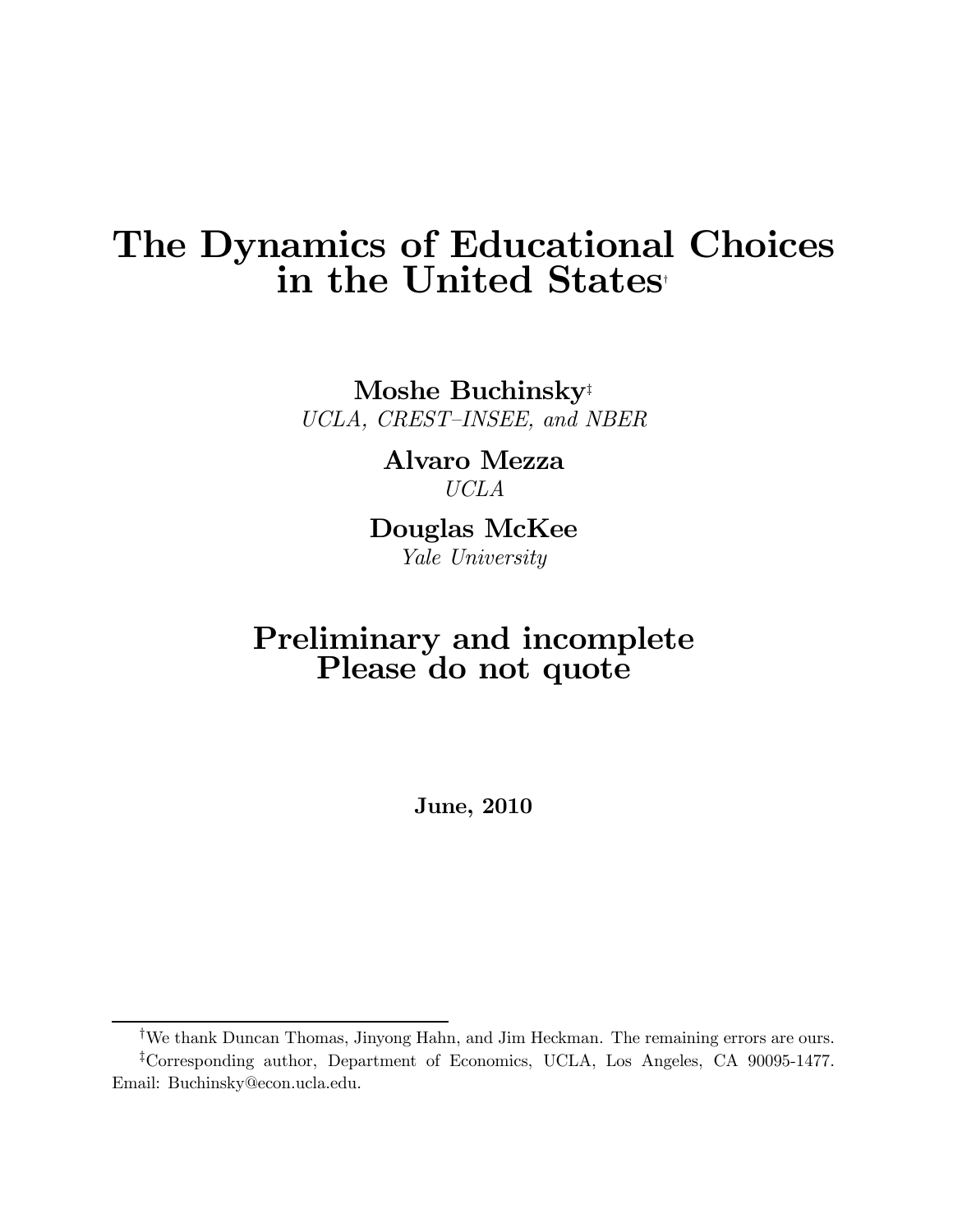# The Dynamics of Educational Choices in the United States[†]

**Moshe Buchinsky**[‡]
*UCLA, CREST–INSEE, and NBER*

**Alvaro Mezza**
*UCLA*

**Douglas McKee**
*Yale University*

## Preliminary and incomplete
## Please do not quote

**June, 2010**

---

[†]We thank Duncan Thomas, Jinyong Hahn, and Jim Heckman. The remaining errors are ours.

[‡]Corresponding author, Department of Economics, UCLA, Los Angeles, CA 90095-1477. Email: Buchinsky@econ.ucla.edu.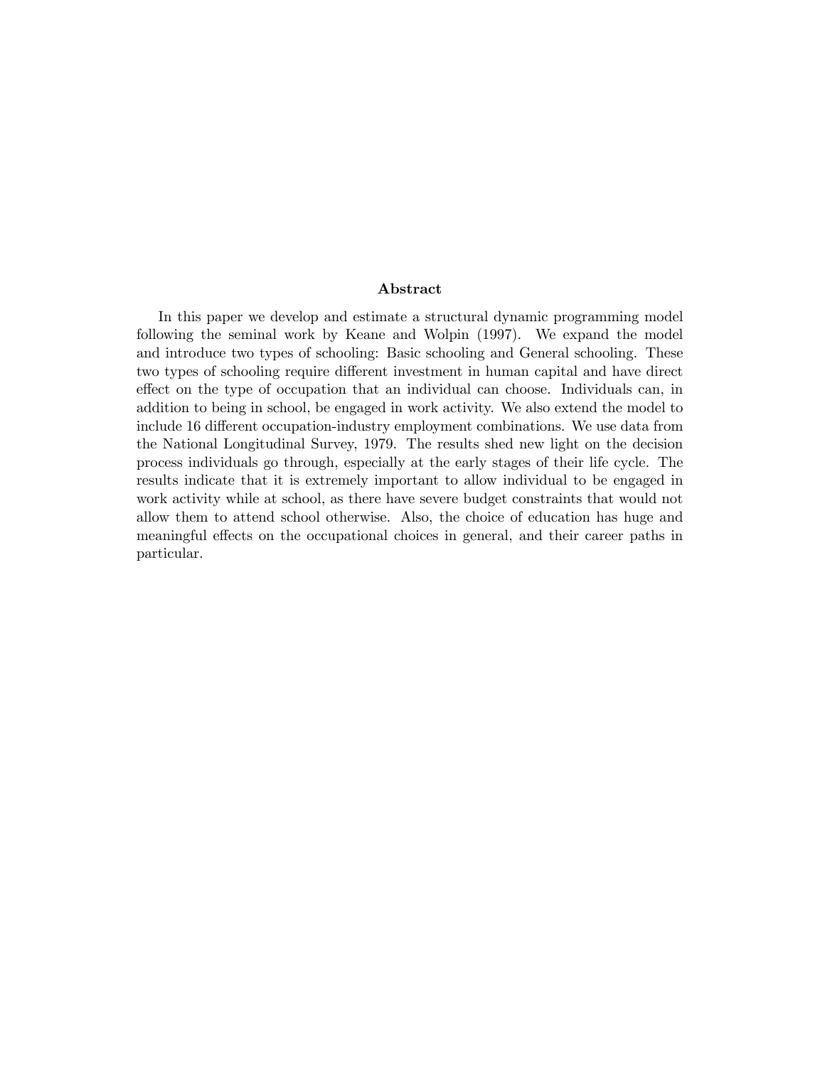## Abstract

In this paper we develop and estimate a structural dynamic programming model following the seminal work by Keane and Wolpin (1997). We expand the model and introduce two types of schooling: Basic schooling and General schooling. These two types of schooling require different investment in human capital and have direct effect on the type of occupation that an individual can choose. Individuals can, in addition to being in school, be engaged in work activity. We also extend the model to include 16 different occupation-industry employment combinations. We use data from the National Longitudinal Survey, 1979. The results shed new light on the decision process individuals go through, especially at the early stages of their life cycle. The results indicate that it is extremely important to allow individual to be engaged in work activity while at school, as there have severe budget constraints that would not allow them to attend school otherwise. Also, the choice of education has huge and meaningful effects on the occupational choices in general, and their career paths in particular.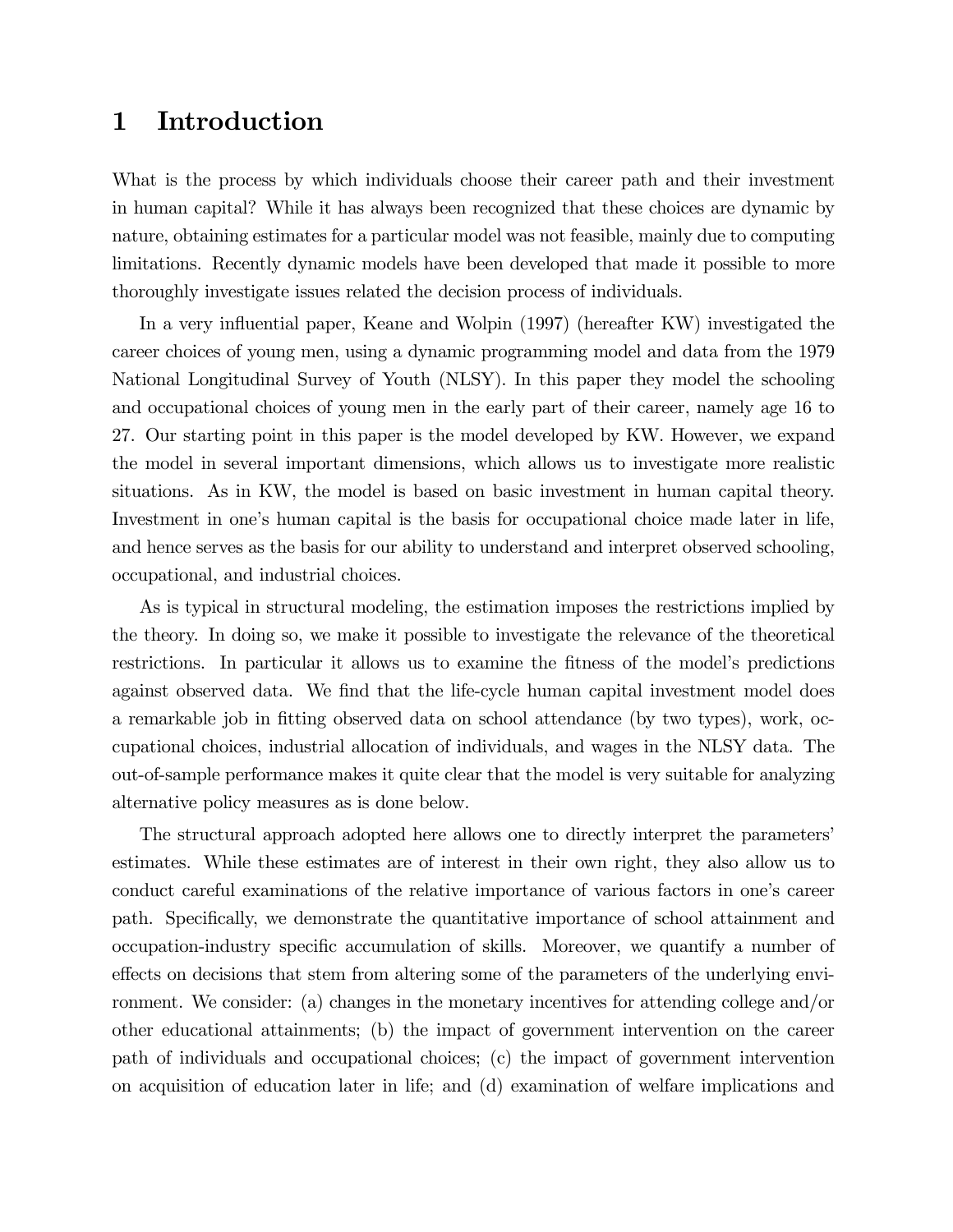# 1 Introduction

What is the process by which individuals choose their career path and their investment in human capital? While it has always been recognized that these choices are dynamic by nature, obtaining estimates for a particular model was not feasible, mainly due to computing limitations. Recently dynamic models have been developed that made it possible to more thoroughly investigate issues related the decision process of individuals.

In a very influential paper, Keane and Wolpin (1997) (hereafter KW) investigated the career choices of young men, using a dynamic programming model and data from the 1979 National Longitudinal Survey of Youth (NLSY). In this paper they model the schooling and occupational choices of young men in the early part of their career, namely age 16 to 27. Our starting point in this paper is the model developed by KW. However, we expand the model in several important dimensions, which allows us to investigate more realistic situations. As in KW, the model is based on basic investment in human capital theory. Investment in one's human capital is the basis for occupational choice made later in life, and hence serves as the basis for our ability to understand and interpret observed schooling, occupational, and industrial choices.

As is typical in structural modeling, the estimation imposes the restrictions implied by the theory. In doing so, we make it possible to investigate the relevance of the theoretical restrictions. In particular it allows us to examine the fitness of the model's predictions against observed data. We find that the life-cycle human capital investment model does a remarkable job in fitting observed data on school attendance (by two types), work, occupational choices, industrial allocation of individuals, and wages in the NLSY data. The out-of-sample performance makes it quite clear that the model is very suitable for analyzing alternative policy measures as is done below.

The structural approach adopted here allows one to directly interpret the parameters' estimates. While these estimates are of interest in their own right, they also allow us to conduct careful examinations of the relative importance of various factors in one's career path. Specifically, we demonstrate the quantitative importance of school attainment and occupation-industry specific accumulation of skills. Moreover, we quantify a number of effects on decisions that stem from altering some of the parameters of the underlying environment. We consider: (a) changes in the monetary incentives for attending college and/or other educational attainments; (b) the impact of government intervention on the career path of individuals and occupational choices; (c) the impact of government intervention on acquisition of education later in life; and (d) examination of welfare implications and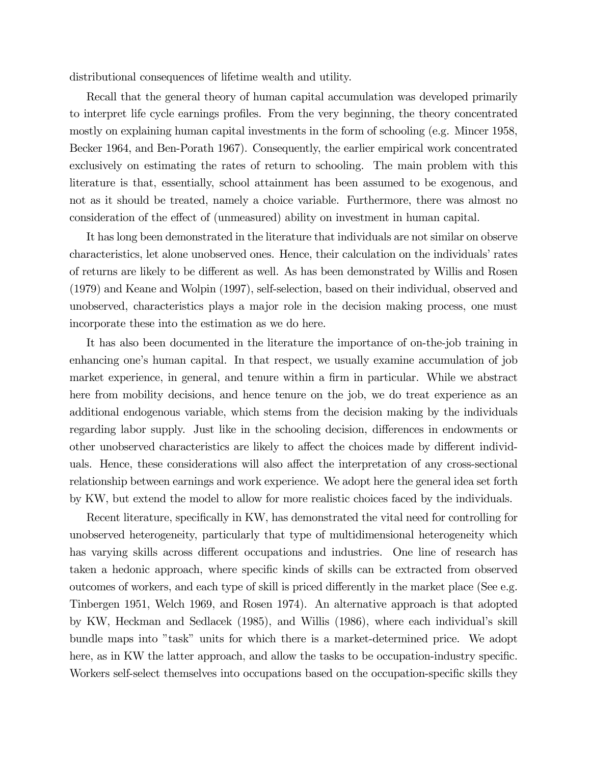distributional consequences of lifetime wealth and utility.

Recall that the general theory of human capital accumulation was developed primarily to interpret life cycle earnings profiles. From the very beginning, the theory concentrated mostly on explaining human capital investments in the form of schooling (e.g. Mincer 1958, Becker 1964, and Ben-Porath 1967). Consequently, the earlier empirical work concentrated exclusively on estimating the rates of return to schooling. The main problem with this literature is that, essentially, school attainment has been assumed to be exogenous, and not as it should be treated, namely a choice variable. Furthermore, there was almost no consideration of the effect of (unmeasured) ability on investment in human capital.

It has long been demonstrated in the literature that individuals are not similar on observe characteristics, let alone unobserved ones. Hence, their calculation on the individuals' rates of returns are likely to be different as well. As has been demonstrated by Willis and Rosen (1979) and Keane and Wolpin (1997), self-selection, based on their individual, observed and unobserved, characteristics plays a major role in the decision making process, one must incorporate these into the estimation as we do here.

It has also been documented in the literature the importance of on-the-job training in enhancing one's human capital. In that respect, we usually examine accumulation of job market experience, in general, and tenure within a firm in particular. While we abstract here from mobility decisions, and hence tenure on the job, we do treat experience as an additional endogenous variable, which stems from the decision making by the individuals regarding labor supply. Just like in the schooling decision, differences in endowments or other unobserved characteristics are likely to affect the choices made by different individuals. Hence, these considerations will also affect the interpretation of any cross-sectional relationship between earnings and work experience. We adopt here the general idea set forth by KW, but extend the model to allow for more realistic choices faced by the individuals.

Recent literature, specifically in KW, has demonstrated the vital need for controlling for unobserved heterogeneity, particularly that type of multidimensional heterogeneity which has varying skills across different occupations and industries. One line of research has taken a hedonic approach, where specific kinds of skills can be extracted from observed outcomes of workers, and each type of skill is priced differently in the market place (See e.g. Tinbergen 1951, Welch 1969, and Rosen 1974). An alternative approach is that adopted by KW, Heckman and Sedlacek (1985), and Willis (1986), where each individual's skill bundle maps into "task" units for which there is a market-determined price. We adopt here, as in KW the latter approach, and allow the tasks to be occupation-industry specific. Workers self-select themselves into occupations based on the occupation-specific skills they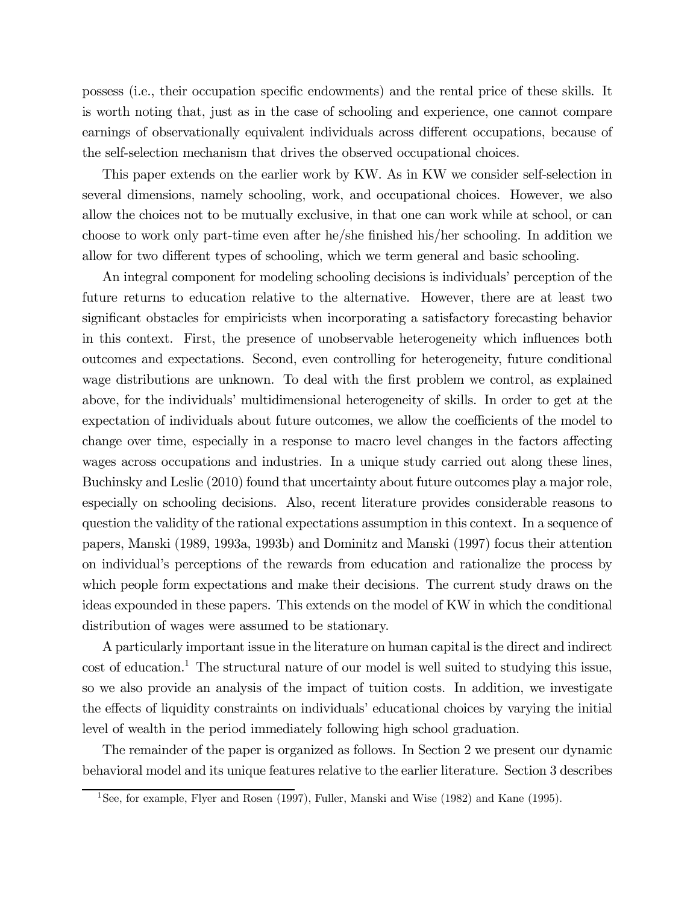possess (i.e., their occupation specific endowments) and the rental price of these skills. It is worth noting that, just as in the case of schooling and experience, one cannot compare earnings of observationally equivalent individuals across different occupations, because of the self-selection mechanism that drives the observed occupational choices.

This paper extends on the earlier work by KW. As in KW we consider self-selection in several dimensions, namely schooling, work, and occupational choices. However, we also allow the choices not to be mutually exclusive, in that one can work while at school, or can choose to work only part-time even after he/she finished his/her schooling. In addition we allow for two different types of schooling, which we term general and basic schooling.

An integral component for modeling schooling decisions is individuals' perception of the future returns to education relative to the alternative. However, there are at least two significant obstacles for empiricists when incorporating a satisfactory forecasting behavior in this context. First, the presence of unobservable heterogeneity which influences both outcomes and expectations. Second, even controlling for heterogeneity, future conditional wage distributions are unknown. To deal with the first problem we control, as explained above, for the individuals' multidimensional heterogeneity of skills. In order to get at the expectation of individuals about future outcomes, we allow the coefficients of the model to change over time, especially in a response to macro level changes in the factors affecting wages across occupations and industries. In a unique study carried out along these lines, Buchinsky and Leslie (2010) found that uncertainty about future outcomes play a major role, especially on schooling decisions. Also, recent literature provides considerable reasons to question the validity of the rational expectations assumption in this context. In a sequence of papers, Manski (1989, 1993a, 1993b) and Dominitz and Manski (1997) focus their attention on individual's perceptions of the rewards from education and rationalize the process by which people form expectations and make their decisions. The current study draws on the ideas expounded in these papers. This extends on the model of KW in which the conditional distribution of wages were assumed to be stationary.

A particularly important issue in the literature on human capital is the direct and indirect cost of education.[1] The structural nature of our model is well suited to studying this issue, so we also provide an analysis of the impact of tuition costs. In addition, we investigate the effects of liquidity constraints on individuals' educational choices by varying the initial level of wealth in the period immediately following high school graduation.

The remainder of the paper is organized as follows. In Section 2 we present our dynamic behavioral model and its unique features relative to the earlier literature. Section 3 describes

[1] See, for example, Flyer and Rosen (1997), Fuller, Manski and Wise (1982) and Kane (1995).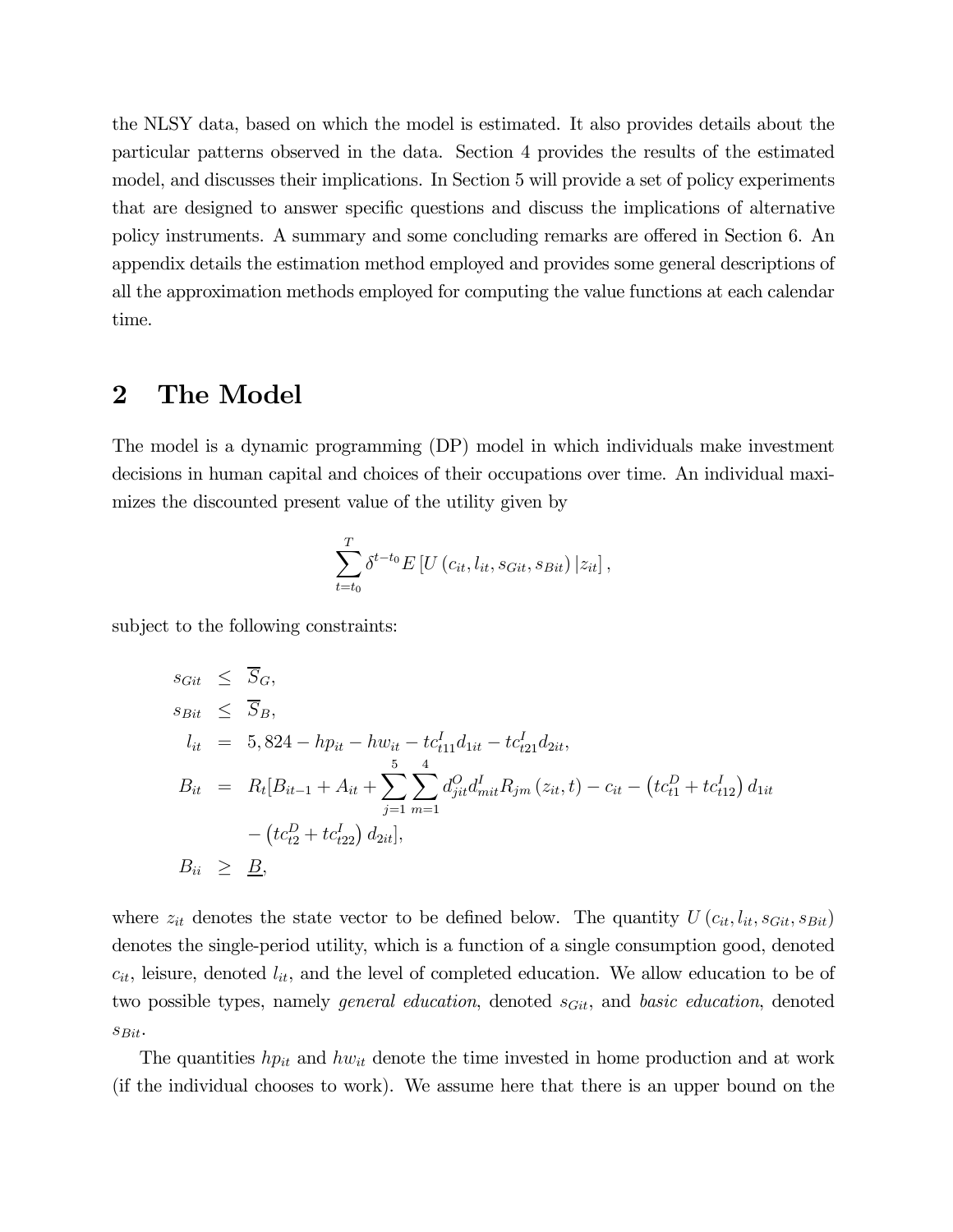the NLSY data, based on which the model is estimated. It also provides details about the particular patterns observed in the data. Section 4 provides the results of the estimated model, and discusses their implications. In Section 5 will provide a set of policy experiments that are designed to answer specific questions and discuss the implications of alternative policy instruments. A summary and some concluding remarks are offered in Section 6. An appendix details the estimation method employed and provides some general descriptions of all the approximation methods employed for computing the value functions at each calendar time.

## 2 The Model

The model is a dynamic programming (DP) model in which individuals make investment decisions in human capital and choices of their occupations over time. An individual maximizes the discounted present value of the utility given by

$$\sum_{t=t_0}^{T} \delta^{t-t_0} E\left[U\left(c_{it}, l_{it}, s_{Git}, s_{Bit}\right) | z_{it}\right],$$

subject to the following constraints:

$$\begin{aligned}
s_{Git} &\leq \overline{S}_G, \\
s_{Bit} &\leq \overline{S}_B, \\
l_{it} &= 5,824 - hp_{it} - hw_{it} - tc^I_{t11} d_{1it} - tc^I_{t21} d_{2it}, \\
B_{it} &= R_t[B_{it-1} + A_{it} + \sum_{j=1}^{5} \sum_{m=1}^{4} d^O_{jit} d^I_{mit} R_{jm}\left(z_{it}, t\right) - c_{it} - \left(tc^D_{t1} + tc^I_{t12}\right) d_{1it} \\
&\quad - \left(tc^D_{t2} + tc^I_{t22}\right) d_{2it}], \\
B_{ii} &\geq \underline{B},
\end{aligned}$$

where $z_{it}$ denotes the state vector to be defined below. The quantity $U\left(c_{it}, l_{it}, s_{Git}, s_{Bit}\right)$ denotes the single-period utility, which is a function of a single consumption good, denoted $c_{it}$, leisure, denoted $l_{it}$, and the level of completed education. We allow education to be of two possible types, namely *general education*, denoted $s_{Git}$, and *basic education*, denoted $s_{Bit}$.

The quantities $hp_{it}$ and $hw_{it}$ denote the time invested in home production and at work (if the individual chooses to work). We assume here that there is an upper bound on the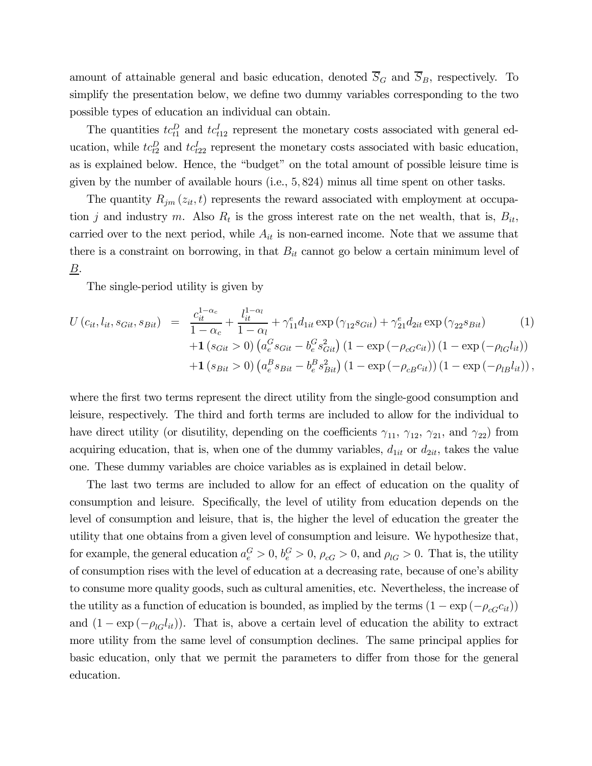amount of attainable general and basic education, denoted $\overline{S}_G$ and $\overline{S}_B$, respectively. To simplify the presentation below, we define two dummy variables corresponding to the two possible types of education an individual can obtain.

The quantities $tc_{t1}^D$ and $tc_{t12}^I$ represent the monetary costs associated with general education, while $tc_{t2}^D$ and $tc_{t22}^I$ represent the monetary costs associated with basic education, as is explained below. Hence, the "budget" on the total amount of possible leisure time is given by the number of available hours (i.e., 5,824) minus all time spent on other tasks.

The quantity $R_{jm}(z_{it}, t)$ represents the reward associated with employment at occupation $j$ and industry $m$. Also $R_t$ is the gross interest rate on the net wealth, that is, $B_{it}$, carried over to the next period, while $A_{it}$ is non-earned income. Note that we assume that there is a constraint on borrowing, in that $B_{it}$ cannot go below a certain minimum level of $\underline{B}$.

The single-period utility is given by

$$
\begin{aligned}
U(c_{it}, l_{it}, s_{Git}, s_{Bit}) \;=\; & \frac{c_{it}^{1-\alpha_c}}{1-\alpha_c} + \frac{l_{it}^{1-\alpha_l}}{1-\alpha_l} + \gamma_{11}^e d_{1it} \exp(\gamma_{12} s_{Git}) + \gamma_{21}^e d_{2it} \exp(\gamma_{22} s_{Bit}) \\
& + \mathbf{1}(s_{Git} > 0) \left(a_e^G s_{Git} - b_e^G s_{Git}^2\right) \left(1 - \exp(-\rho_{cG} c_{it})\right) \left(1 - \exp(-\rho_{lG} l_{it})\right) \\
& + \mathbf{1}(s_{Bit} > 0) \left(a_e^B s_{Bit} - b_e^B s_{Bit}^2\right) \left(1 - \exp(-\rho_{cB} c_{it})\right) \left(1 - \exp(-\rho_{lB} l_{it})\right),
\end{aligned}
\tag{1}
$$

where the first two terms represent the direct utility from the single-good consumption and leisure, respectively. The third and forth terms are included to allow for the individual to have direct utility (or disutility, depending on the coefficients $\gamma_{11}$, $\gamma_{12}$, $\gamma_{21}$, and $\gamma_{22}$) from acquiring education, that is, when one of the dummy variables, $d_{1it}$ or $d_{2it}$, takes the value one. These dummy variables are choice variables as is explained in detail below.

The last two terms are included to allow for an effect of education on the quality of consumption and leisure. Specifically, the level of utility from education depends on the level of consumption and leisure, that is, the higher the level of education the greater the utility that one obtains from a given level of consumption and leisure. We hypothesize that, for example, the general education $a_e^G > 0$, $b_e^G > 0$, $\rho_{cG} > 0$, and $\rho_{lG} > 0$. That is, the utility of consumption rises with the level of education at a decreasing rate, because of one's ability to consume more quality goods, such as cultural amenities, etc. Nevertheless, the increase of the utility as a function of education is bounded, as implied by the terms $(1 - \exp(-\rho_{cG} c_{it}))$ and $(1 - \exp(-\rho_{lG} l_{it}))$. That is, above a certain level of education the ability to extract more utility from the same level of consumption declines. The same principal applies for basic education, only that we permit the parameters to differ from those for the general education.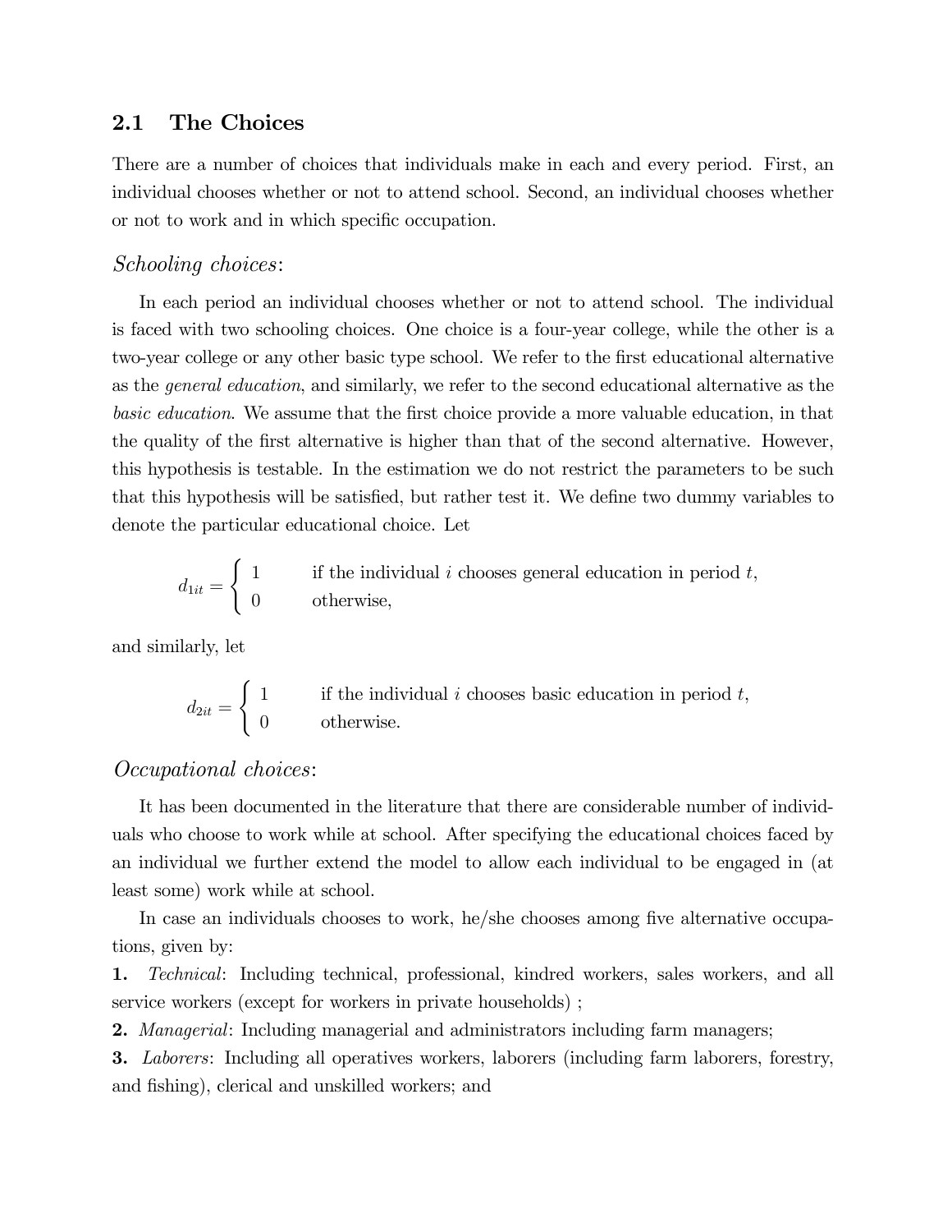## 2.1 The Choices

There are a number of choices that individuals make in each and every period. First, an individual chooses whether or not to attend school. Second, an individual chooses whether or not to work and in which specific occupation.

### *Schooling choices*:

In each period an individual chooses whether or not to attend school. The individual is faced with two schooling choices. One choice is a four-year college, while the other is a two-year college or any other basic type school. We refer to the first educational alternative as the *general education*, and similarly, we refer to the second educational alternative as the *basic education*. We assume that the first choice provide a more valuable education, in that the quality of the first alternative is higher than that of the second alternative. However, this hypothesis is testable. In the estimation we do not restrict the parameters to be such that this hypothesis will be satisfied, but rather test it. We define two dummy variables to denote the particular educational choice. Let

$$d_{1it} = \begin{cases} 1 & \text{if the individual } i \text{ chooses general education in period } t, \\ 0 & \text{otherwise,} \end{cases}$$

and similarly, let

$$d_{2it} = \begin{cases} 1 & \text{if the individual } i \text{ chooses basic education in period } t, \\ 0 & \text{otherwise.} \end{cases}$$

### *Occupational choices*:

It has been documented in the literature that there are considerable number of individuals who choose to work while at school. After specifying the educational choices faced by an individual we further extend the model to allow each individual to be engaged in (at least some) work while at school.

In case an individuals chooses to work, he/she chooses among five alternative occupations, given by:

**1.** *Technical*: Including technical, professional, kindred workers, sales workers, and all service workers (except for workers in private households) ;

**2.** *Managerial*: Including managerial and administrators including farm managers;

**3.** *Laborers*: Including all operatives workers, laborers (including farm laborers, forestry, and fishing), clerical and unskilled workers; and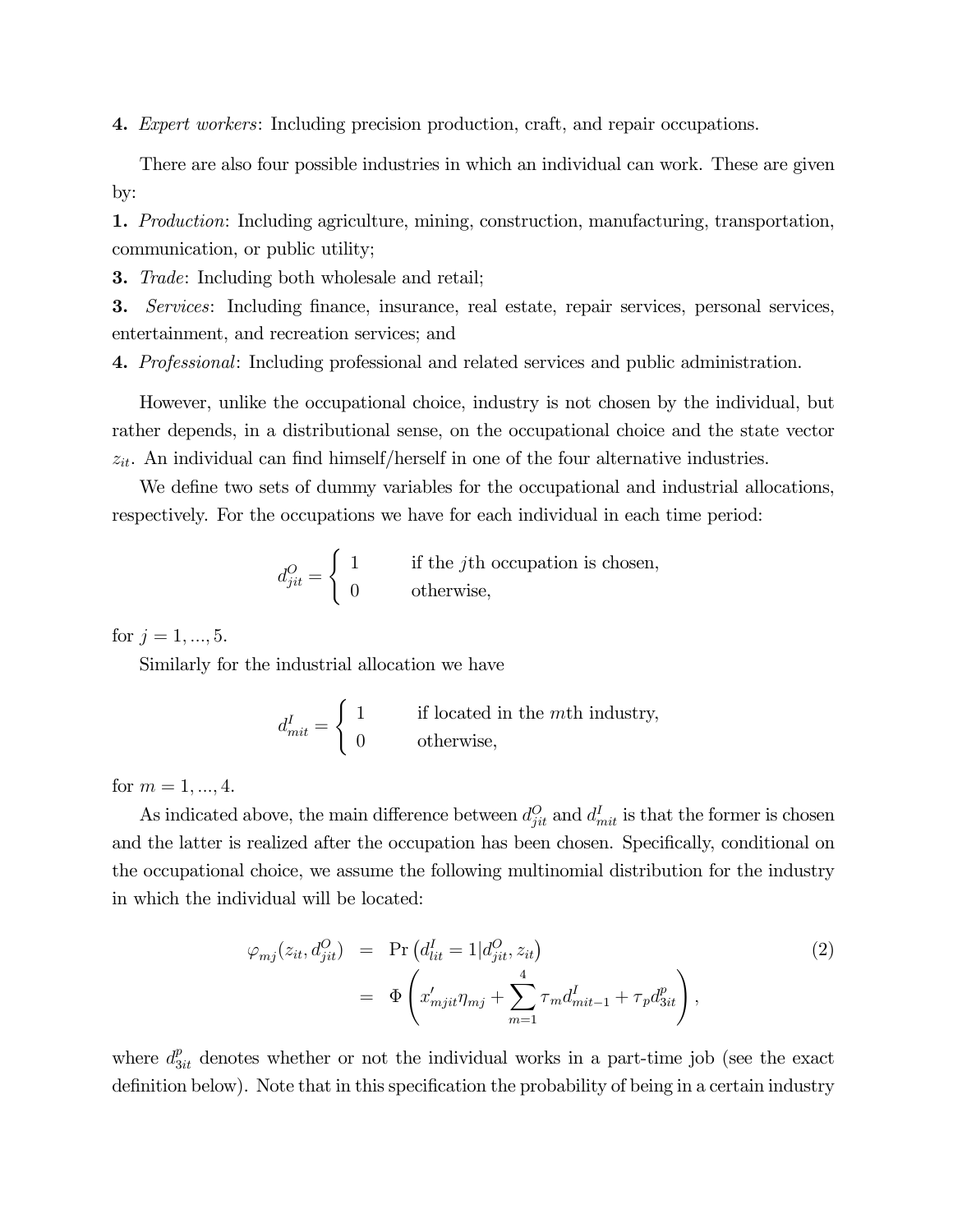**4.** *Expert workers*: Including precision production, craft, and repair occupations.

There are also four possible industries in which an individual can work. These are given by:

**1.** *Production*: Including agriculture, mining, construction, manufacturing, transportation, communication, or public utility;

**3.** *Trade*: Including both wholesale and retail;

**3.** *Services*: Including finance, insurance, real estate, repair services, personal services, entertainment, and recreation services; and

**4.** *Professional*: Including professional and related services and public administration.

However, unlike the occupational choice, industry is not chosen by the individual, but rather depends, in a distributional sense, on the occupational choice and the state vector $z_{it}$. An individual can find himself/herself in one of the four alternative industries.

We define two sets of dummy variables for the occupational and industrial allocations, respectively. For the occupations we have for each individual in each time period:

$$d^O_{jit} = \begin{cases} 1 & \text{if the } j\text{th occupation is chosen,} \\ 0 & \text{otherwise,} \end{cases}$$

for $j = 1, ..., 5$.

Similarly for the industrial allocation we have

$$d^I_{mit} = \begin{cases} 1 & \text{if located in the } m\text{th industry,} \\ 0 & \text{otherwise,} \end{cases}$$

for $m = 1, ..., 4$.

As indicated above, the main difference between $d^O_{jit}$ and $d^I_{mit}$ is that the former is chosen and the latter is realized after the occupation has been chosen. Specifically, conditional on the occupational choice, we assume the following multinomial distribution for the industry in which the individual will be located:

$$\begin{aligned} \varphi_{mj}(z_{it}, d^O_{jit}) &= \Pr\left(d^I_{lit} = 1 | d^O_{jit}, z_{it}\right) \\ &= \Phi\left(x'_{mjit}\eta_{mj} + \sum_{m=1}^{4} \tau_m d^I_{mit-1} + \tau_p d^p_{3it}\right), \end{aligned} \tag{2}$$

where $d^p_{3it}$ denotes whether or not the individual works in a part-time job (see the exact definition below). Note that in this specification the probability of being in a certain industry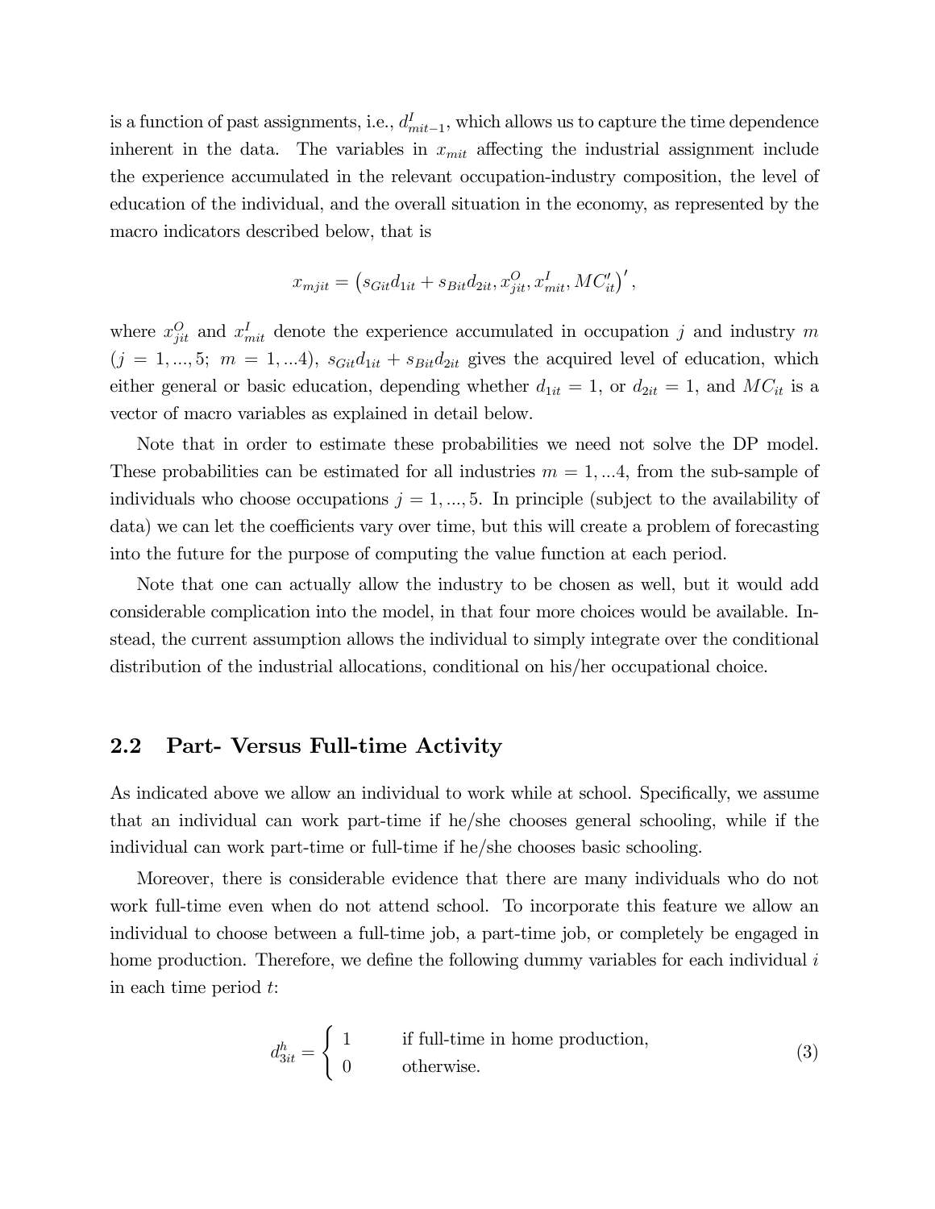is a function of past assignments, i.e., $d^I_{mit-1}$, which allows us to capture the time dependence inherent in the data. The variables in $x_{mit}$ affecting the industrial assignment include the experience accumulated in the relevant occupation-industry composition, the level of education of the individual, and the overall situation in the economy, as represented by the macro indicators described below, that is

$$x_{mjit} = \left(s_{Git}d_{1it} + s_{Bit}d_{2it}, x^O_{jit}, x^I_{mit}, MC'_{it}\right)',$$

where $x^O_{jit}$ and $x^I_{mit}$ denote the experience accumulated in occupation $j$ and industry $m$ ($j = 1, ..., 5;\ m = 1, ...4$), $s_{Git}d_{1it} + s_{Bit}d_{2it}$ gives the acquired level of education, which either general or basic education, depending whether $d_{1it} = 1$, or $d_{2it} = 1$, and $MC_{it}$ is a vector of macro variables as explained in detail below.

Note that in order to estimate these probabilities we need not solve the DP model. These probabilities can be estimated for all industries $m = 1, ...4$, from the sub-sample of individuals who choose occupations $j = 1, ..., 5$. In principle (subject to the availability of data) we can let the coefficients vary over time, but this will create a problem of forecasting into the future for the purpose of computing the value function at each period.

Note that one can actually allow the industry to be chosen as well, but it would add considerable complication into the model, in that four more choices would be available. Instead, the current assumption allows the individual to simply integrate over the conditional distribution of the industrial allocations, conditional on his/her occupational choice.

## 2.2 Part- Versus Full-time Activity

As indicated above we allow an individual to work while at school. Specifically, we assume that an individual can work part-time if he/she chooses general schooling, while if the individual can work part-time or full-time if he/she chooses basic schooling.

Moreover, there is considerable evidence that there are many individuals who do not work full-time even when do not attend school. To incorporate this feature we allow an individual to choose between a full-time job, a part-time job, or completely be engaged in home production. Therefore, we define the following dummy variables for each individual $i$ in each time period $t$:

$$d^h_{3it} = \begin{cases} 1 & \text{if full-time in home production,} \\ 0 & \text{otherwise.} \end{cases} \tag{3}$$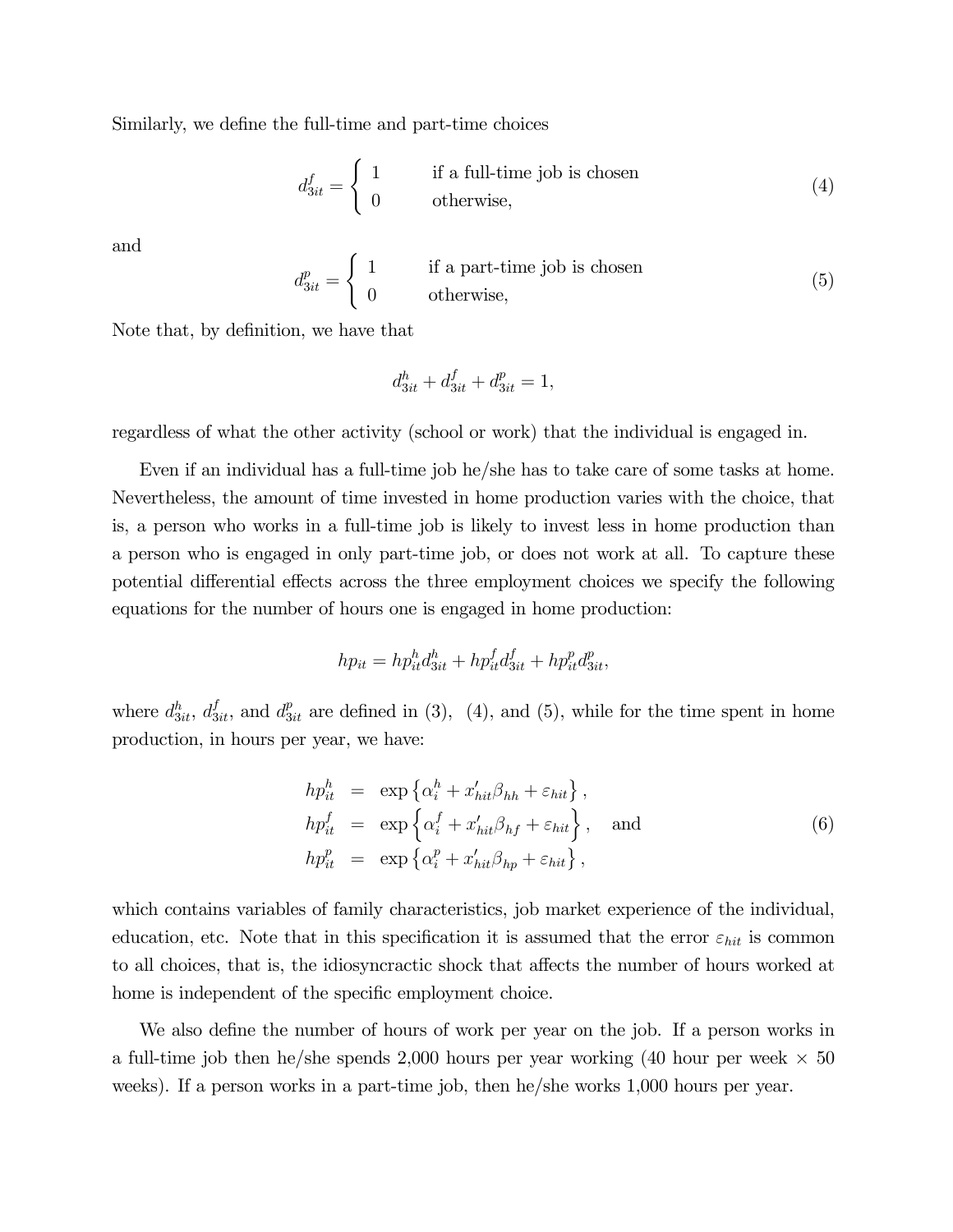Similarly, we define the full-time and part-time choices

$$d_{3it}^{f} = \begin{cases} 1 & \text{if a full-time job is chosen} \\ 0 & \text{otherwise,} \end{cases} \tag{4}$$

and

$$d_{3it}^{p} = \begin{cases} 1 & \text{if a part-time job is chosen} \\ 0 & \text{otherwise,} \end{cases} \tag{5}$$

Note that, by definition, we have that

$$d_{3it}^{h} + d_{3it}^{f} + d_{3it}^{p} = 1,$$

regardless of what the other activity (school or work) that the individual is engaged in.

Even if an individual has a full-time job he/she has to take care of some tasks at home. Nevertheless, the amount of time invested in home production varies with the choice, that is, a person who works in a full-time job is likely to invest less in home production than a person who is engaged in only part-time job, or does not work at all. To capture these potential differential effects across the three employment choices we specify the following equations for the number of hours one is engaged in home production:

$$hp_{it} = hp_{it}^{h} d_{3it}^{h} + hp_{it}^{f} d_{3it}^{f} + hp_{it}^{p} d_{3it}^{p},$$

where $d_{3it}^{h}$, $d_{3it}^{f}$, and $d_{3it}^{p}$ are defined in (3), (4), and (5), while for the time spent in home production, in hours per year, we have:

$$\begin{aligned} hp_{it}^{h} &= \exp\left\{\alpha_i^{h} + x_{hit}'\beta_{hh} + \varepsilon_{hit}\right\}, \\ hp_{it}^{f} &= \exp\left\{\alpha_i^{f} + x_{hit}'\beta_{hf} + \varepsilon_{hit}\right\}, \quad \text{and} \\ hp_{it}^{p} &= \exp\left\{\alpha_i^{p} + x_{hit}'\beta_{hp} + \varepsilon_{hit}\right\}, \end{aligned} \tag{6}$$

which contains variables of family characteristics, job market experience of the individual, education, etc. Note that in this specification it is assumed that the error $\varepsilon_{hit}$ is common to all choices, that is, the idiosyncractic shock that affects the number of hours worked at home is independent of the specific employment choice.

We also define the number of hours of work per year on the job. If a person works in a full-time job then he/she spends 2,000 hours per year working (40 hour per week × 50 weeks). If a person works in a part-time job, then he/she works 1,000 hours per year.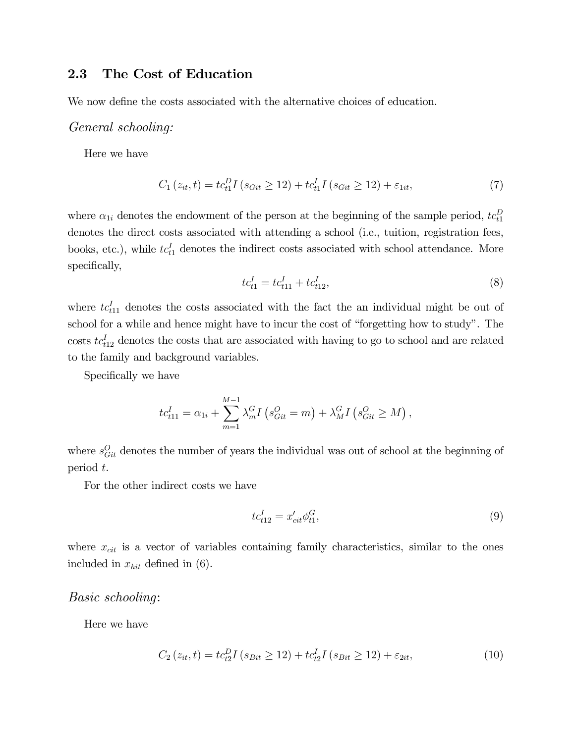### 2.3 The Cost of Education

We now define the costs associated with the alternative choices of education.

*General schooling:*

Here we have

$$C_1(z_{it}, t) = tc_{t1}^D I(s_{Git} \geq 12) + tc_{t1}^I I(s_{Git} \geq 12) + \varepsilon_{1it}, \tag{7}$$

where $\alpha_{1i}$ denotes the endowment of the person at the beginning of the sample period, $tc_{t1}^D$ denotes the direct costs associated with attending a school (i.e., tuition, registration fees, books, etc.), while $tc_{t1}^I$ denotes the indirect costs associated with school attendance. More specifically,

$$tc_{t1}^I = tc_{t11}^I + tc_{t12}^I, \tag{8}$$

where $tc_{t11}^I$ denotes the costs associated with the fact the an individual might be out of school for a while and hence might have to incur the cost of "forgetting how to study". The costs $tc_{t12}^I$ denotes the costs that are associated with having to go to school and are related to the family and background variables.

Specifically we have

$$tc_{t11}^I = \alpha_{1i} + \sum_{m=1}^{M-1} \lambda_m^G I\left(s_{Git}^O = m\right) + \lambda_M^G I\left(s_{Git}^O \geq M\right),$$

where $s_{Git}^O$ denotes the number of years the individual was out of school at the beginning of period $t$.

For the other indirect costs we have

$$tc_{t12}^I = x'_{cit}\phi_{t1}^G, \tag{9}$$

where $x_{cit}$ is a vector of variables containing family characteristics, similar to the ones included in $x_{hit}$ defined in (6).

*Basic schooling*:

Here we have

$$C_2(z_{it}, t) = tc_{t2}^D I(s_{Bit} \geq 12) + tc_{t2}^I I(s_{Bit} \geq 12) + \varepsilon_{2it}, \tag{10}$$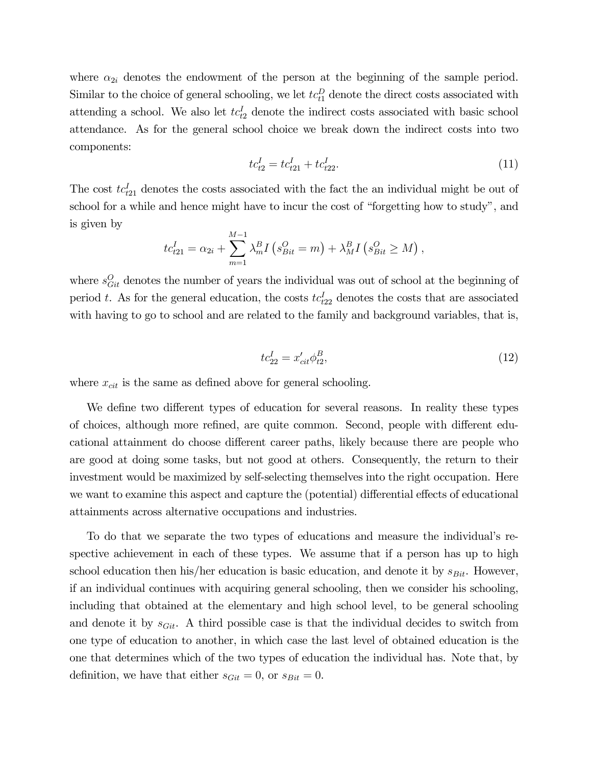where $\alpha_{2i}$ denotes the endowment of the person at the beginning of the sample period. Similar to the choice of general schooling, we let $tc_{t1}^{D}$ denote the direct costs associated with attending a school. We also let $tc_{t2}^{I}$ denote the indirect costs associated with basic school attendance. As for the general school choice we break down the indirect costs into two components:

$$tc_{t2}^{I} = tc_{t21}^{I} + tc_{t22}^{I}. \tag{11}$$

The cost $tc_{t21}^{I}$ denotes the costs associated with the fact the an individual might be out of school for a while and hence might have to incur the cost of "forgetting how to study", and is given by

$$tc_{t21}^{I} = \alpha_{2i} + \sum_{m=1}^{M-1} \lambda_{m}^{B} I\left(s_{Bit}^{O} = m\right) + \lambda_{M}^{B} I\left(s_{Bit}^{O} \geq M\right),$$

where $s_{Git}^{O}$ denotes the number of years the individual was out of school at the beginning of period $t$. As for the general education, the costs $tc_{t22}^{I}$ denotes the costs that are associated with having to go to school and are related to the family and background variables, that is,

$$tc_{22}^{I} = x_{cit}' \phi_{t2}^{B}, \tag{12}$$

where $x_{cit}$ is the same as defined above for general schooling.

We define two different types of education for several reasons. In reality these types of choices, although more refined, are quite common. Second, people with different educational attainment do choose different career paths, likely because there are people who are good at doing some tasks, but not good at others. Consequently, the return to their investment would be maximized by self-selecting themselves into the right occupation. Here we want to examine this aspect and capture the (potential) differential effects of educational attainments across alternative occupations and industries.

To do that we separate the two types of educations and measure the individual's respective achievement in each of these types. We assume that if a person has up to high school education then his/her education is basic education, and denote it by $s_{Bit}$. However, if an individual continues with acquiring general schooling, then we consider his schooling, including that obtained at the elementary and high school level, to be general schooling and denote it by $s_{Git}$. A third possible case is that the individual decides to switch from one type of education to another, in which case the last level of obtained education is the one that determines which of the two types of education the individual has. Note that, by definition, we have that either $s_{Git} = 0$, or $s_{Bit} = 0$.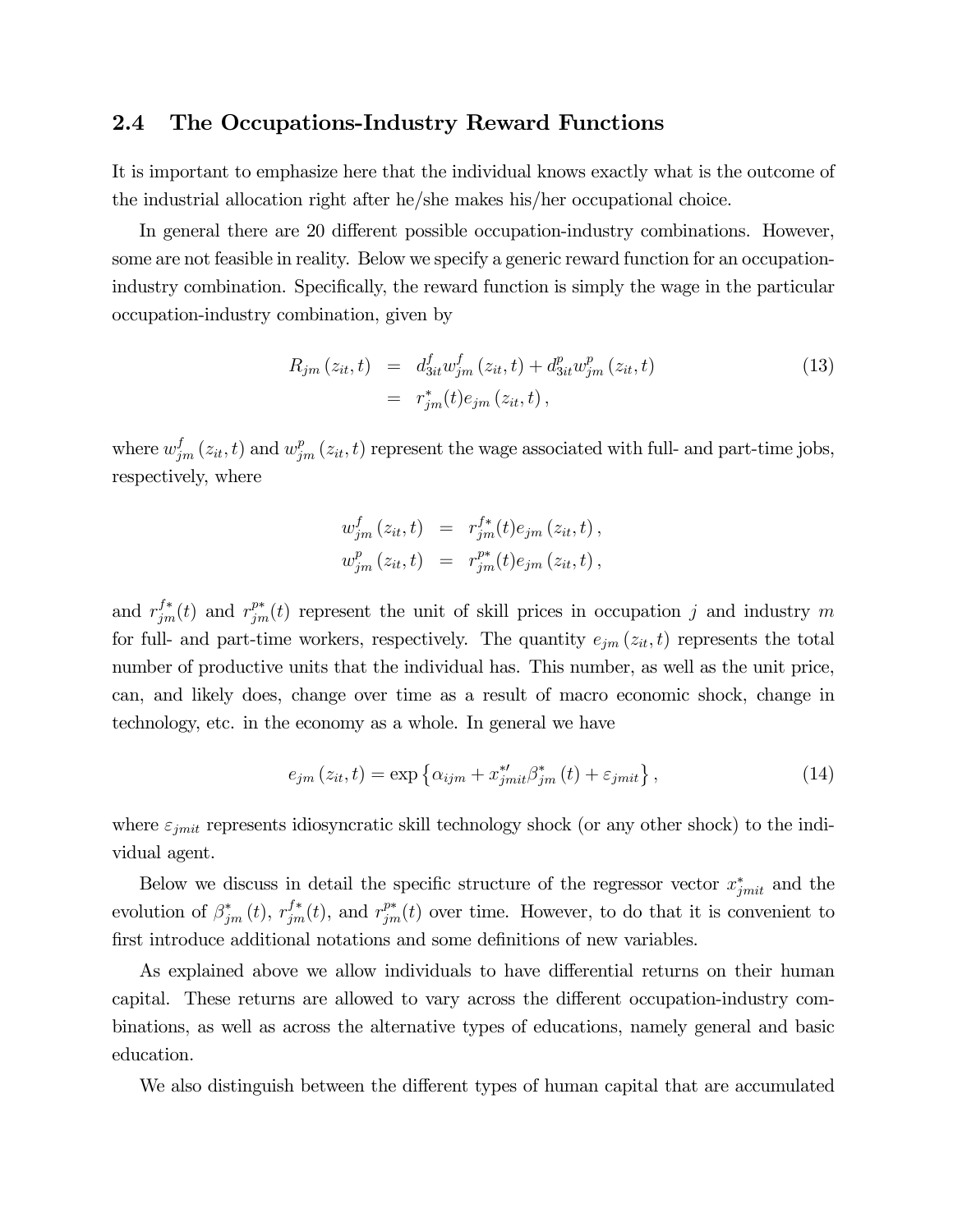## 2.4 The Occupations-Industry Reward Functions

It is important to emphasize here that the individual knows exactly what is the outcome of the industrial allocation right after he/she makes his/her occupational choice.

In general there are 20 different possible occupation-industry combinations. However, some are not feasible in reality. Below we specify a generic reward function for an occupation-industry combination. Specifically, the reward function is simply the wage in the particular occupation-industry combination, given by

$$
\begin{aligned}
R_{jm}(z_{it}, t) &= d_{3it}^{f} w_{jm}^{f}(z_{it}, t) + d_{3it}^{p} w_{jm}^{p}(z_{it}, t) \\
&= r_{jm}^{*}(t) e_{jm}(z_{it}, t),
\end{aligned}
\tag{13}
$$

where $w_{jm}^{f}(z_{it}, t)$ and $w_{jm}^{p}(z_{it}, t)$ represent the wage associated with full- and part-time jobs, respectively, where

$$
\begin{aligned}
w_{jm}^{f}(z_{it}, t) &= r_{jm}^{f*}(t) e_{jm}(z_{it}, t), \\
w_{jm}^{p}(z_{it}, t) &= r_{jm}^{p*}(t) e_{jm}(z_{it}, t),
\end{aligned}
$$

and $r_{jm}^{f*}(t)$ and $r_{jm}^{p*}(t)$ represent the unit of skill prices in occupation $j$ and industry $m$ for full- and part-time workers, respectively. The quantity $e_{jm}(z_{it}, t)$ represents the total number of productive units that the individual has. This number, as well as the unit price, can, and likely does, change over time as a result of macro economic shock, change in technology, etc. in the economy as a whole. In general we have

$$
e_{jm}(z_{it}, t) = \exp\left\{\alpha_{ijm} + x_{jmit}^{*\prime} \beta_{jm}^{*}(t) + \varepsilon_{jmit}\right\},
\tag{14}
$$

where $\varepsilon_{jmit}$ represents idiosyncratic skill technology shock (or any other shock) to the individual agent.

Below we discuss in detail the specific structure of the regressor vector $x_{jmit}^{*}$ and the evolution of $\beta_{jm}^{*}(t)$, $r_{jm}^{f*}(t)$, and $r_{jm}^{p*}(t)$ over time. However, to do that it is convenient to first introduce additional notations and some definitions of new variables.

As explained above we allow individuals to have differential returns on their human capital. These returns are allowed to vary across the different occupation-industry combinations, as well as across the alternative types of educations, namely general and basic education.

We also distinguish between the different types of human capital that are accumulated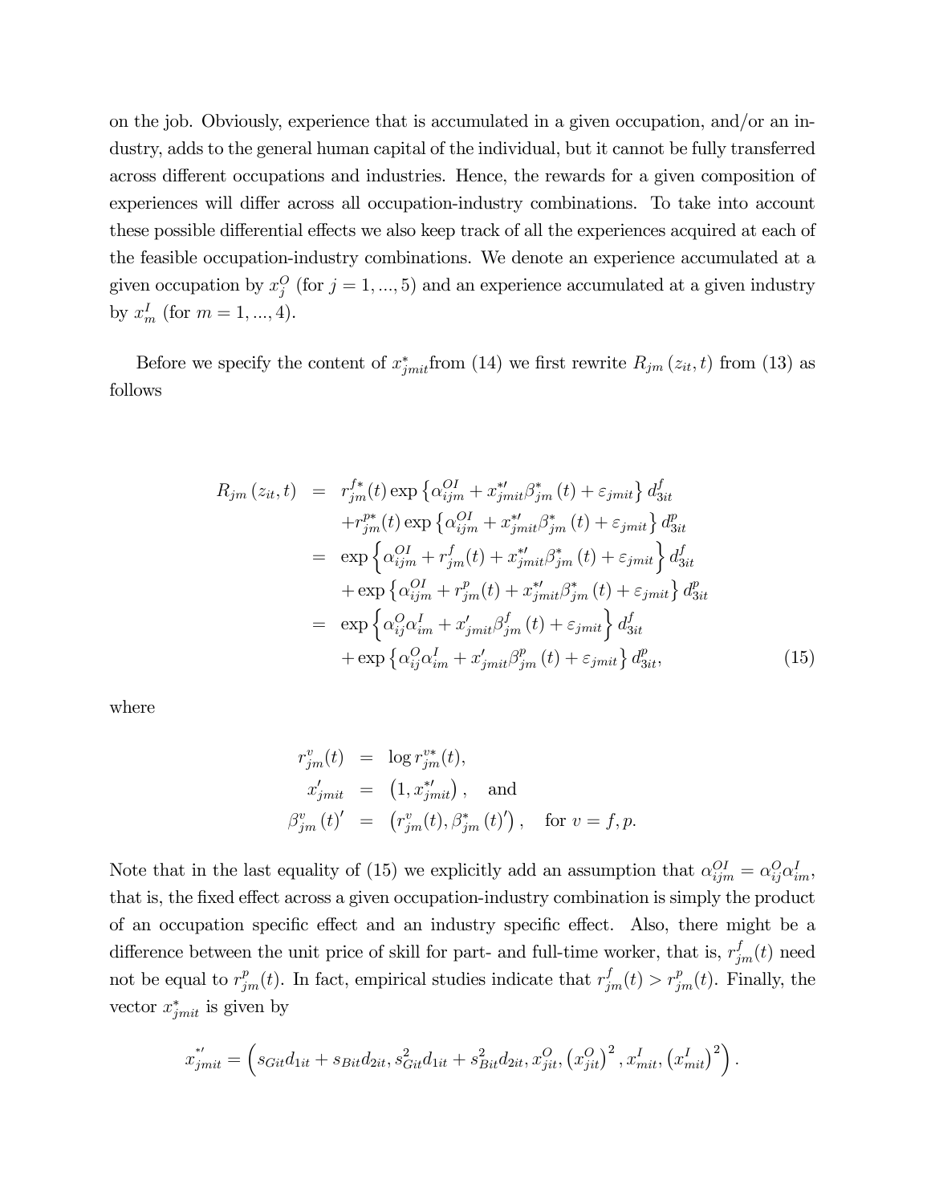on the job. Obviously, experience that is accumulated in a given occupation, and/or an industry, adds to the general human capital of the individual, but it cannot be fully transferred across different occupations and industries. Hence, the rewards for a given composition of experiences will differ across all occupation-industry combinations. To take into account these possible differential effects we also keep track of all the experiences acquired at each of the feasible occupation-industry combinations. We denote an experience accumulated at a given occupation by $x_j^O$ (for $j = 1, ..., 5$) and an experience accumulated at a given industry by $x_m^I$ (for $m = 1, ..., 4$).

Before we specify the content of $x_{jmit}^*$from (14) we first rewrite $R_{jm}(z_{it}, t)$ from (13) as follows

$$
\begin{aligned}
R_{jm}(z_{it}, t) &= r_{jm}^{f*}(t) \exp\left\{\alpha_{ijm}^{OI} + x_{jmit}^{*\prime}\beta_{jm}^*(t) + \varepsilon_{jmit}\right\} d_{3it}^f \\
&\quad + r_{jm}^{p*}(t) \exp\left\{\alpha_{ijm}^{OI} + x_{jmit}^{*\prime}\beta_{jm}^*(t) + \varepsilon_{jmit}\right\} d_{3it}^p \\
&= \exp\left\{\alpha_{ijm}^{OI} + r_{jm}^f(t) + x_{jmit}^{*\prime}\beta_{jm}^*(t) + \varepsilon_{jmit}\right\} d_{3it}^f \\
&\quad + \exp\left\{\alpha_{ijm}^{OI} + r_{jm}^p(t) + x_{jmit}^{*\prime}\beta_{jm}^*(t) + \varepsilon_{jmit}\right\} d_{3it}^p \\
&= \exp\left\{\alpha_{ij}^O\alpha_{im}^I + x_{jmit}^\prime\beta_{jm}^f(t) + \varepsilon_{jmit}\right\} d_{3it}^f \\
&\quad + \exp\left\{\alpha_{ij}^O\alpha_{im}^I + x_{jmit}^\prime\beta_{jm}^p(t) + \varepsilon_{jmit}\right\} d_{3it}^p, \qquad (15)
\end{aligned}
$$

where

$$
\begin{aligned}
r_{jm}^v(t) &= \log r_{jm}^{v*}(t), \\
x_{jmit}^\prime &= \left(1, x_{jmit}^{*\prime}\right), \quad \text{and} \\
\beta_{jm}^v(t)^\prime &= \left(r_{jm}^v(t), \beta_{jm}^*(t)^\prime\right), \quad \text{for } v = f, p.
\end{aligned}
$$

Note that in the last equality of (15) we explicitly add an assumption that $\alpha_{ijm}^{OI} = \alpha_{ij}^O\alpha_{im}^I$, that is, the fixed effect across a given occupation-industry combination is simply the product of an occupation specific effect and an industry specific effect. Also, there might be a difference between the unit price of skill for part- and full-time worker, that is, $r_{jm}^f(t)$ need not be equal to $r_{jm}^p(t)$. In fact, empirical studies indicate that $r_{jm}^f(t) > r_{jm}^p(t)$. Finally, the vector $x_{jmit}^*$ is given by

$$
x_{jmit}^{*\prime} = \left(s_{Git}d_{1it} + s_{Bit}d_{2it}, s_{Git}^2 d_{1it} + s_{Bit}^2 d_{2it}, x_{jit}^O, \left(x_{jit}^O\right)^2, x_{mit}^I, \left(x_{mit}^I\right)^2\right).
$$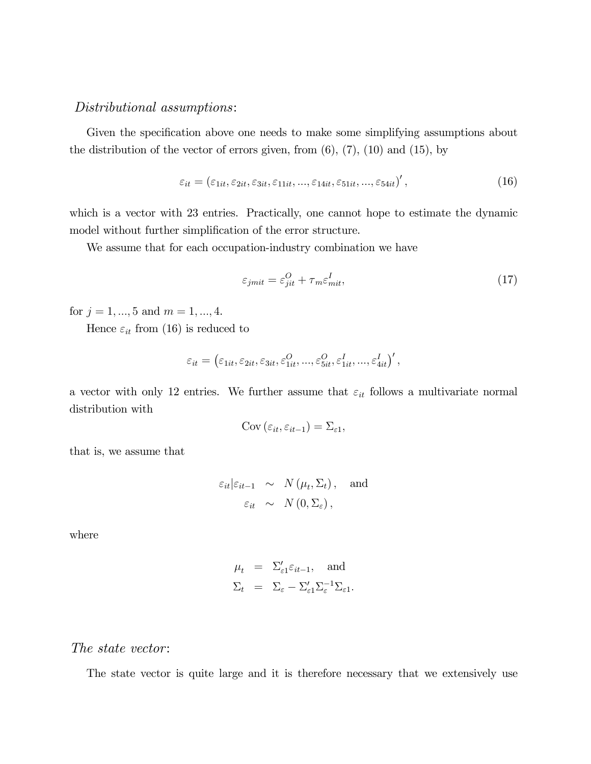*Distributional assumptions*:

Given the specification above one needs to make some simplifying assumptions about the distribution of the vector of errors given, from (6), (7), (10) and (15), by

$$\varepsilon_{it} = \left(\varepsilon_{1it}, \varepsilon_{2it}, \varepsilon_{3it}, \varepsilon_{11it}, ..., \varepsilon_{14it}, \varepsilon_{51it}, ..., \varepsilon_{54it}\right)', \tag{16}$$

which is a vector with 23 entries. Practically, one cannot hope to estimate the dynamic model without further simplification of the error structure.

We assume that for each occupation-industry combination we have

$$\varepsilon_{jmit} = \varepsilon^{O}_{jit} + \tau_m \varepsilon^{I}_{mit}, \tag{17}$$

for $j = 1, ..., 5$ and $m = 1, ..., 4$.

Hence $\varepsilon_{it}$ from (16) is reduced to

$$\varepsilon_{it} = \left(\varepsilon_{1it}, \varepsilon_{2it}, \varepsilon_{3it}, \varepsilon^{O}_{1it}, ..., \varepsilon^{O}_{5it}, \varepsilon^{I}_{1it}, ..., \varepsilon^{I}_{4it}\right)',$$

a vector with only 12 entries. We further assume that $\varepsilon_{it}$ follows a multivariate normal distribution with

$$\operatorname{Cov}\left(\varepsilon_{it}, \varepsilon_{it-1}\right) = \Sigma_{\varepsilon 1},$$

that is, we assume that

$$\begin{aligned} \varepsilon_{it}|\varepsilon_{it-1} &\sim N\left(\mu_t, \Sigma_t\right), \quad \text{and} \\ \varepsilon_{it} &\sim N\left(0, \Sigma_{\varepsilon}\right), \end{aligned}$$

where

$$\begin{aligned} \mu_t &= \Sigma'_{\varepsilon 1}\varepsilon_{it-1}, \quad \text{and} \\ \Sigma_t &= \Sigma_{\varepsilon} - \Sigma'_{\varepsilon 1}\Sigma_{\varepsilon}^{-1}\Sigma_{\varepsilon 1}. \end{aligned}$$

*The state vector*:

The state vector is quite large and it is therefore necessary that we extensively use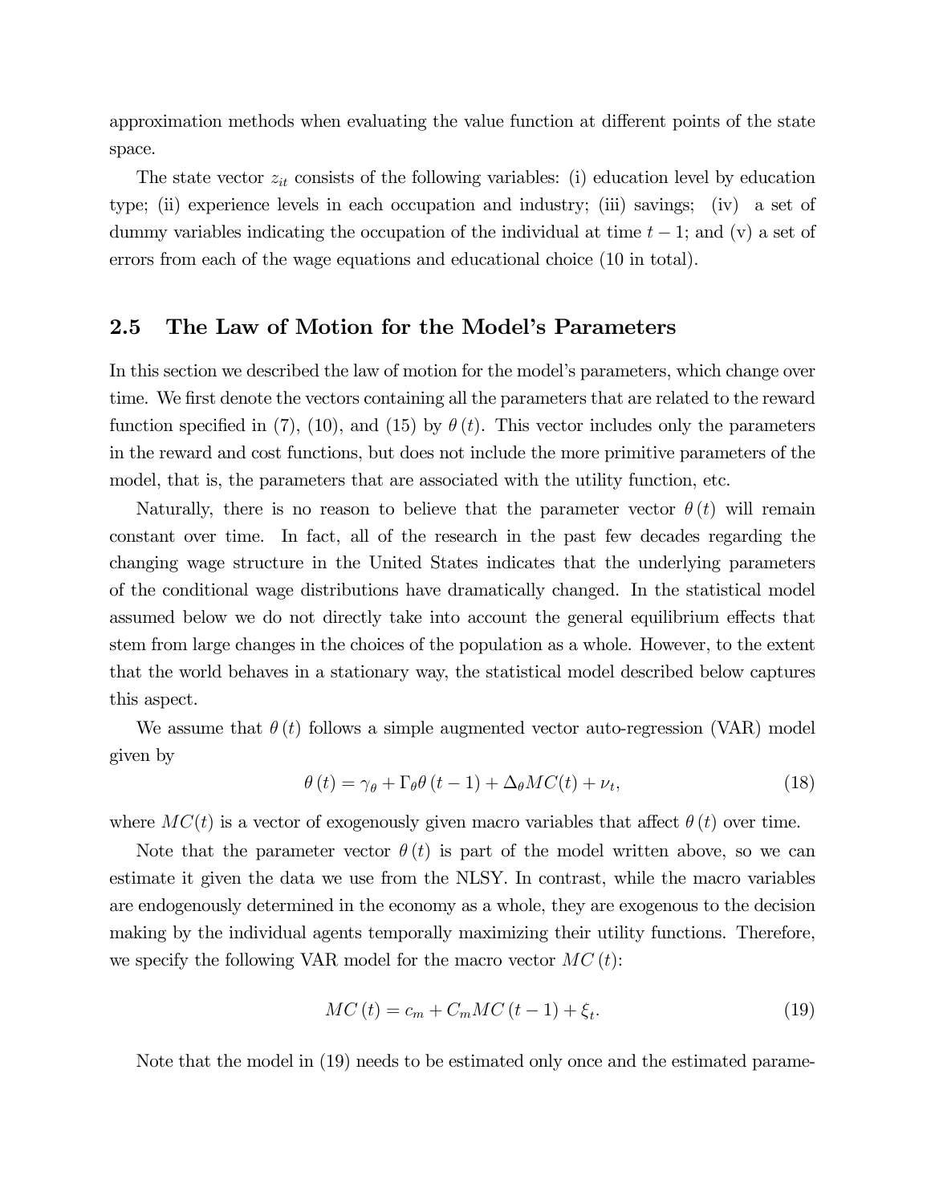approximation methods when evaluating the value function at different points of the state space.

The state vector $z_{it}$ consists of the following variables: (i) education level by education type; (ii) experience levels in each occupation and industry; (iii) savings; (iv) a set of dummy variables indicating the occupation of the individual at time $t-1$; and (v) a set of errors from each of the wage equations and educational choice (10 in total).

## 2.5 The Law of Motion for the Model's Parameters

In this section we described the law of motion for the model's parameters, which change over time. We first denote the vectors containing all the parameters that are related to the reward function specified in (7), (10), and (15) by $\theta(t)$. This vector includes only the parameters in the reward and cost functions, but does not include the more primitive parameters of the model, that is, the parameters that are associated with the utility function, etc.

Naturally, there is no reason to believe that the parameter vector $\theta(t)$ will remain constant over time. In fact, all of the research in the past few decades regarding the changing wage structure in the United States indicates that the underlying parameters of the conditional wage distributions have dramatically changed. In the statistical model assumed below we do not directly take into account the general equilibrium effects that stem from large changes in the choices of the population as a whole. However, to the extent that the world behaves in a stationary way, the statistical model described below captures this aspect.

We assume that $\theta(t)$ follows a simple augmented vector auto-regression (VAR) model given by

$$\theta(t) = \gamma_\theta + \Gamma_\theta \theta(t-1) + \Delta_\theta MC(t) + \nu_t, \tag{18}$$

where $MC(t)$ is a vector of exogenously given macro variables that affect $\theta(t)$ over time.

Note that the parameter vector $\theta(t)$ is part of the model written above, so we can estimate it given the data we use from the NLSY. In contrast, while the macro variables are endogenously determined in the economy as a whole, they are exogenous to the decision making by the individual agents temporally maximizing their utility functions. Therefore, we specify the following VAR model for the macro vector $MC(t)$:

$$MC(t) = c_m + C_m MC(t-1) + \xi_t. \tag{19}$$

Note that the model in (19) needs to be estimated only once and the estimated parame-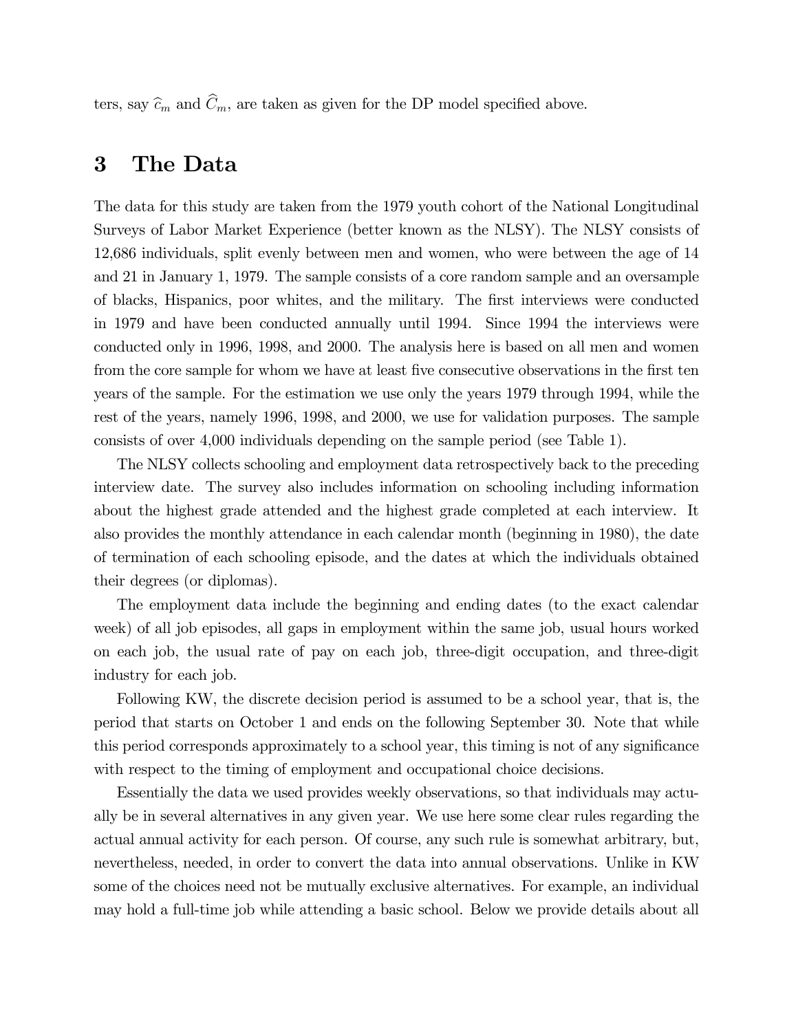ters, say $\widehat{c}_m$ and $\widehat{C}_m$, are taken as given for the DP model specified above.

# 3 The Data

The data for this study are taken from the 1979 youth cohort of the National Longitudinal Surveys of Labor Market Experience (better known as the NLSY). The NLSY consists of 12,686 individuals, split evenly between men and women, who were between the age of 14 and 21 in January 1, 1979. The sample consists of a core random sample and an oversample of blacks, Hispanics, poor whites, and the military. The first interviews were conducted in 1979 and have been conducted annually until 1994. Since 1994 the interviews were conducted only in 1996, 1998, and 2000. The analysis here is based on all men and women from the core sample for whom we have at least five consecutive observations in the first ten years of the sample. For the estimation we use only the years 1979 through 1994, while the rest of the years, namely 1996, 1998, and 2000, we use for validation purposes. The sample consists of over 4,000 individuals depending on the sample period (see Table 1).

The NLSY collects schooling and employment data retrospectively back to the preceding interview date. The survey also includes information on schooling including information about the highest grade attended and the highest grade completed at each interview. It also provides the monthly attendance in each calendar month (beginning in 1980), the date of termination of each schooling episode, and the dates at which the individuals obtained their degrees (or diplomas).

The employment data include the beginning and ending dates (to the exact calendar week) of all job episodes, all gaps in employment within the same job, usual hours worked on each job, the usual rate of pay on each job, three-digit occupation, and three-digit industry for each job.

Following KW, the discrete decision period is assumed to be a school year, that is, the period that starts on October 1 and ends on the following September 30. Note that while this period corresponds approximately to a school year, this timing is not of any significance with respect to the timing of employment and occupational choice decisions.

Essentially the data we used provides weekly observations, so that individuals may actually be in several alternatives in any given year. We use here some clear rules regarding the actual annual activity for each person. Of course, any such rule is somewhat arbitrary, but, nevertheless, needed, in order to convert the data into annual observations. Unlike in KW some of the choices need not be mutually exclusive alternatives. For example, an individual may hold a full-time job while attending a basic school. Below we provide details about all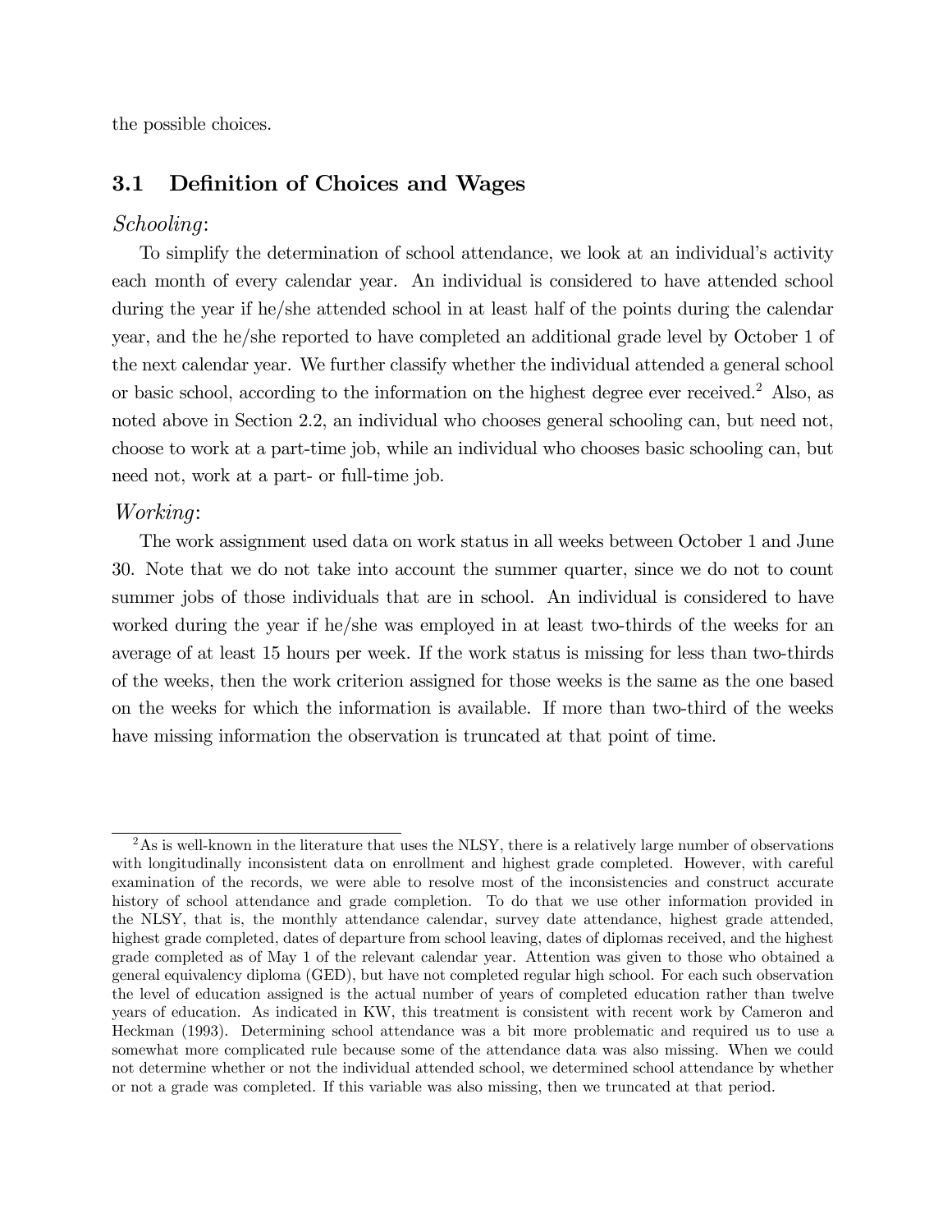the possible choices.

## 3.1 Definition of Choices and Wages

*Schooling*:

To simplify the determination of school attendance, we look at an individual's activity each month of every calendar year. An individual is considered to have attended school during the year if he/she attended school in at least half of the points during the calendar year, and the he/she reported to have completed an additional grade level by October 1 of the next calendar year. We further classify whether the individual attended a general school or basic school, according to the information on the highest degree ever received.[2] Also, as noted above in Section 2.2, an individual who chooses general schooling can, but need not, choose to work at a part-time job, while an individual who chooses basic schooling can, but need not, work at a part- or full-time job.

*Working*:

The work assignment used data on work status in all weeks between October 1 and June 30. Note that we do not take into account the summer quarter, since we do not to count summer jobs of those individuals that are in school. An individual is considered to have worked during the year if he/she was employed in at least two-thirds of the weeks for an average of at least 15 hours per week. If the work status is missing for less than two-thirds of the weeks, then the work criterion assigned for those weeks is the same as the one based on the weeks for which the information is available. If more than two-third of the weeks have missing information the observation is truncated at that point of time.

---

[2] As is well-known in the literature that uses the NLSY, there is a relatively large number of observations with longitudinally inconsistent data on enrollment and highest grade completed. However, with careful examination of the records, we were able to resolve most of the inconsistencies and construct accurate history of school attendance and grade completion. To do that we use other information provided in the NLSY, that is, the monthly attendance calendar, survey date attendance, highest grade attended, highest grade completed, dates of departure from school leaving, dates of diplomas received, and the highest grade completed as of May 1 of the relevant calendar year. Attention was given to those who obtained a general equivalency diploma (GED), but have not completed regular high school. For each such observation the level of education assigned is the actual number of years of completed education rather than twelve years of education. As indicated in KW, this treatment is consistent with recent work by Cameron and Heckman (1993). Determining school attendance was a bit more problematic and required us to use a somewhat more complicated rule because some of the attendance data was also missing. When we could not determine whether or not the individual attended school, we determined school attendance by whether or not a grade was completed. If this variable was also missing, then we truncated at that period.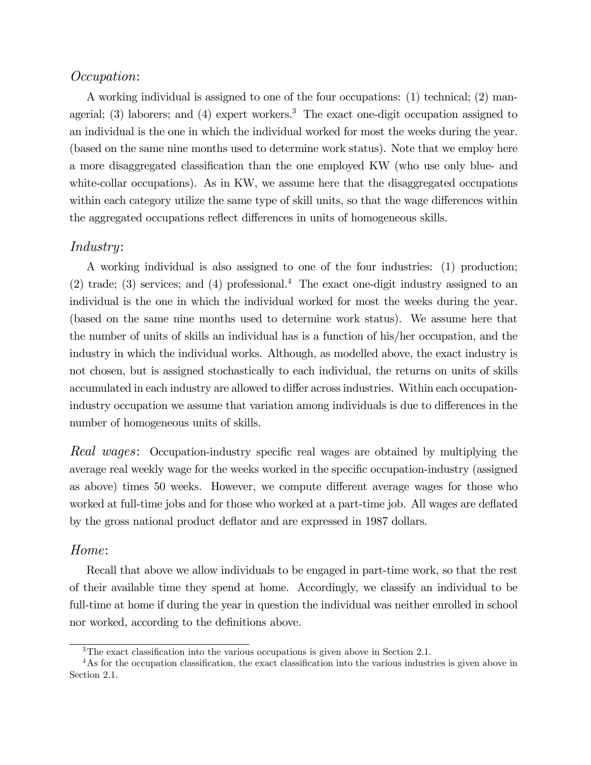*Occupation*:

A working individual is assigned to one of the four occupations: (1) technical; (2) managerial; (3) laborers; and (4) expert workers.[3] The exact one-digit occupation assigned to an individual is the one in which the individual worked for most the weeks during the year. (based on the same nine months used to determine work status). Note that we employ here a more disaggregated classification than the one employed KW (who use only blue- and white-collar occupations). As in KW, we assume here that the disaggregated occupations within each category utilize the same type of skill units, so that the wage differences within the aggregated occupations reflect differences in units of homogeneous skills.

*Industry*:

A working individual is also assigned to one of the four industries: (1) production; (2) trade; (3) services; and (4) professional.[4] The exact one-digit industry assigned to an individual is the one in which the individual worked for most the weeks during the year. (based on the same nine months used to determine work status). We assume here that the number of units of skills an individual has is a function of his/her occupation, and the industry in which the individual works. Although, as modelled above, the exact industry is not chosen, but is assigned stochastically to each individual, the returns on units of skills accumulated in each industry are allowed to differ across industries. Within each occupation-industry occupation we assume that variation among individuals is due to differences in the number of homogeneous units of skills.

*Real wages*: Occupation-industry specific real wages are obtained by multiplying the average real weekly wage for the weeks worked in the specific occupation-industry (assigned as above) times 50 weeks. However, we compute different average wages for those who worked at full-time jobs and for those who worked at a part-time job. All wages are deflated by the gross national product deflator and are expressed in 1987 dollars.

*Home*:

Recall that above we allow individuals to be engaged in part-time work, so that the rest of their available time they spend at home. Accordingly, we classify an individual to be full-time at home if during the year in question the individual was neither enrolled in school nor worked, according to the definitions above.

---

[3] The exact classification into the various occupations is given above in Section 2.1.

[4] As for the occupation classification, the exact classification into the various industries is given above in Section 2.1.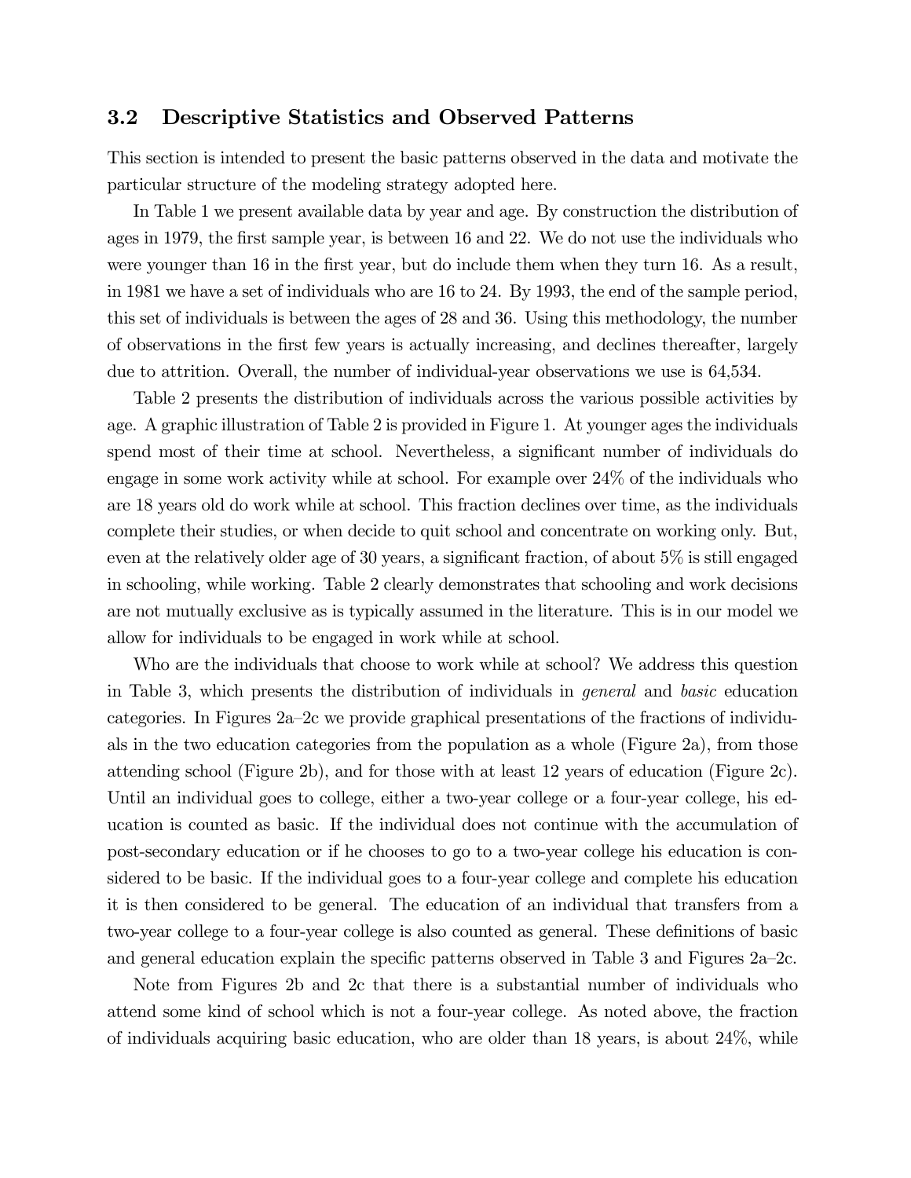### 3.2 Descriptive Statistics and Observed Patterns

This section is intended to present the basic patterns observed in the data and motivate the particular structure of the modeling strategy adopted here.

In Table 1 we present available data by year and age. By construction the distribution of ages in 1979, the first sample year, is between 16 and 22. We do not use the individuals who were younger than 16 in the first year, but do include them when they turn 16. As a result, in 1981 we have a set of individuals who are 16 to 24. By 1993, the end of the sample period, this set of individuals is between the ages of 28 and 36. Using this methodology, the number of observations in the first few years is actually increasing, and declines thereafter, largely due to attrition. Overall, the number of individual-year observations we use is 64,534.

Table 2 presents the distribution of individuals across the various possible activities by age. A graphic illustration of Table 2 is provided in Figure 1. At younger ages the individuals spend most of their time at school. Nevertheless, a significant number of individuals do engage in some work activity while at school. For example over 24% of the individuals who are 18 years old do work while at school. This fraction declines over time, as the individuals complete their studies, or when decide to quit school and concentrate on working only. But, even at the relatively older age of 30 years, a significant fraction, of about 5% is still engaged in schooling, while working. Table 2 clearly demonstrates that schooling and work decisions are not mutually exclusive as is typically assumed in the literature. This is in our model we allow for individuals to be engaged in work while at school.

Who are the individuals that choose to work while at school? We address this question in Table 3, which presents the distribution of individuals in *general* and *basic* education categories. In Figures 2a–2c we provide graphical presentations of the fractions of individuals in the two education categories from the population as a whole (Figure 2a), from those attending school (Figure 2b), and for those with at least 12 years of education (Figure 2c). Until an individual goes to college, either a two-year college or a four-year college, his education is counted as basic. If the individual does not continue with the accumulation of post-secondary education or if he chooses to go to a two-year college his education is considered to be basic. If the individual goes to a four-year college and complete his education it is then considered to be general. The education of an individual that transfers from a two-year college to a four-year college is also counted as general. These definitions of basic and general education explain the specific patterns observed in Table 3 and Figures 2a–2c.

Note from Figures 2b and 2c that there is a substantial number of individuals who attend some kind of school which is not a four-year college. As noted above, the fraction of individuals acquiring basic education, who are older than 18 years, is about 24%, while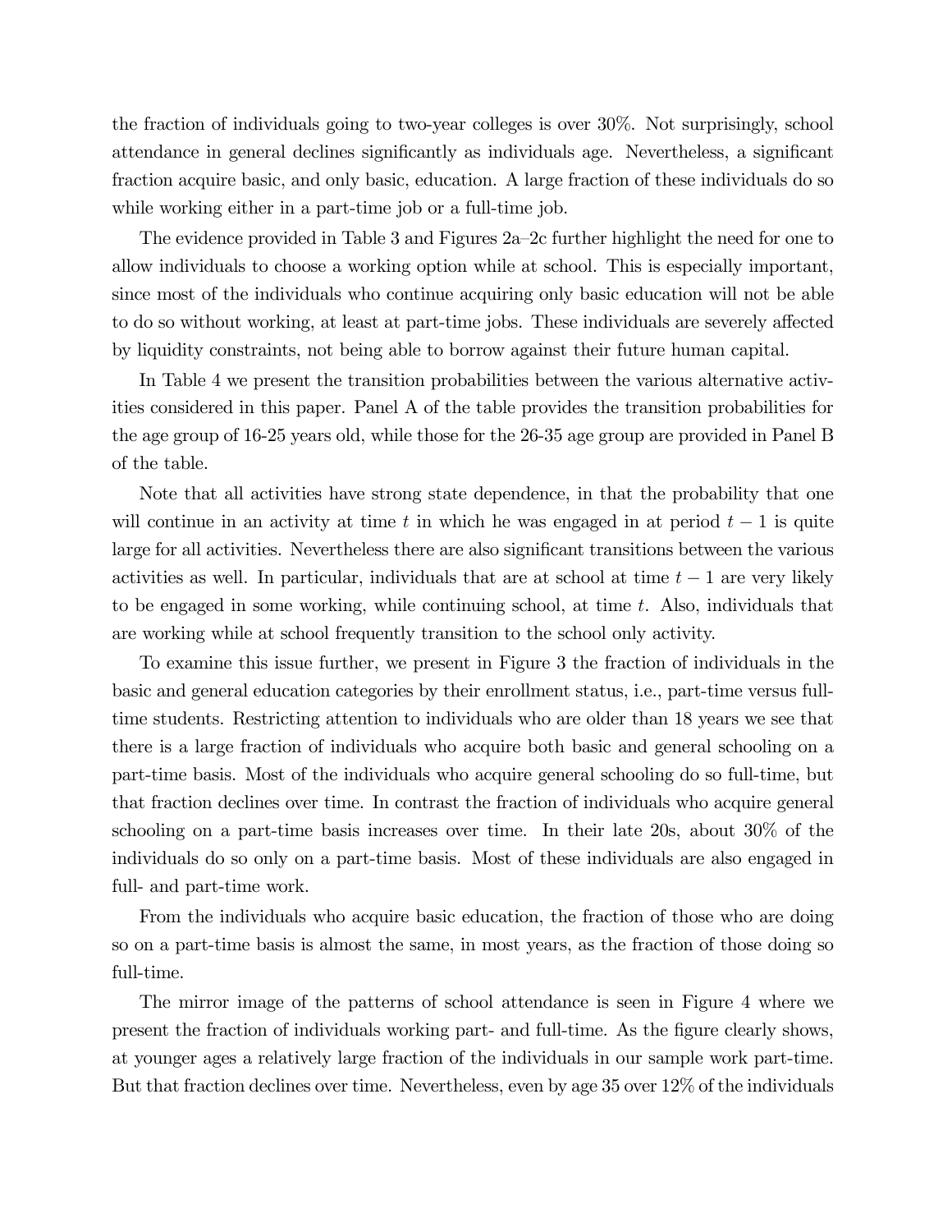the fraction of individuals going to two-year colleges is over 30%. Not surprisingly, school attendance in general declines significantly as individuals age. Nevertheless, a significant fraction acquire basic, and only basic, education. A large fraction of these individuals do so while working either in a part-time job or a full-time job.

The evidence provided in Table 3 and Figures 2a–2c further highlight the need for one to allow individuals to choose a working option while at school. This is especially important, since most of the individuals who continue acquiring only basic education will not be able to do so without working, at least at part-time jobs. These individuals are severely affected by liquidity constraints, not being able to borrow against their future human capital.

In Table 4 we present the transition probabilities between the various alternative activities considered in this paper. Panel A of the table provides the transition probabilities for the age group of 16-25 years old, while those for the 26-35 age group are provided in Panel B of the table.

Note that all activities have strong state dependence, in that the probability that one will continue in an activity at time $t$ in which he was engaged in at period $t-1$ is quite large for all activities. Nevertheless there are also significant transitions between the various activities as well. In particular, individuals that are at school at time $t-1$ are very likely to be engaged in some working, while continuing school, at time $t$. Also, individuals that are working while at school frequently transition to the school only activity.

To examine this issue further, we present in Figure 3 the fraction of individuals in the basic and general education categories by their enrollment status, i.e., part-time versus full-time students. Restricting attention to individuals who are older than 18 years we see that there is a large fraction of individuals who acquire both basic and general schooling on a part-time basis. Most of the individuals who acquire general schooling do so full-time, but that fraction declines over time. In contrast the fraction of individuals who acquire general schooling on a part-time basis increases over time. In their late 20s, about 30% of the individuals do so only on a part-time basis. Most of these individuals are also engaged in full- and part-time work.

From the individuals who acquire basic education, the fraction of those who are doing so on a part-time basis is almost the same, in most years, as the fraction of those doing so full-time.

The mirror image of the patterns of school attendance is seen in Figure 4 where we present the fraction of individuals working part- and full-time. As the figure clearly shows, at younger ages a relatively large fraction of the individuals in our sample work part-time. But that fraction declines over time. Nevertheless, even by age 35 over 12% of the individuals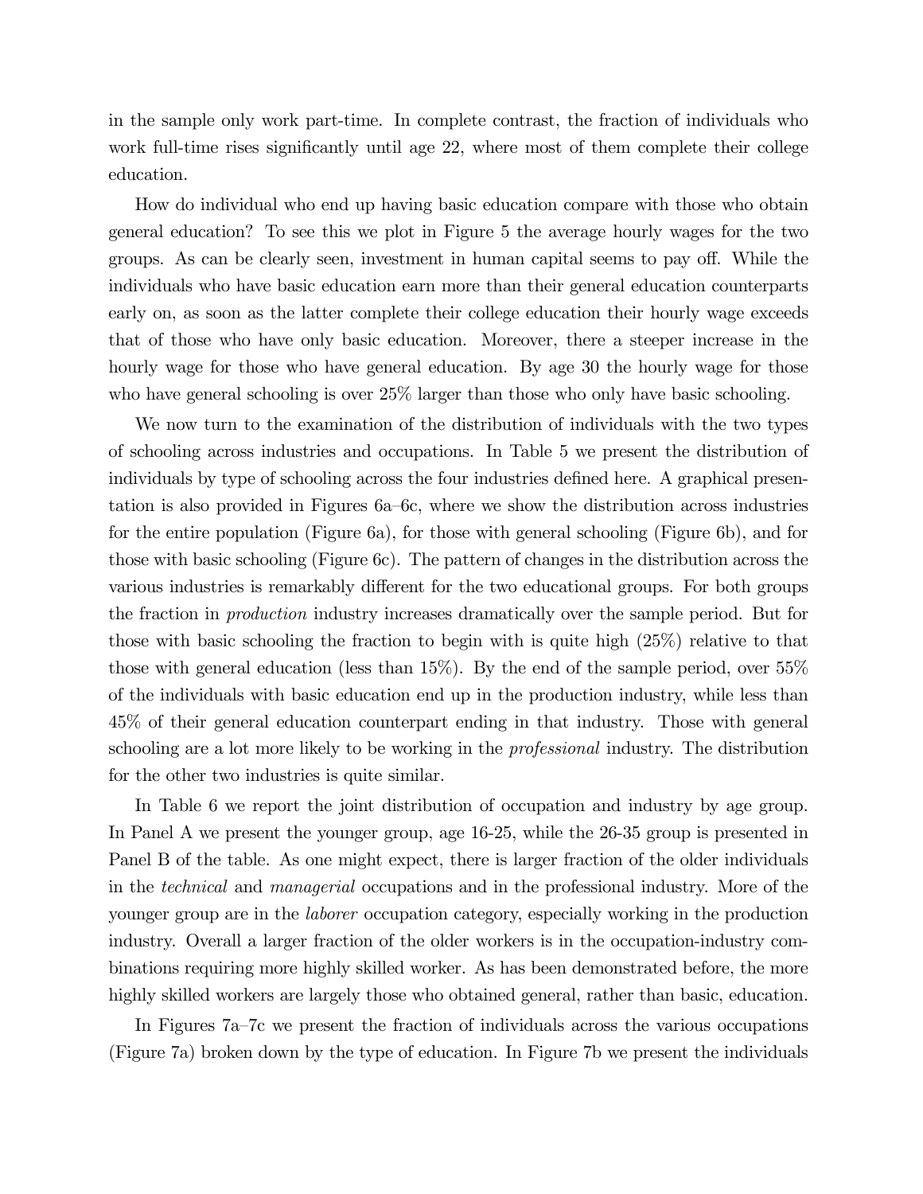in the sample only work part-time. In complete contrast, the fraction of individuals who work full-time rises significantly until age 22, where most of them complete their college education.

How do individual who end up having basic education compare with those who obtain general education? To see this we plot in Figure 5 the average hourly wages for the two groups. As can be clearly seen, investment in human capital seems to pay off. While the individuals who have basic education earn more than their general education counterparts early on, as soon as the latter complete their college education their hourly wage exceeds that of those who have only basic education. Moreover, there a steeper increase in the hourly wage for those who have general education. By age 30 the hourly wage for those who have general schooling is over 25% larger than those who only have basic schooling.

We now turn to the examination of the distribution of individuals with the two types of schooling across industries and occupations. In Table 5 we present the distribution of individuals by type of schooling across the four industries defined here. A graphical presentation is also provided in Figures 6a–6c, where we show the distribution across industries for the entire population (Figure 6a), for those with general schooling (Figure 6b), and for those with basic schooling (Figure 6c). The pattern of changes in the distribution across the various industries is remarkably different for the two educational groups. For both groups the fraction in *production* industry increases dramatically over the sample period. But for those with basic schooling the fraction to begin with is quite high (25%) relative to that those with general education (less than 15%). By the end of the sample period, over 55% of the individuals with basic education end up in the production industry, while less than 45% of their general education counterpart ending in that industry. Those with general schooling are a lot more likely to be working in the *professional* industry. The distribution for the other two industries is quite similar.

In Table 6 we report the joint distribution of occupation and industry by age group. In Panel A we present the younger group, age 16-25, while the 26-35 group is presented in Panel B of the table. As one might expect, there is larger fraction of the older individuals in the *technical* and *managerial* occupations and in the professional industry. More of the younger group are in the *laborer* occupation category, especially working in the production industry. Overall a larger fraction of the older workers is in the occupation-industry combinations requiring more highly skilled worker. As has been demonstrated before, the more highly skilled workers are largely those who obtained general, rather than basic, education.

In Figures 7a–7c we present the fraction of individuals across the various occupations (Figure 7a) broken down by the type of education. In Figure 7b we present the individuals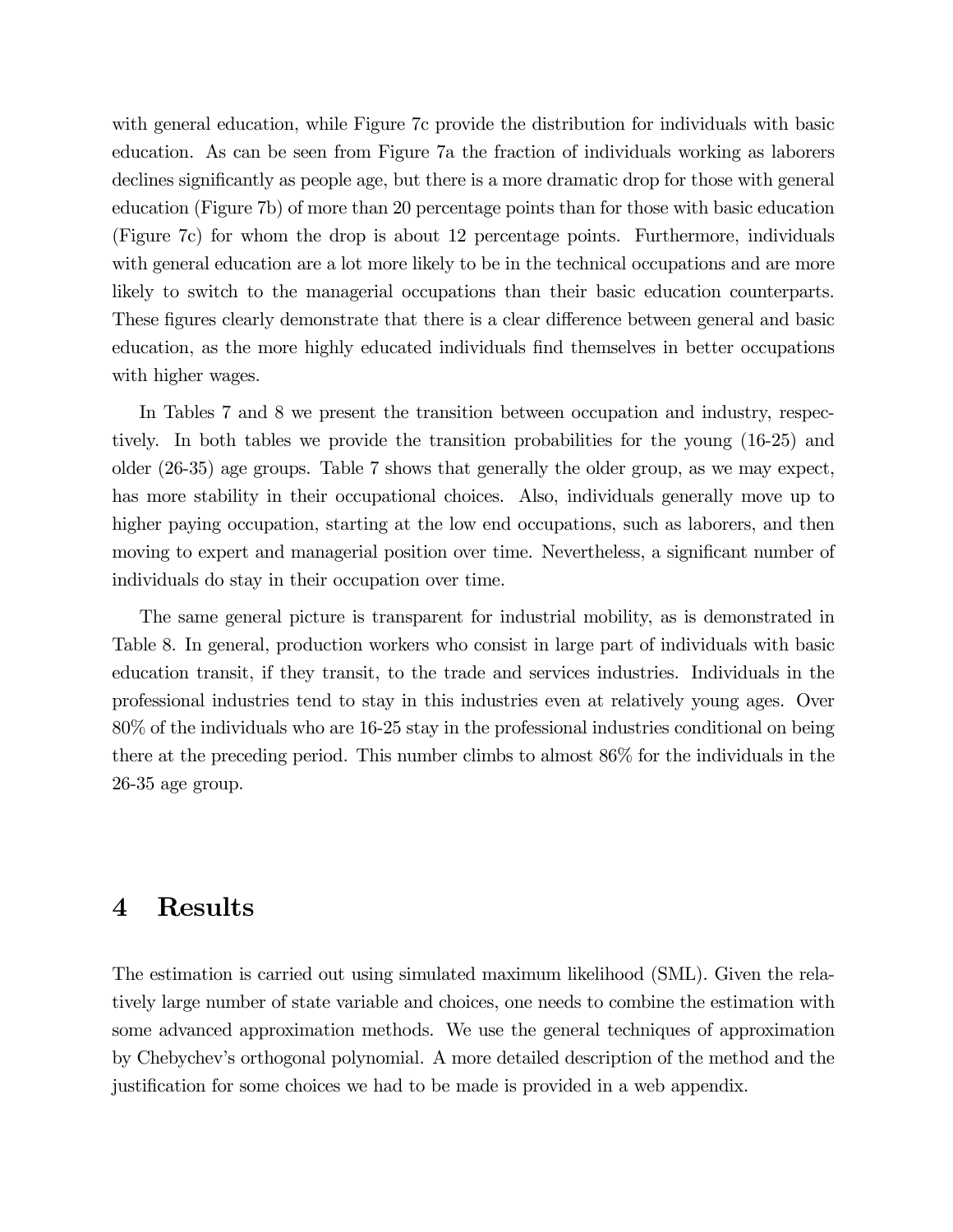with general education, while Figure 7c provide the distribution for individuals with basic education. As can be seen from Figure 7a the fraction of individuals working as laborers declines significantly as people age, but there is a more dramatic drop for those with general education (Figure 7b) of more than 20 percentage points than for those with basic education (Figure 7c) for whom the drop is about 12 percentage points. Furthermore, individuals with general education are a lot more likely to be in the technical occupations and are more likely to switch to the managerial occupations than their basic education counterparts. These figures clearly demonstrate that there is a clear difference between general and basic education, as the more highly educated individuals find themselves in better occupations with higher wages.

In Tables 7 and 8 we present the transition between occupation and industry, respectively. In both tables we provide the transition probabilities for the young (16-25) and older (26-35) age groups. Table 7 shows that generally the older group, as we may expect, has more stability in their occupational choices. Also, individuals generally move up to higher paying occupation, starting at the low end occupations, such as laborers, and then moving to expert and managerial position over time. Nevertheless, a significant number of individuals do stay in their occupation over time.

The same general picture is transparent for industrial mobility, as is demonstrated in Table 8. In general, production workers who consist in large part of individuals with basic education transit, if they transit, to the trade and services industries. Individuals in the professional industries tend to stay in this industries even at relatively young ages. Over 80% of the individuals who are 16-25 stay in the professional industries conditional on being there at the preceding period. This number climbs to almost 86% for the individuals in the 26-35 age group.

# 4 Results

The estimation is carried out using simulated maximum likelihood (SML). Given the relatively large number of state variable and choices, one needs to combine the estimation with some advanced approximation methods. We use the general techniques of approximation by Chebychev's orthogonal polynomial. A more detailed description of the method and the justification for some choices we had to be made is provided in a web appendix.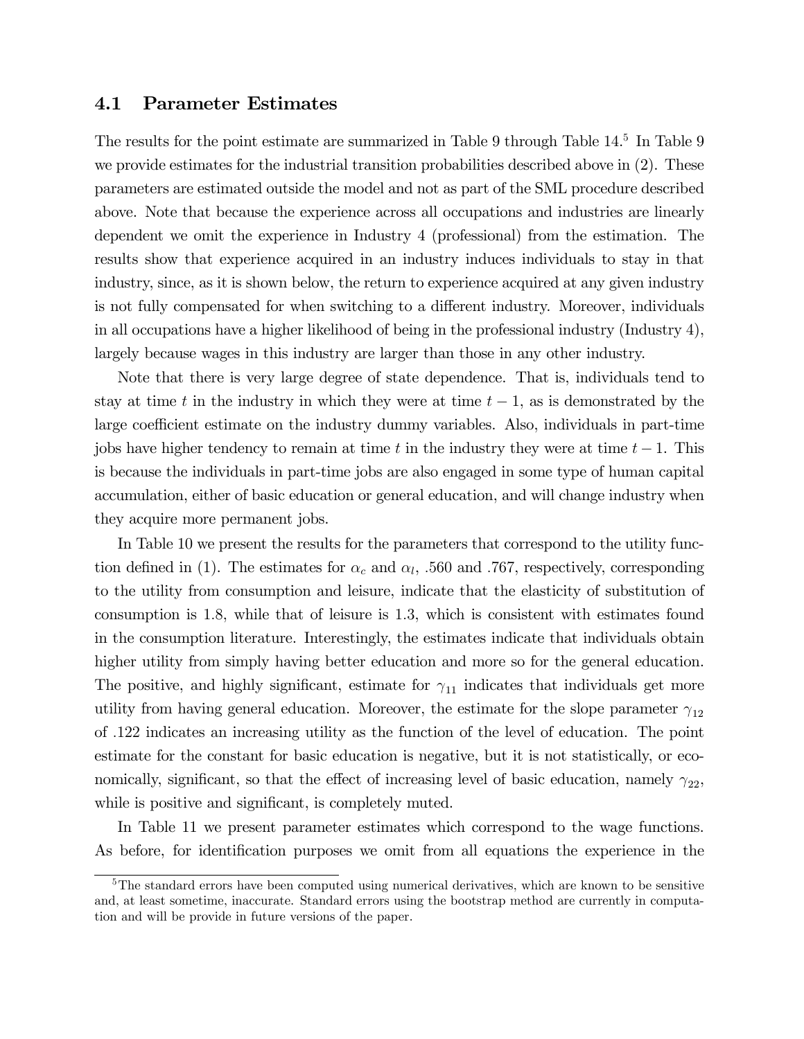### 4.1 Parameter Estimates

The results for the point estimate are summarized in Table 9 through Table 14.[5] In Table 9 we provide estimates for the industrial transition probabilities described above in (2). These parameters are estimated outside the model and not as part of the SML procedure described above. Note that because the experience across all occupations and industries are linearly dependent we omit the experience in Industry 4 (professional) from the estimation. The results show that experience acquired in an industry induces individuals to stay in that industry, since, as it is shown below, the return to experience acquired at any given industry is not fully compensated for when switching to a different industry. Moreover, individuals in all occupations have a higher likelihood of being in the professional industry (Industry 4), largely because wages in this industry are larger than those in any other industry.

Note that there is very large degree of state dependence. That is, individuals tend to stay at time $t$ in the industry in which they were at time $t-1$, as is demonstrated by the large coefficient estimate on the industry dummy variables. Also, individuals in part-time jobs have higher tendency to remain at time $t$ in the industry they were at time $t-1$. This is because the individuals in part-time jobs are also engaged in some type of human capital accumulation, either of basic education or general education, and will change industry when they acquire more permanent jobs.

In Table 10 we present the results for the parameters that correspond to the utility function defined in (1). The estimates for $\alpha_c$ and $\alpha_l$, .560 and .767, respectively, corresponding to the utility from consumption and leisure, indicate that the elasticity of substitution of consumption is 1.8, while that of leisure is 1.3, which is consistent with estimates found in the consumption literature. Interestingly, the estimates indicate that individuals obtain higher utility from simply having better education and more so for the general education. The positive, and highly significant, estimate for $\gamma_{11}$ indicates that individuals get more utility from having general education. Moreover, the estimate for the slope parameter $\gamma_{12}$ of .122 indicates an increasing utility as the function of the level of education. The point estimate for the constant for basic education is negative, but it is not statistically, or economically, significant, so that the effect of increasing level of basic education, namely $\gamma_{22}$, while is positive and significant, is completely muted.

In Table 11 we present parameter estimates which correspond to the wage functions. As before, for identification purposes we omit from all equations the experience in the

[5] The standard errors have been computed using numerical derivatives, which are known to be sensitive and, at least sometime, inaccurate. Standard errors using the bootstrap method are currently in computation and will be provide in future versions of the paper.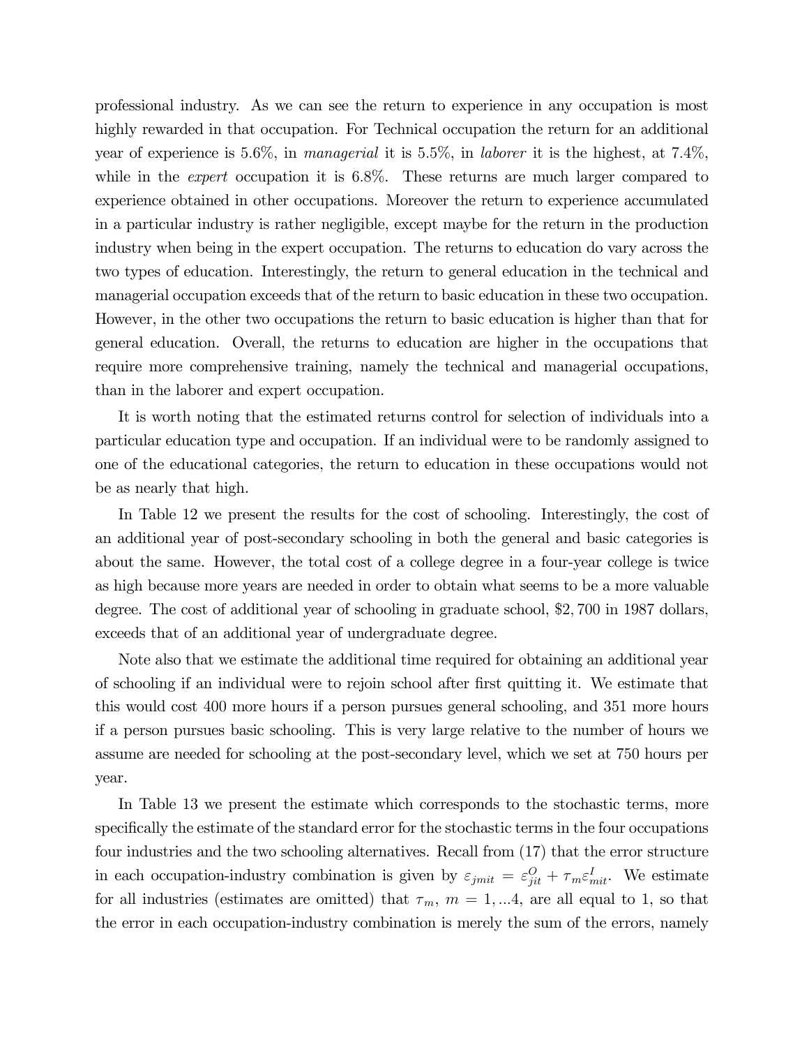professional industry. As we can see the return to experience in any occupation is most highly rewarded in that occupation. For Technical occupation the return for an additional year of experience is 5.6%, in *managerial* it is 5.5%, in *laborer* it is the highest, at 7.4%, while in the *expert* occupation it is 6.8%. These returns are much larger compared to experience obtained in other occupations. Moreover the return to experience accumulated in a particular industry is rather negligible, except maybe for the return in the production industry when being in the expert occupation. The returns to education do vary across the two types of education. Interestingly, the return to general education in the technical and managerial occupation exceeds that of the return to basic education in these two occupation. However, in the other two occupations the return to basic education is higher than that for general education. Overall, the returns to education are higher in the occupations that require more comprehensive training, namely the technical and managerial occupations, than in the laborer and expert occupation.

It is worth noting that the estimated returns control for selection of individuals into a particular education type and occupation. If an individual were to be randomly assigned to one of the educational categories, the return to education in these occupations would not be as nearly that high.

In Table 12 we present the results for the cost of schooling. Interestingly, the cost of an additional year of post-secondary schooling in both the general and basic categories is about the same. However, the total cost of a college degree in a four-year college is twice as high because more years are needed in order to obtain what seems to be a more valuable degree. The cost of additional year of schooling in graduate school, \$2,700 in 1987 dollars, exceeds that of an additional year of undergraduate degree.

Note also that we estimate the additional time required for obtaining an additional year of schooling if an individual were to rejoin school after first quitting it. We estimate that this would cost 400 more hours if a person pursues general schooling, and 351 more hours if a person pursues basic schooling. This is very large relative to the number of hours we assume are needed for schooling at the post-secondary level, which we set at 750 hours per year.

In Table 13 we present the estimate which corresponds to the stochastic terms, more specifically the estimate of the standard error for the stochastic terms in the four occupations four industries and the two schooling alternatives. Recall from (17) that the error structure in each occupation-industry combination is given by $\varepsilon_{jmit} = \varepsilon^{O}_{jit} + \tau_m \varepsilon^{I}_{mit}$. We estimate for all industries (estimates are omitted) that $\tau_m$, $m = 1, ...4$, are all equal to 1, so that the error in each occupation-industry combination is merely the sum of the errors, namely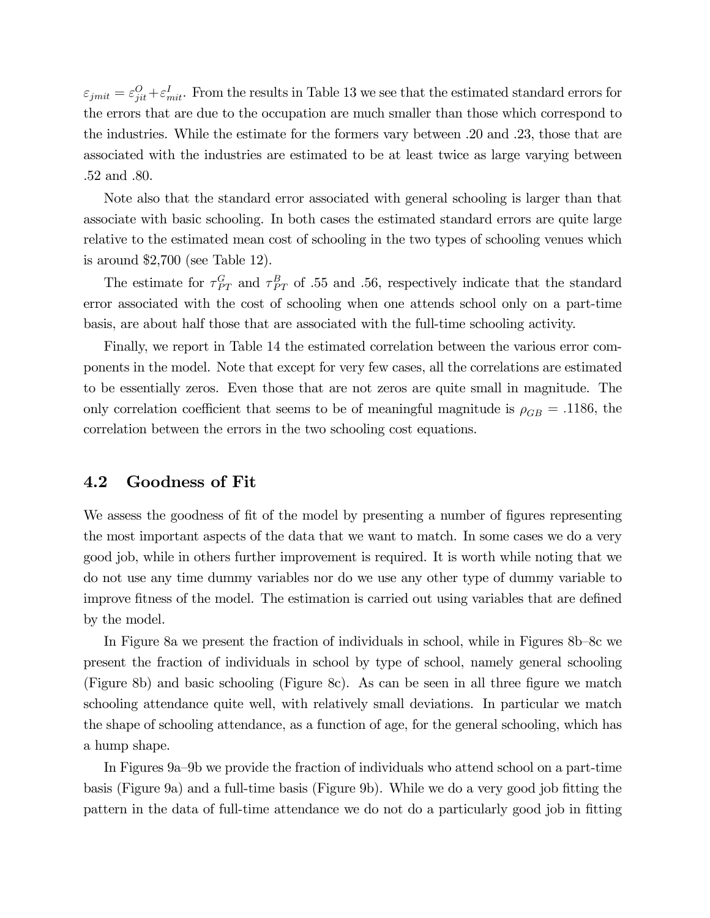$\varepsilon_{jmit} = \varepsilon^{O}_{jit} + \varepsilon^{I}_{mit}$. From the results in Table 13 we see that the estimated standard errors for the errors that are due to the occupation are much smaller than those which correspond to the industries. While the estimate for the formers vary between .20 and .23, those that are associated with the industries are estimated to be at least twice as large varying between .52 and .80.

Note also that the standard error associated with general schooling is larger than that associate with basic schooling. In both cases the estimated standard errors are quite large relative to the estimated mean cost of schooling in the two types of schooling venues which is around \$2,700 (see Table 12).

The estimate for $\tau^{G}_{PT}$ and $\tau^{B}_{PT}$ of .55 and .56, respectively indicate that the standard error associated with the cost of schooling when one attends school only on a part-time basis, are about half those that are associated with the full-time schooling activity.

Finally, we report in Table 14 the estimated correlation between the various error components in the model. Note that except for very few cases, all the correlations are estimated to be essentially zeros. Even those that are not zeros are quite small in magnitude. The only correlation coefficient that seems to be of meaningful magnitude is $\rho_{GB} = .1186$, the correlation between the errors in the two schooling cost equations.

## 4.2 Goodness of Fit

We assess the goodness of fit of the model by presenting a number of figures representing the most important aspects of the data that we want to match. In some cases we do a very good job, while in others further improvement is required. It is worth while noting that we do not use any time dummy variables nor do we use any other type of dummy variable to improve fitness of the model. The estimation is carried out using variables that are defined by the model.

In Figure 8a we present the fraction of individuals in school, while in Figures 8b–8c we present the fraction of individuals in school by type of school, namely general schooling (Figure 8b) and basic schooling (Figure 8c). As can be seen in all three figure we match schooling attendance quite well, with relatively small deviations. In particular we match the shape of schooling attendance, as a function of age, for the general schooling, which has a hump shape.

In Figures 9a–9b we provide the fraction of individuals who attend school on a part-time basis (Figure 9a) and a full-time basis (Figure 9b). While we do a very good job fitting the pattern in the data of full-time attendance we do not do a particularly good job in fitting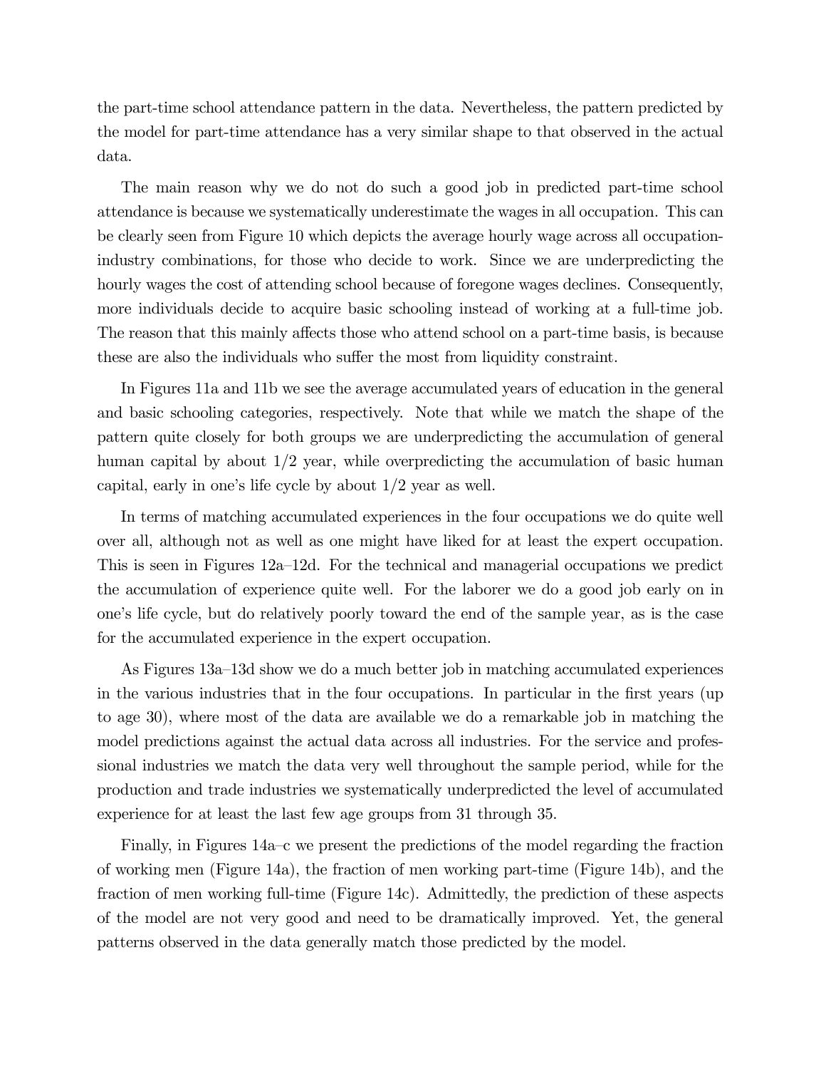the part-time school attendance pattern in the data. Nevertheless, the pattern predicted by the model for part-time attendance has a very similar shape to that observed in the actual data.

The main reason why we do not do such a good job in predicted part-time school attendance is because we systematically underestimate the wages in all occupation. This can be clearly seen from Figure 10 which depicts the average hourly wage across all occupation-industry combinations, for those who decide to work. Since we are underpredicting the hourly wages the cost of attending school because of foregone wages declines. Consequently, more individuals decide to acquire basic schooling instead of working at a full-time job. The reason that this mainly affects those who attend school on a part-time basis, is because these are also the individuals who suffer the most from liquidity constraint.

In Figures 11a and 11b we see the average accumulated years of education in the general and basic schooling categories, respectively. Note that while we match the shape of the pattern quite closely for both groups we are underpredicting the accumulation of general human capital by about 1/2 year, while overpredicting the accumulation of basic human capital, early in one's life cycle by about 1/2 year as well.

In terms of matching accumulated experiences in the four occupations we do quite well over all, although not as well as one might have liked for at least the expert occupation. This is seen in Figures 12a–12d. For the technical and managerial occupations we predict the accumulation of experience quite well. For the laborer we do a good job early on in one's life cycle, but do relatively poorly toward the end of the sample year, as is the case for the accumulated experience in the expert occupation.

As Figures 13a–13d show we do a much better job in matching accumulated experiences in the various industries that in the four occupations. In particular in the first years (up to age 30), where most of the data are available we do a remarkable job in matching the model predictions against the actual data across all industries. For the service and professional industries we match the data very well throughout the sample period, while for the production and trade industries we systematically underpredicted the level of accumulated experience for at least the last few age groups from 31 through 35.

Finally, in Figures 14a–c we present the predictions of the model regarding the fraction of working men (Figure 14a), the fraction of men working part-time (Figure 14b), and the fraction of men working full-time (Figure 14c). Admittedly, the prediction of these aspects of the model are not very good and need to be dramatically improved. Yet, the general patterns observed in the data generally match those predicted by the model.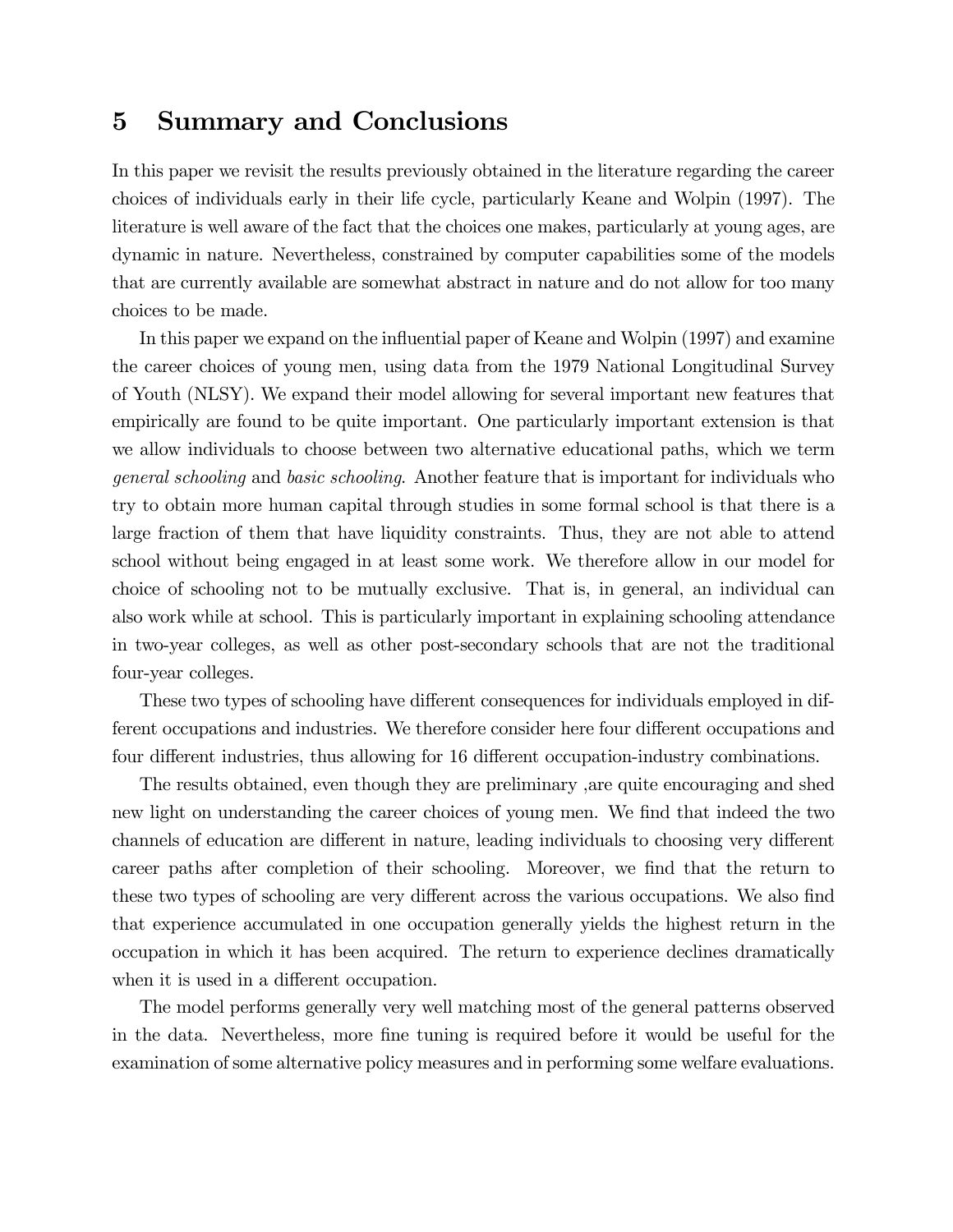## 5 Summary and Conclusions

In this paper we revisit the results previously obtained in the literature regarding the career choices of individuals early in their life cycle, particularly Keane and Wolpin (1997). The literature is well aware of the fact that the choices one makes, particularly at young ages, are dynamic in nature. Nevertheless, constrained by computer capabilities some of the models that are currently available are somewhat abstract in nature and do not allow for too many choices to be made.

In this paper we expand on the influential paper of Keane and Wolpin (1997) and examine the career choices of young men, using data from the 1979 National Longitudinal Survey of Youth (NLSY). We expand their model allowing for several important new features that empirically are found to be quite important. One particularly important extension is that we allow individuals to choose between two alternative educational paths, which we term *general schooling* and *basic schooling*. Another feature that is important for individuals who try to obtain more human capital through studies in some formal school is that there is a large fraction of them that have liquidity constraints. Thus, they are not able to attend school without being engaged in at least some work. We therefore allow in our model for choice of schooling not to be mutually exclusive. That is, in general, an individual can also work while at school. This is particularly important in explaining schooling attendance in two-year colleges, as well as other post-secondary schools that are not the traditional four-year colleges.

These two types of schooling have different consequences for individuals employed in different occupations and industries. We therefore consider here four different occupations and four different industries, thus allowing for 16 different occupation-industry combinations.

The results obtained, even though they are preliminary ,are quite encouraging and shed new light on understanding the career choices of young men. We find that indeed the two channels of education are different in nature, leading individuals to choosing very different career paths after completion of their schooling. Moreover, we find that the return to these two types of schooling are very different across the various occupations. We also find that experience accumulated in one occupation generally yields the highest return in the occupation in which it has been acquired. The return to experience declines dramatically when it is used in a different occupation.

The model performs generally very well matching most of the general patterns observed in the data. Nevertheless, more fine tuning is required before it would be useful for the examination of some alternative policy measures and in performing some welfare evaluations.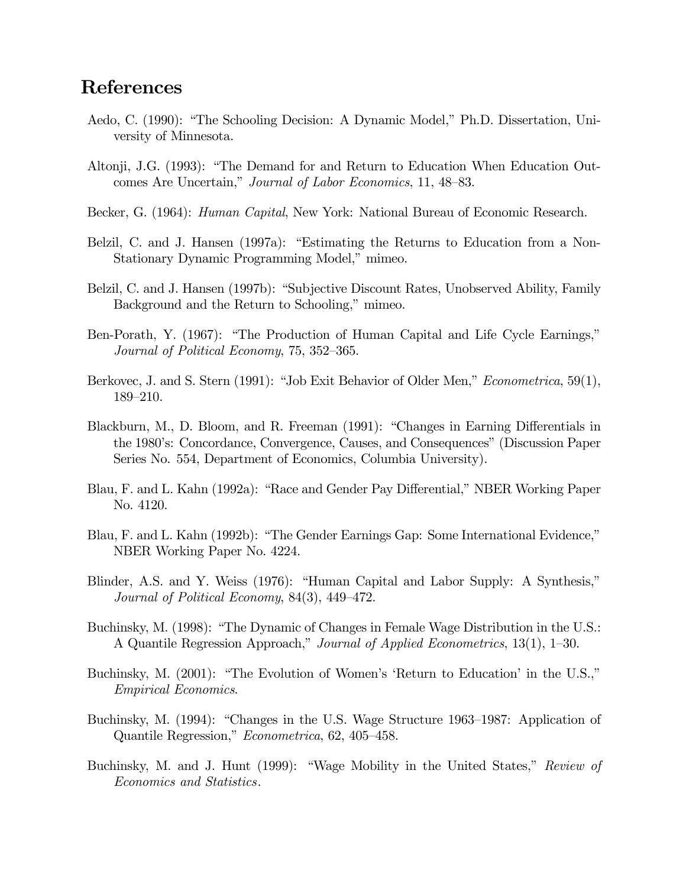# References

Aedo, C. (1990): "The Schooling Decision: A Dynamic Model," Ph.D. Dissertation, University of Minnesota.

Altonji, J.G. (1993): "The Demand for and Return to Education When Education Outcomes Are Uncertain," *Journal of Labor Economics*, 11, 48–83.

Becker, G. (1964): *Human Capital*, New York: National Bureau of Economic Research.

Belzil, C. and J. Hansen (1997a): "Estimating the Returns to Education from a Non-Stationary Dynamic Programming Model," mimeo.

Belzil, C. and J. Hansen (1997b): "Subjective Discount Rates, Unobserved Ability, Family Background and the Return to Schooling," mimeo.

Ben-Porath, Y. (1967): "The Production of Human Capital and Life Cycle Earnings," *Journal of Political Economy*, 75, 352–365.

Berkovec, J. and S. Stern (1991): "Job Exit Behavior of Older Men," *Econometrica*, 59(1), 189–210.

Blackburn, M., D. Bloom, and R. Freeman (1991): "Changes in Earning Differentials in the 1980's: Concordance, Convergence, Causes, and Consequences" (Discussion Paper Series No. 554, Department of Economics, Columbia University).

Blau, F. and L. Kahn (1992a): "Race and Gender Pay Differential," NBER Working Paper No. 4120.

Blau, F. and L. Kahn (1992b): "The Gender Earnings Gap: Some International Evidence," NBER Working Paper No. 4224.

Blinder, A.S. and Y. Weiss (1976): "Human Capital and Labor Supply: A Synthesis," *Journal of Political Economy*, 84(3), 449–472.

Buchinsky, M. (1998): "The Dynamic of Changes in Female Wage Distribution in the U.S.: A Quantile Regression Approach," *Journal of Applied Econometrics*, 13(1), 1–30.

Buchinsky, M. (2001): "The Evolution of Women's 'Return to Education' in the U.S.," *Empirical Economics*.

Buchinsky, M. (1994): "Changes in the U.S. Wage Structure 1963–1987: Application of Quantile Regression," *Econometrica*, 62, 405–458.

Buchinsky, M. and J. Hunt (1999): "Wage Mobility in the United States," *Review of Economics and Statistics*.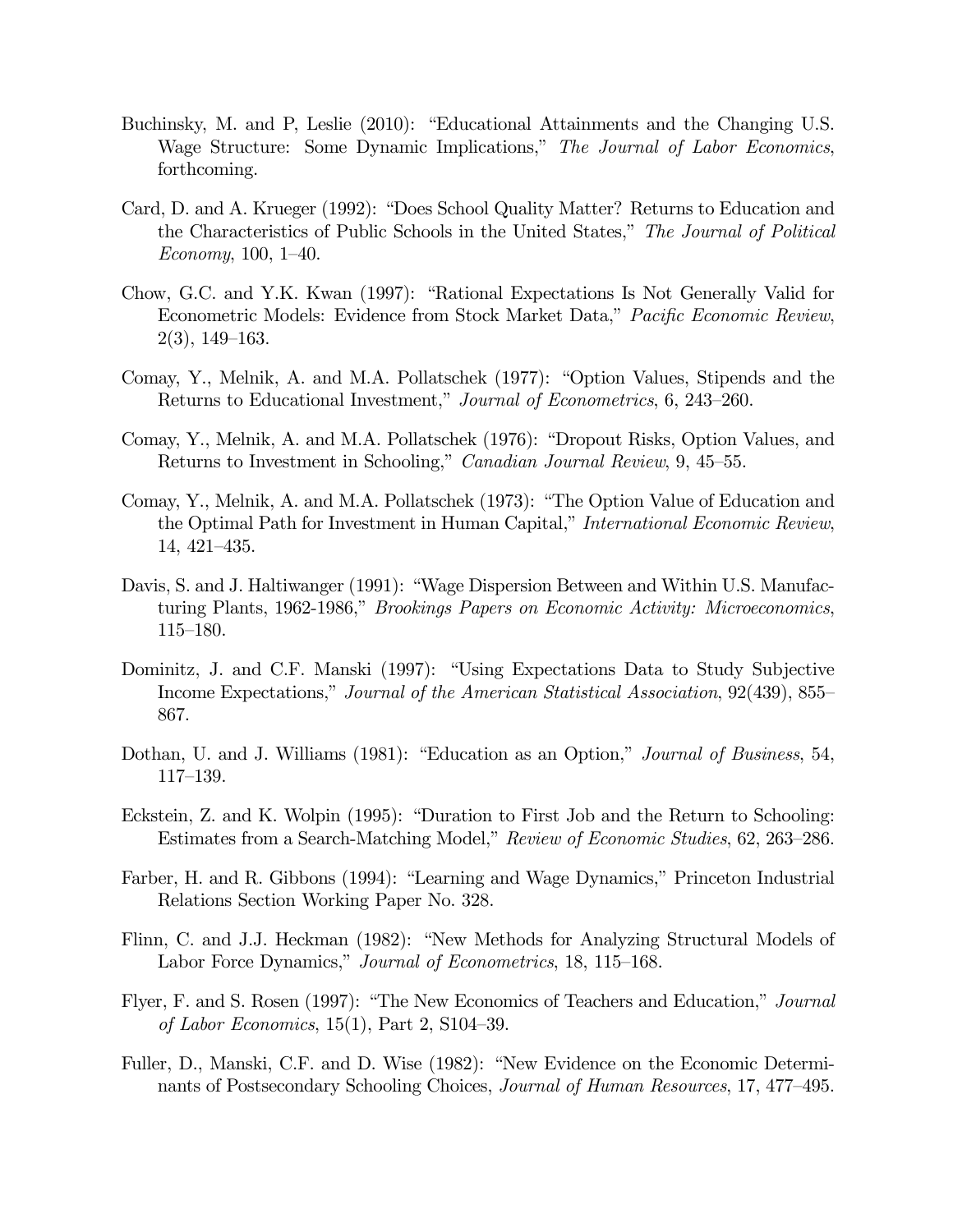Buchinsky, M. and P, Leslie (2010): "Educational Attainments and the Changing U.S. Wage Structure: Some Dynamic Implications," *The Journal of Labor Economics*, forthcoming.

Card, D. and A. Krueger (1992): "Does School Quality Matter? Returns to Education and the Characteristics of Public Schools in the United States," *The Journal of Political Economy*, 100, 1–40.

Chow, G.C. and Y.K. Kwan (1997): "Rational Expectations Is Not Generally Valid for Econometric Models: Evidence from Stock Market Data," *Pacific Economic Review*, 2(3), 149–163.

Comay, Y., Melnik, A. and M.A. Pollatschek (1977): "Option Values, Stipends and the Returns to Educational Investment," *Journal of Econometrics*, 6, 243–260.

Comay, Y., Melnik, A. and M.A. Pollatschek (1976): "Dropout Risks, Option Values, and Returns to Investment in Schooling," *Canadian Journal Review*, 9, 45–55.

Comay, Y., Melnik, A. and M.A. Pollatschek (1973): "The Option Value of Education and the Optimal Path for Investment in Human Capital," *International Economic Review*, 14, 421–435.

Davis, S. and J. Haltiwanger (1991): "Wage Dispersion Between and Within U.S. Manufacturing Plants, 1962-1986," *Brookings Papers on Economic Activity: Microeconomics*, 115–180.

Dominitz, J. and C.F. Manski (1997): "Using Expectations Data to Study Subjective Income Expectations," *Journal of the American Statistical Association*, 92(439), 855–867.

Dothan, U. and J. Williams (1981): "Education as an Option," *Journal of Business*, 54, 117–139.

Eckstein, Z. and K. Wolpin (1995): "Duration to First Job and the Return to Schooling: Estimates from a Search-Matching Model," *Review of Economic Studies*, 62, 263–286.

Farber, H. and R. Gibbons (1994): "Learning and Wage Dynamics," Princeton Industrial Relations Section Working Paper No. 328.

Flinn, C. and J.J. Heckman (1982): "New Methods for Analyzing Structural Models of Labor Force Dynamics," *Journal of Econometrics*, 18, 115–168.

Flyer, F. and S. Rosen (1997): "The New Economics of Teachers and Education," *Journal of Labor Economics*, 15(1), Part 2, S104–39.

Fuller, D., Manski, C.F. and D. Wise (1982): "New Evidence on the Economic Determinants of Postsecondary Schooling Choices, *Journal of Human Resources*, 17, 477–495.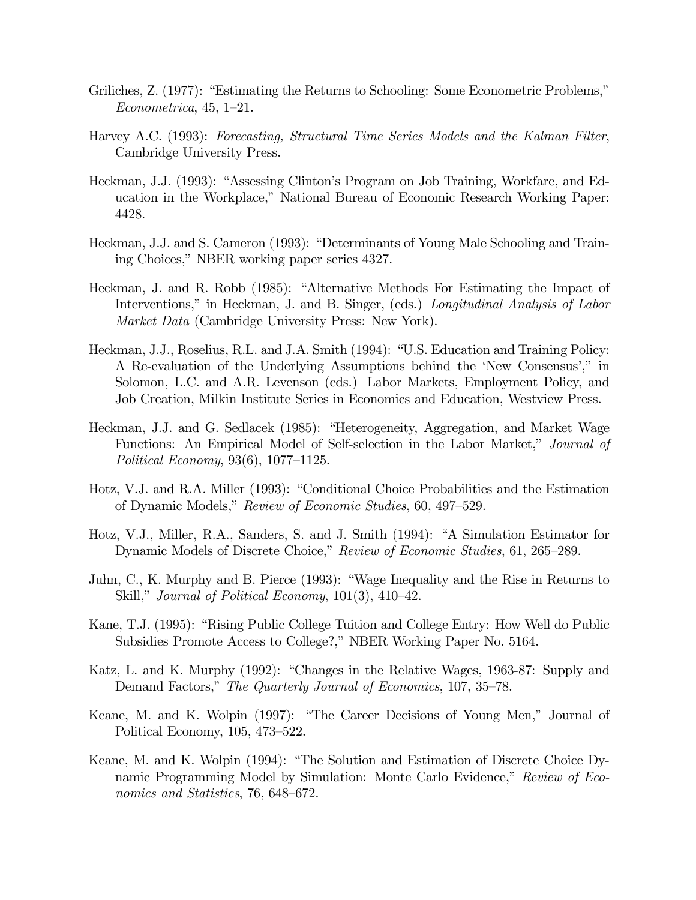Griliches, Z. (1977): "Estimating the Returns to Schooling: Some Econometric Problems," *Econometrica*, 45, 1–21.

Harvey A.C. (1993): *Forecasting, Structural Time Series Models and the Kalman Filter*, Cambridge University Press.

Heckman, J.J. (1993): "Assessing Clinton's Program on Job Training, Workfare, and Education in the Workplace," National Bureau of Economic Research Working Paper: 4428.

Heckman, J.J. and S. Cameron (1993): "Determinants of Young Male Schooling and Training Choices," NBER working paper series 4327.

Heckman, J. and R. Robb (1985): "Alternative Methods For Estimating the Impact of Interventions," in Heckman, J. and B. Singer, (eds.) *Longitudinal Analysis of Labor Market Data* (Cambridge University Press: New York).

Heckman, J.J., Roselius, R.L. and J.A. Smith (1994): "U.S. Education and Training Policy: A Re-evaluation of the Underlying Assumptions behind the 'New Consensus'," in Solomon, L.C. and A.R. Levenson (eds.) Labor Markets, Employment Policy, and Job Creation, Milkin Institute Series in Economics and Education, Westview Press.

Heckman, J.J. and G. Sedlacek (1985): "Heterogeneity, Aggregation, and Market Wage Functions: An Empirical Model of Self-selection in the Labor Market," *Journal of Political Economy*, 93(6), 1077–1125.

Hotz, V.J. and R.A. Miller (1993): "Conditional Choice Probabilities and the Estimation of Dynamic Models," *Review of Economic Studies*, 60, 497–529.

Hotz, V.J., Miller, R.A., Sanders, S. and J. Smith (1994): "A Simulation Estimator for Dynamic Models of Discrete Choice," *Review of Economic Studies*, 61, 265–289.

Juhn, C., K. Murphy and B. Pierce (1993): "Wage Inequality and the Rise in Returns to Skill," *Journal of Political Economy*, 101(3), 410–42.

Kane, T.J. (1995): "Rising Public College Tuition and College Entry: How Well do Public Subsidies Promote Access to College?," NBER Working Paper No. 5164.

Katz, L. and K. Murphy (1992): "Changes in the Relative Wages, 1963-87: Supply and Demand Factors," *The Quarterly Journal of Economics*, 107, 35–78.

Keane, M. and K. Wolpin (1997): "The Career Decisions of Young Men," Journal of Political Economy, 105, 473–522.

Keane, M. and K. Wolpin (1994): "The Solution and Estimation of Discrete Choice Dynamic Programming Model by Simulation: Monte Carlo Evidence," *Review of Economics and Statistics*, 76, 648–672.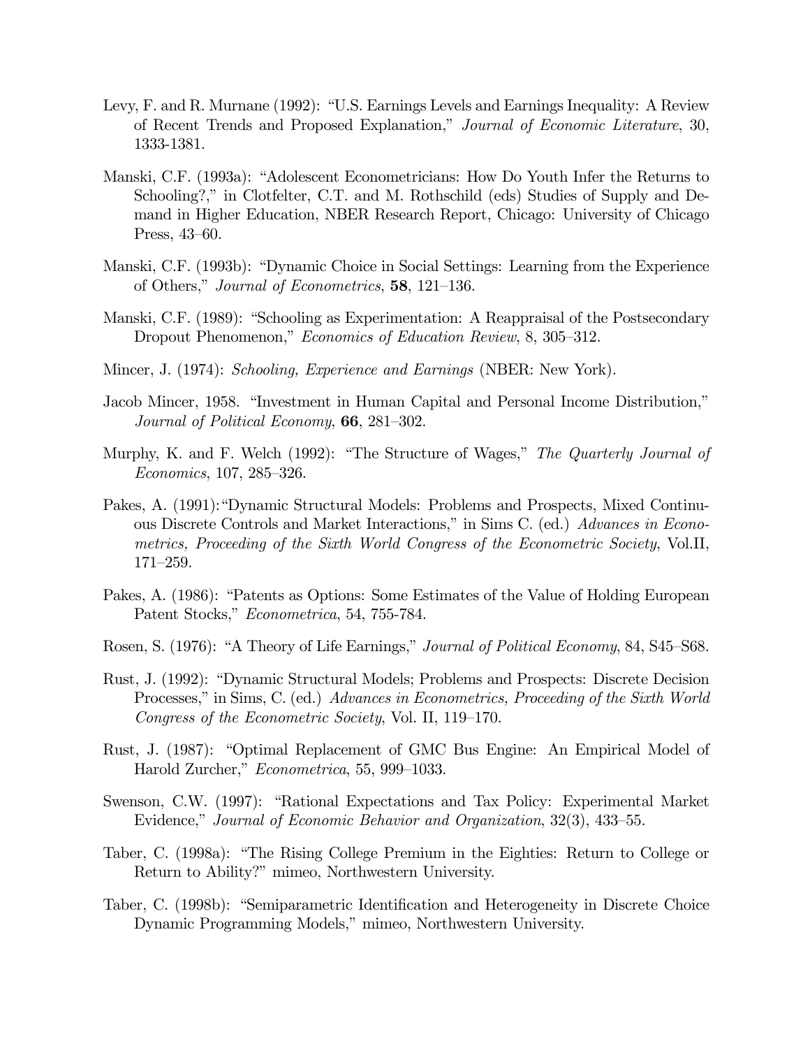Levy, F. and R. Murnane (1992): "U.S. Earnings Levels and Earnings Inequality: A Review of Recent Trends and Proposed Explanation," *Journal of Economic Literature*, 30, 1333-1381.

Manski, C.F. (1993a): "Adolescent Econometricians: How Do Youth Infer the Returns to Schooling?," in Clotfelter, C.T. and M. Rothschild (eds) Studies of Supply and Demand in Higher Education, NBER Research Report, Chicago: University of Chicago Press, 43–60.

Manski, C.F. (1993b): "Dynamic Choice in Social Settings: Learning from the Experience of Others," *Journal of Econometrics*, **58**, 121–136.

Manski, C.F. (1989): "Schooling as Experimentation: A Reappraisal of the Postsecondary Dropout Phenomenon," *Economics of Education Review*, 8, 305–312.

Mincer, J. (1974): *Schooling, Experience and Earnings* (NBER: New York).

Jacob Mincer, 1958. "Investment in Human Capital and Personal Income Distribution," *Journal of Political Economy*, **66**, 281–302.

Murphy, K. and F. Welch (1992): "The Structure of Wages," *The Quarterly Journal of Economics*, 107, 285–326.

Pakes, A. (1991):"Dynamic Structural Models: Problems and Prospects, Mixed Continuous Discrete Controls and Market Interactions," in Sims C. (ed.) *Advances in Econometrics, Proceeding of the Sixth World Congress of the Econometric Society*, Vol.II, 171–259.

Pakes, A. (1986): "Patents as Options: Some Estimates of the Value of Holding European Patent Stocks," *Econometrica*, 54, 755-784.

Rosen, S. (1976): "A Theory of Life Earnings," *Journal of Political Economy*, 84, S45–S68.

Rust, J. (1992): "Dynamic Structural Models; Problems and Prospects: Discrete Decision Processes," in Sims, C. (ed.) *Advances in Econometrics, Proceeding of the Sixth World Congress of the Econometric Society*, Vol. II, 119–170.

Rust, J. (1987): "Optimal Replacement of GMC Bus Engine: An Empirical Model of Harold Zurcher," *Econometrica*, 55, 999–1033.

Swenson, C.W. (1997): "Rational Expectations and Tax Policy: Experimental Market Evidence," *Journal of Economic Behavior and Organization*, 32(3), 433–55.

Taber, C. (1998a): "The Rising College Premium in the Eighties: Return to College or Return to Ability?" mimeo, Northwestern University.

Taber, C. (1998b): "Semiparametric Identification and Heterogeneity in Discrete Choice Dynamic Programming Models," mimeo, Northwestern University.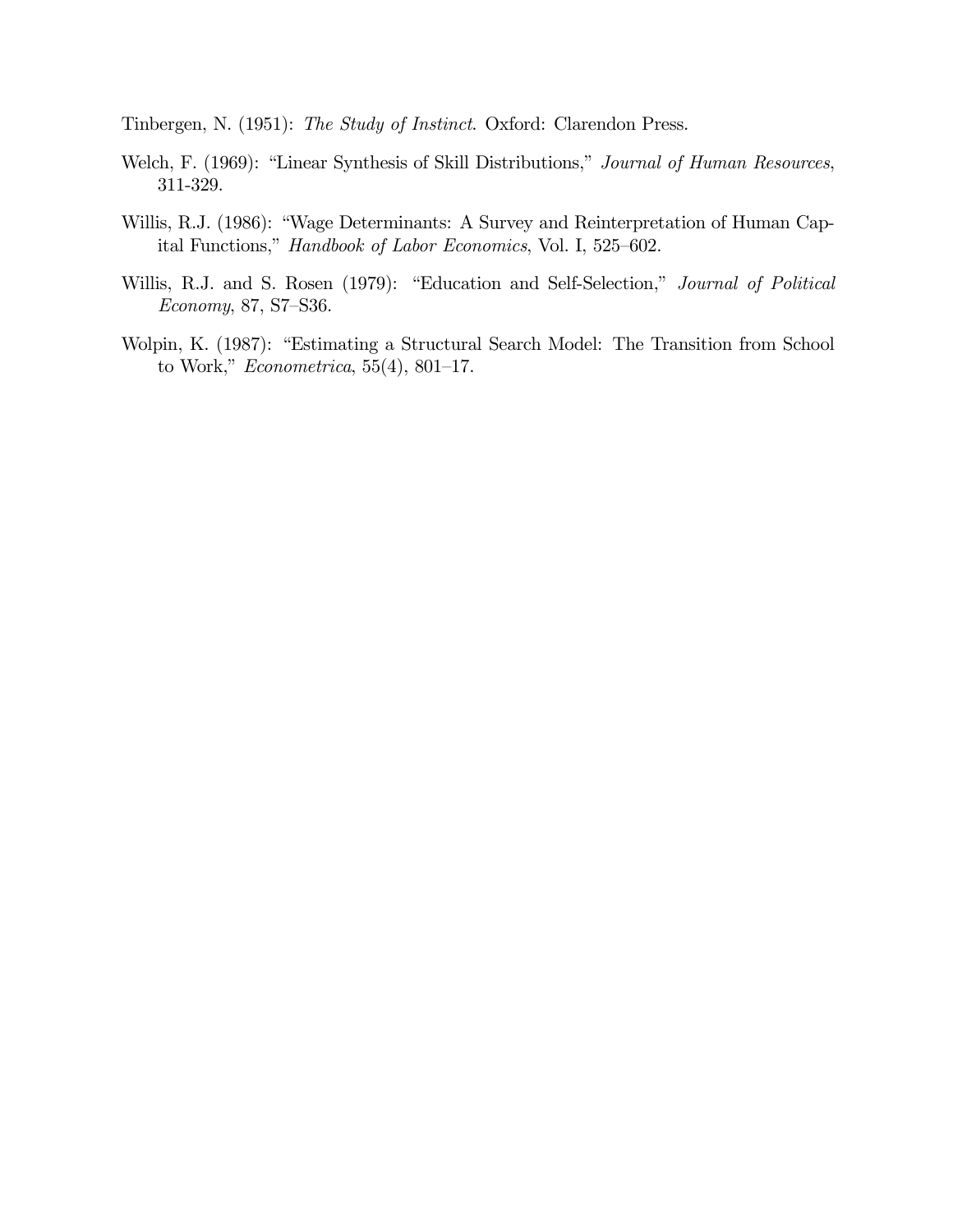Tinbergen, N. (1951): *The Study of Instinct*. Oxford: Clarendon Press.

Welch, F. (1969): "Linear Synthesis of Skill Distributions," *Journal of Human Resources*, 311-329.

Willis, R.J. (1986): "Wage Determinants: A Survey and Reinterpretation of Human Capital Functions," *Handbook of Labor Economics*, Vol. I, 525–602.

Willis, R.J. and S. Rosen (1979): "Education and Self-Selection," *Journal of Political Economy*, 87, S7–S36.

Wolpin, K. (1987): "Estimating a Structural Search Model: The Transition from School to Work," *Econometrica*, 55(4), 801–17.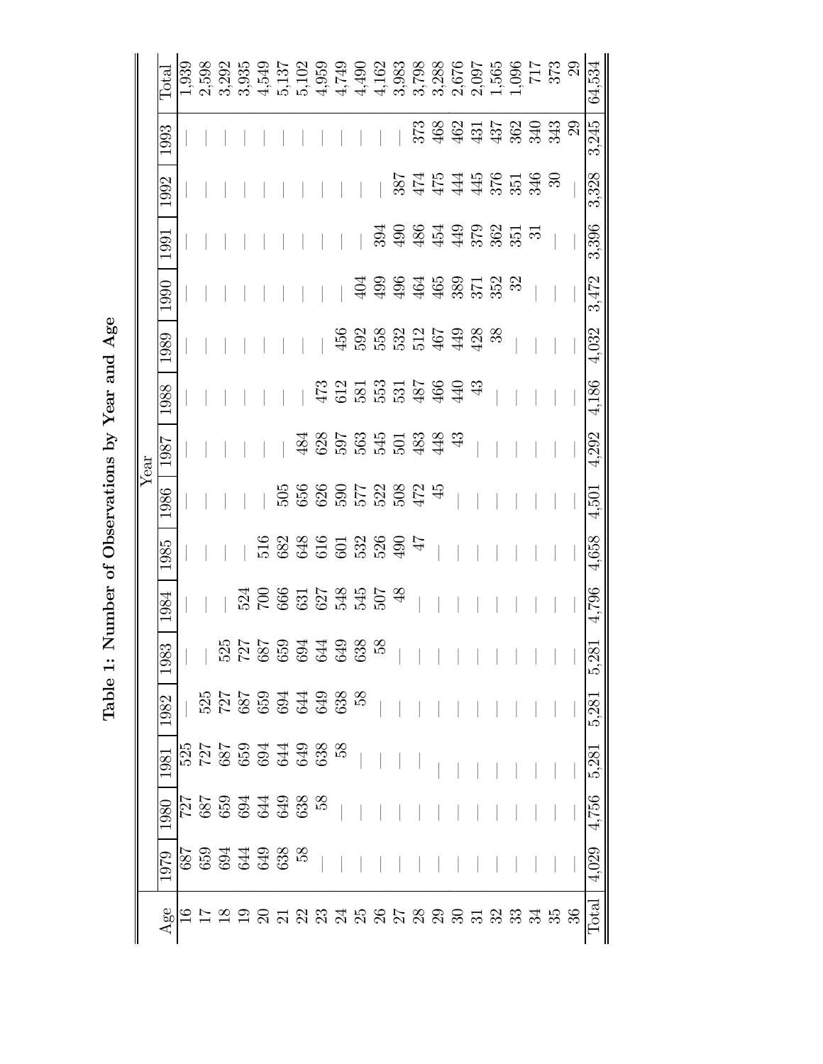**Table 1: Number of Observations by Year and Age**

| Age | Year | | | | | | | | | | | | | | | Total |
|---|---|---|---|---|---|---|---|---|---|---|---|---|---|---|---|---|
| | 1979 | 1980 | 1981 | 1982 | 1983 | 1984 | 1985 | 1986 | 1987 | 1988 | 1989 | 1990 | 1991 | 1992 | 1993 | |
| 16 | 687 | 727 | 525 | — | — | — | — | — | — | — | — | — | — | — | — | 1,939 |
| 17 | 659 | 687 | 727 | 525 | — | — | — | — | — | — | — | — | — | — | — | 2,598 |
| 18 | 694 | 659 | 687 | 727 | 525 | — | — | — | — | — | — | — | — | — | — | 3,292 |
| 19 | 644 | 694 | 659 | 687 | 727 | 524 | — | — | — | — | — | — | — | — | — | 3,935 |
| 20 | 649 | 644 | 694 | 659 | 687 | 700 | 516 | — | — | — | — | — | — | — | — | 4,549 |
| 21 | 638 | 649 | 644 | 694 | 659 | 666 | 682 | 505 | — | — | — | — | — | — | — | 5,137 |
| 22 | 58 | 638 | 649 | 644 | 694 | 631 | 648 | 656 | 484 | — | — | — | — | — | — | 5,102 |
| 23 | — | 58 | 638 | 649 | 644 | 627 | 616 | 626 | 628 | 473 | — | — | — | — | — | 4,959 |
| 24 | — | — | 58 | 638 | 649 | 548 | 601 | 590 | 597 | 612 | 456 | — | — | — | — | 4,749 |
| 25 | — | — | — | 58 | 638 | 545 | 532 | 577 | 563 | 581 | 592 | 404 | — | — | — | 4,490 |
| 26 | — | — | — | — | 58 | 507 | 526 | 522 | 545 | 553 | 558 | 499 | 394 | — | — | 4,162 |
| 27 | — | — | — | — | — | 48 | 490 | 508 | 501 | 531 | 532 | 496 | 490 | 387 | — | 3,983 |
| 28 | — | — | — | — | — | — | 47 | 472 | 483 | 487 | 512 | 464 | 486 | 474 | 373 | 3,798 |
| 29 | — | — | — | — | — | — | — | 45 | 448 | 466 | 467 | 465 | 454 | 475 | 468 | 3,288 |
| 30 | — | — | — | — | — | — | — | — | 43 | 440 | 449 | 389 | 449 | 444 | 462 | 2,676 |
| 31 | — | — | — | — | — | — | — | — | — | 43 | 428 | 371 | 379 | 445 | 431 | 2,097 |
| 32 | — | — | — | — | — | — | — | — | — | — | 38 | 352 | 362 | 376 | 437 | 1,565 |
| 33 | — | — | — | — | — | — | — | — | — | — | — | 32 | 351 | 351 | 362 | 1,096 |
| 34 | — | — | — | — | — | — | — | — | — | — | — | — | 31 | 346 | 340 | 717 |
| 35 | — | — | — | — | — | — | — | — | — | — | — | — | — | 30 | 343 | 373 |
| 36 | — | — | — | — | — | — | — | — | — | — | — | — | — | — | 29 | 29 |
| Total | 4,029 | 4,756 | 5,281 | 5,281 | 5,281 | 4,796 | 4,658 | 4,501 | 4,292 | 4,186 | 4,032 | 3,472 | 3,396 | 3,328 | 3,245 | 64,534 |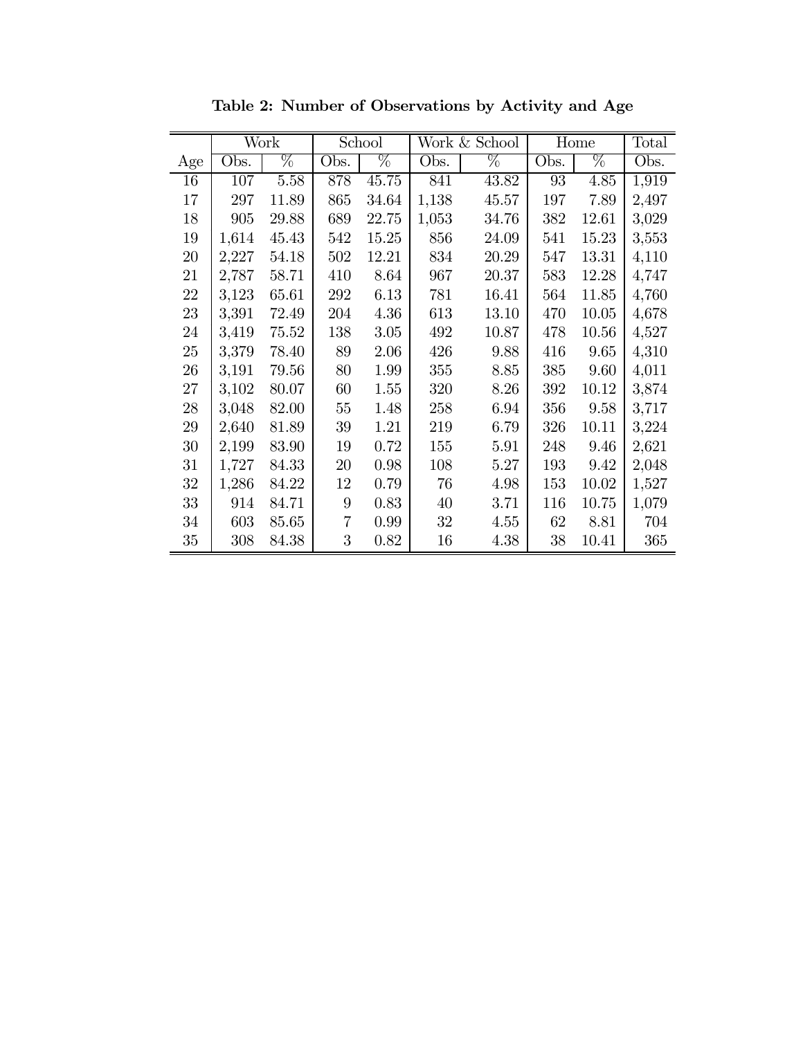**Table 2: Number of Observations by Activity and Age**

| | Work | | School | | Work & School | | Home | | Total |
|---|---|---|---|---|---|---|---|---|---|
| Age | Obs. | % | Obs. | % | Obs. | % | Obs. | % | Obs. |
| 16 | 107 | 5.58 | 878 | 45.75 | 841 | 43.82 | 93 | 4.85 | 1,919 |
| 17 | 297 | 11.89 | 865 | 34.64 | 1,138 | 45.57 | 197 | 7.89 | 2,497 |
| 18 | 905 | 29.88 | 689 | 22.75 | 1,053 | 34.76 | 382 | 12.61 | 3,029 |
| 19 | 1,614 | 45.43 | 542 | 15.25 | 856 | 24.09 | 541 | 15.23 | 3,553 |
| 20 | 2,227 | 54.18 | 502 | 12.21 | 834 | 20.29 | 547 | 13.31 | 4,110 |
| 21 | 2,787 | 58.71 | 410 | 8.64 | 967 | 20.37 | 583 | 12.28 | 4,747 |
| 22 | 3,123 | 65.61 | 292 | 6.13 | 781 | 16.41 | 564 | 11.85 | 4,760 |
| 23 | 3,391 | 72.49 | 204 | 4.36 | 613 | 13.10 | 470 | 10.05 | 4,678 |
| 24 | 3,419 | 75.52 | 138 | 3.05 | 492 | 10.87 | 478 | 10.56 | 4,527 |
| 25 | 3,379 | 78.40 | 89 | 2.06 | 426 | 9.88 | 416 | 9.65 | 4,310 |
| 26 | 3,191 | 79.56 | 80 | 1.99 | 355 | 8.85 | 385 | 9.60 | 4,011 |
| 27 | 3,102 | 80.07 | 60 | 1.55 | 320 | 8.26 | 392 | 10.12 | 3,874 |
| 28 | 3,048 | 82.00 | 55 | 1.48 | 258 | 6.94 | 356 | 9.58 | 3,717 |
| 29 | 2,640 | 81.89 | 39 | 1.21 | 219 | 6.79 | 326 | 10.11 | 3,224 |
| 30 | 2,199 | 83.90 | 19 | 0.72 | 155 | 5.91 | 248 | 9.46 | 2,621 |
| 31 | 1,727 | 84.33 | 20 | 0.98 | 108 | 5.27 | 193 | 9.42 | 2,048 |
| 32 | 1,286 | 84.22 | 12 | 0.79 | 76 | 4.98 | 153 | 10.02 | 1,527 |
| 33 | 914 | 84.71 | 9 | 0.83 | 40 | 3.71 | 116 | 10.75 | 1,079 |
| 34 | 603 | 85.65 | 7 | 0.99 | 32 | 4.55 | 62 | 8.81 | 704 |
| 35 | 308 | 84.38 | 3 | 0.82 | 16 | 4.38 | 38 | 10.41 | 365 |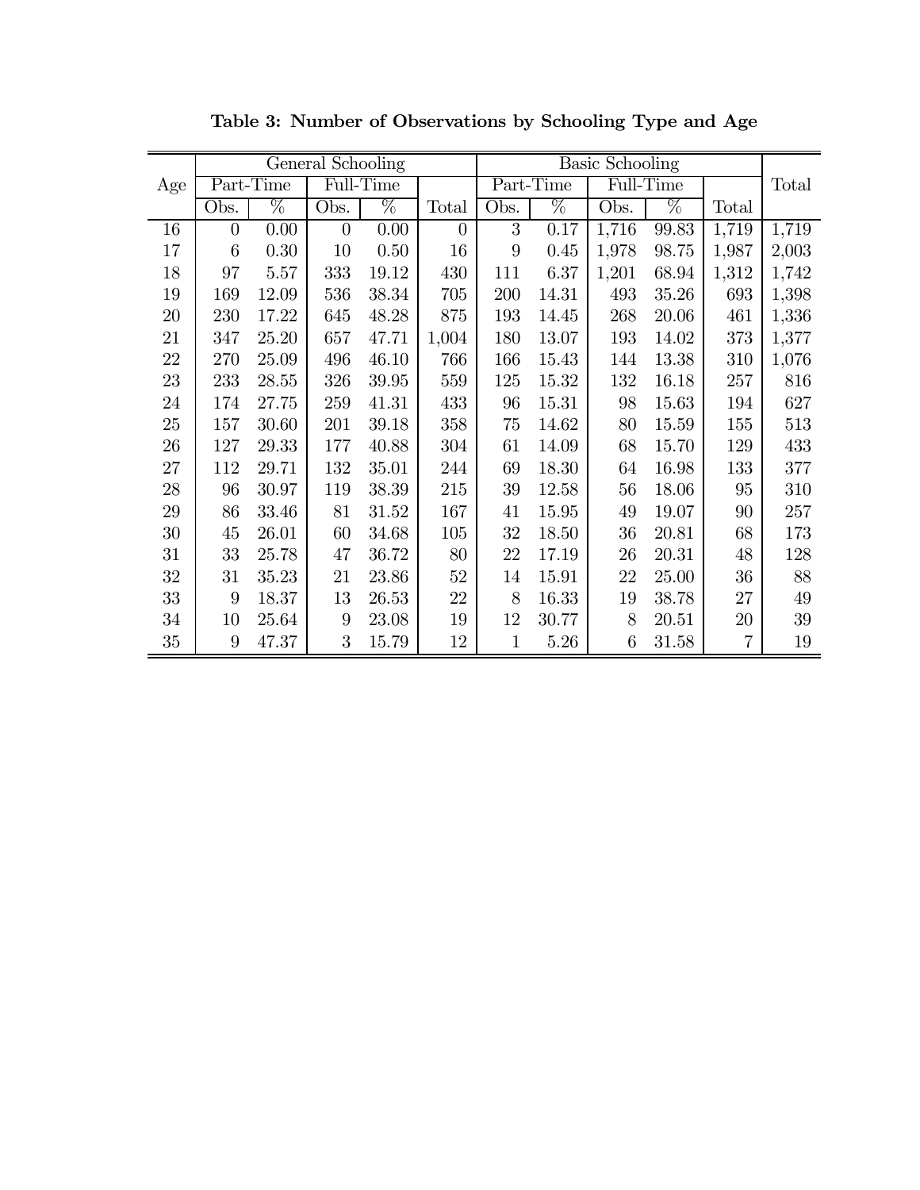**Table 3: Number of Observations by Schooling Type and Age**

| Age | General Schooling | | | | | Basic Schooling | | | | | Total |
|---|---|---|---|---|---|---|---|---|---|---|---|
| | Part-Time | | Full-Time | | | Part-Time | | Full-Time | | | |
| | Obs. | % | Obs. | % | Total | Obs. | % | Obs. | % | Total | |
| 16 | 0 | 0.00 | 0 | 0.00 | 0 | 3 | 0.17 | 1,716 | 99.83 | 1,719 | 1,719 |
| 17 | 6 | 0.30 | 10 | 0.50 | 16 | 9 | 0.45 | 1,978 | 98.75 | 1,987 | 2,003 |
| 18 | 97 | 5.57 | 333 | 19.12 | 430 | 111 | 6.37 | 1,201 | 68.94 | 1,312 | 1,742 |
| 19 | 169 | 12.09 | 536 | 38.34 | 705 | 200 | 14.31 | 493 | 35.26 | 693 | 1,398 |
| 20 | 230 | 17.22 | 645 | 48.28 | 875 | 193 | 14.45 | 268 | 20.06 | 461 | 1,336 |
| 21 | 347 | 25.20 | 657 | 47.71 | 1,004 | 180 | 13.07 | 193 | 14.02 | 373 | 1,377 |
| 22 | 270 | 25.09 | 496 | 46.10 | 766 | 166 | 15.43 | 144 | 13.38 | 310 | 1,076 |
| 23 | 233 | 28.55 | 326 | 39.95 | 559 | 125 | 15.32 | 132 | 16.18 | 257 | 816 |
| 24 | 174 | 27.75 | 259 | 41.31 | 433 | 96 | 15.31 | 98 | 15.63 | 194 | 627 |
| 25 | 157 | 30.60 | 201 | 39.18 | 358 | 75 | 14.62 | 80 | 15.59 | 155 | 513 |
| 26 | 127 | 29.33 | 177 | 40.88 | 304 | 61 | 14.09 | 68 | 15.70 | 129 | 433 |
| 27 | 112 | 29.71 | 132 | 35.01 | 244 | 69 | 18.30 | 64 | 16.98 | 133 | 377 |
| 28 | 96 | 30.97 | 119 | 38.39 | 215 | 39 | 12.58 | 56 | 18.06 | 95 | 310 |
| 29 | 86 | 33.46 | 81 | 31.52 | 167 | 41 | 15.95 | 49 | 19.07 | 90 | 257 |
| 30 | 45 | 26.01 | 60 | 34.68 | 105 | 32 | 18.50 | 36 | 20.81 | 68 | 173 |
| 31 | 33 | 25.78 | 47 | 36.72 | 80 | 22 | 17.19 | 26 | 20.31 | 48 | 128 |
| 32 | 31 | 35.23 | 21 | 23.86 | 52 | 14 | 15.91 | 22 | 25.00 | 36 | 88 |
| 33 | 9 | 18.37 | 13 | 26.53 | 22 | 8 | 16.33 | 19 | 38.78 | 27 | 49 |
| 34 | 10 | 25.64 | 9 | 23.08 | 19 | 12 | 30.77 | 8 | 20.51 | 20 | 39 |
| 35 | 9 | 47.37 | 3 | 15.79 | 12 | 1 | 5.26 | 6 | 31.58 | 7 | 19 |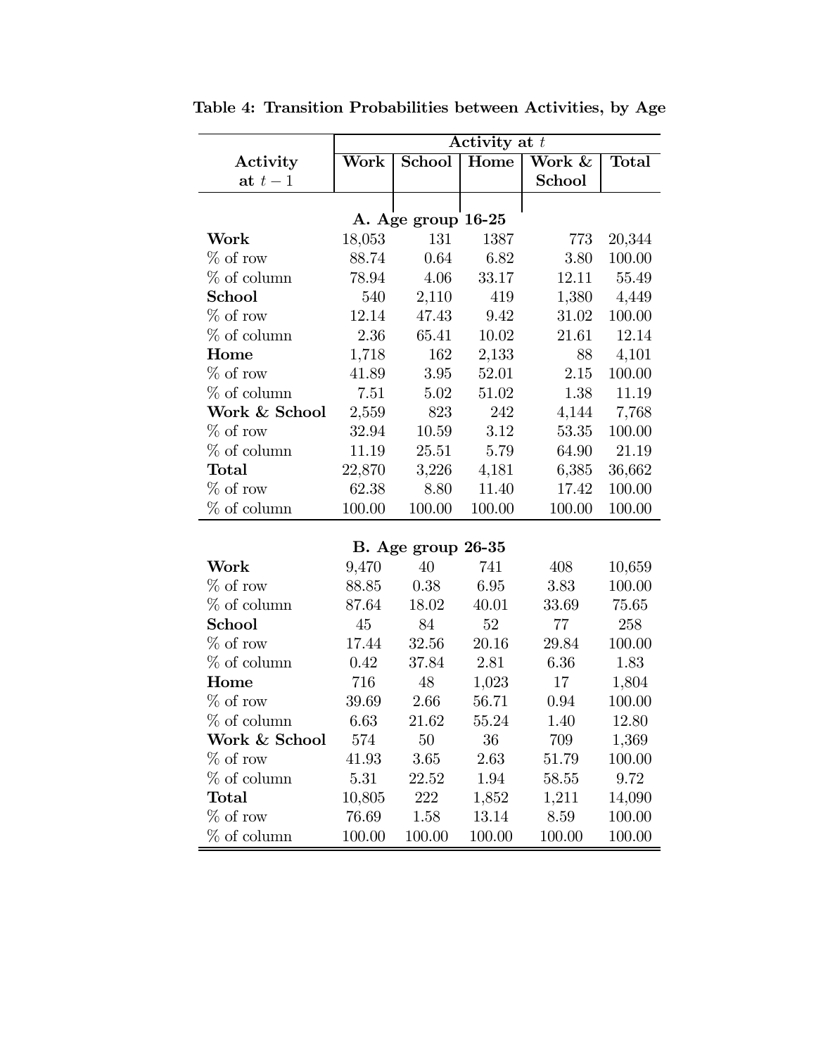**Table 4: Transition Probabilities between Activities, by Age**

| Activity at $t-1$ | Activity at $t$ | | | | |
|---|---|---|---|---|---|
| | Work | School | Home | Work & School | Total |
| **A. Age group 16-25** | | | | | |
| **Work** | 18,053 | 131 | 1387 | 773 | 20,344 |
| % of row | 88.74 | 0.64 | 6.82 | 3.80 | 100.00 |
| % of column | 78.94 | 4.06 | 33.17 | 12.11 | 55.49 |
| **School** | 540 | 2,110 | 419 | 1,380 | 4,449 |
| % of row | 12.14 | 47.43 | 9.42 | 31.02 | 100.00 |
| % of column | 2.36 | 65.41 | 10.02 | 21.61 | 12.14 |
| **Home** | 1,718 | 162 | 2,133 | 88 | 4,101 |
| % of row | 41.89 | 3.95 | 52.01 | 2.15 | 100.00 |
| % of column | 7.51 | 5.02 | 51.02 | 1.38 | 11.19 |
| **Work & School** | 2,559 | 823 | 242 | 4,144 | 7,768 |
| % of row | 32.94 | 10.59 | 3.12 | 53.35 | 100.00 |
| % of column | 11.19 | 25.51 | 5.79 | 64.90 | 21.19 |
| **Total** | 22,870 | 3,226 | 4,181 | 6,385 | 36,662 |
| % of row | 62.38 | 8.80 | 11.40 | 17.42 | 100.00 |
| % of column | 100.00 | 100.00 | 100.00 | 100.00 | 100.00 |
| **B. Age group 26-35** | | | | | |
| **Work** | 9,470 | 40 | 741 | 408 | 10,659 |
| % of row | 88.85 | 0.38 | 6.95 | 3.83 | 100.00 |
| % of column | 87.64 | 18.02 | 40.01 | 33.69 | 75.65 |
| **School** | 45 | 84 | 52 | 77 | 258 |
| % of row | 17.44 | 32.56 | 20.16 | 29.84 | 100.00 |
| % of column | 0.42 | 37.84 | 2.81 | 6.36 | 1.83 |
| **Home** | 716 | 48 | 1,023 | 17 | 1,804 |
| % of row | 39.69 | 2.66 | 56.71 | 0.94 | 100.00 |
| % of column | 6.63 | 21.62 | 55.24 | 1.40 | 12.80 |
| **Work & School** | 574 | 50 | 36 | 709 | 1,369 |
| % of row | 41.93 | 3.65 | 2.63 | 51.79 | 100.00 |
| % of column | 5.31 | 22.52 | 1.94 | 58.55 | 9.72 |
| **Total** | 10,805 | 222 | 1,852 | 1,211 | 14,090 |
| % of row | 76.69 | 1.58 | 13.14 | 8.59 | 100.00 |
| % of column | 100.00 | 100.00 | 100.00 | 100.00 | 100.00 |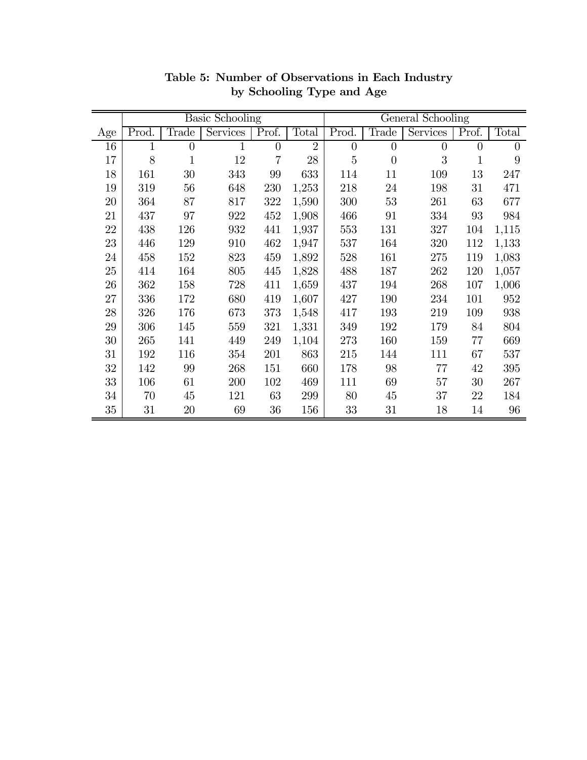**Table 5: Number of Observations in Each Industry by Schooling Type and Age**

| | Basic Schooling | | | | | General Schooling | | | | |
|---|---|---|---|---|---|---|---|---|---|---|
| Age | Prod. | Trade | Services | Prof. | Total | Prod. | Trade | Services | Prof. | Total |
| 16 | 1 | 0 | 1 | 0 | 2 | 0 | 0 | 0 | 0 | 0 |
| 17 | 8 | 1 | 12 | 7 | 28 | 5 | 0 | 3 | 1 | 9 |
| 18 | 161 | 30 | 343 | 99 | 633 | 114 | 11 | 109 | 13 | 247 |
| 19 | 319 | 56 | 648 | 230 | 1,253 | 218 | 24 | 198 | 31 | 471 |
| 20 | 364 | 87 | 817 | 322 | 1,590 | 300 | 53 | 261 | 63 | 677 |
| 21 | 437 | 97 | 922 | 452 | 1,908 | 466 | 91 | 334 | 93 | 984 |
| 22 | 438 | 126 | 932 | 441 | 1,937 | 553 | 131 | 327 | 104 | 1,115 |
| 23 | 446 | 129 | 910 | 462 | 1,947 | 537 | 164 | 320 | 112 | 1,133 |
| 24 | 458 | 152 | 823 | 459 | 1,892 | 528 | 161 | 275 | 119 | 1,083 |
| 25 | 414 | 164 | 805 | 445 | 1,828 | 488 | 187 | 262 | 120 | 1,057 |
| 26 | 362 | 158 | 728 | 411 | 1,659 | 437 | 194 | 268 | 107 | 1,006 |
| 27 | 336 | 172 | 680 | 419 | 1,607 | 427 | 190 | 234 | 101 | 952 |
| 28 | 326 | 176 | 673 | 373 | 1,548 | 417 | 193 | 219 | 109 | 938 |
| 29 | 306 | 145 | 559 | 321 | 1,331 | 349 | 192 | 179 | 84 | 804 |
| 30 | 265 | 141 | 449 | 249 | 1,104 | 273 | 160 | 159 | 77 | 669 |
| 31 | 192 | 116 | 354 | 201 | 863 | 215 | 144 | 111 | 67 | 537 |
| 32 | 142 | 99 | 268 | 151 | 660 | 178 | 98 | 77 | 42 | 395 |
| 33 | 106 | 61 | 200 | 102 | 469 | 111 | 69 | 57 | 30 | 267 |
| 34 | 70 | 45 | 121 | 63 | 299 | 80 | 45 | 37 | 22 | 184 |
| 35 | 31 | 20 | 69 | 36 | 156 | 33 | 31 | 18 | 14 | 96 |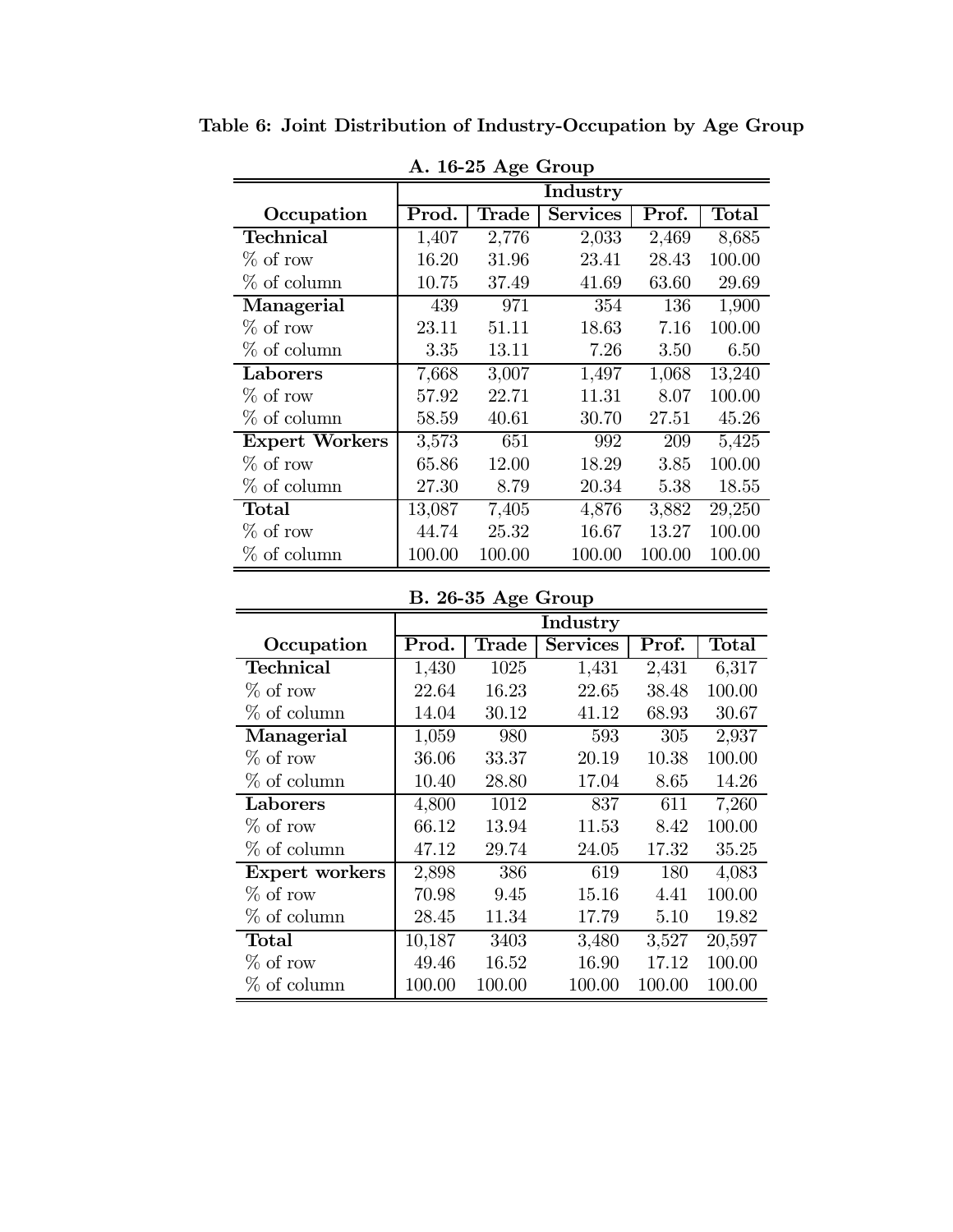**Table 6: Joint Distribution of Industry-Occupation by Age Group**

**A. 16-25 Age Group**

| | Industry | | | | |
|---|---|---|---|---|---|
| **Occupation** | **Prod.** | **Trade** | **Services** | **Prof.** | **Total** |
| **Technical** | 1,407 | 2,776 | 2,033 | 2,469 | 8,685 |
| % of row | 16.20 | 31.96 | 23.41 | 28.43 | 100.00 |
| % of column | 10.75 | 37.49 | 41.69 | 63.60 | 29.69 |
| **Managerial** | 439 | 971 | 354 | 136 | 1,900 |
| % of row | 23.11 | 51.11 | 18.63 | 7.16 | 100.00 |
| % of column | 3.35 | 13.11 | 7.26 | 3.50 | 6.50 |
| **Laborers** | 7,668 | 3,007 | 1,497 | 1,068 | 13,240 |
| % of row | 57.92 | 22.71 | 11.31 | 8.07 | 100.00 |
| % of column | 58.59 | 40.61 | 30.70 | 27.51 | 45.26 |
| **Expert Workers** | 3,573 | 651 | 992 | 209 | 5,425 |
| % of row | 65.86 | 12.00 | 18.29 | 3.85 | 100.00 |
| % of column | 27.30 | 8.79 | 20.34 | 5.38 | 18.55 |
| **Total** | 13,087 | 7,405 | 4,876 | 3,882 | 29,250 |
| % of row | 44.74 | 25.32 | 16.67 | 13.27 | 100.00 |
| % of column | 100.00 | 100.00 | 100.00 | 100.00 | 100.00 |

**B. 26-35 Age Group**

| | Industry | | | | |
|---|---|---|---|---|---|
| **Occupation** | **Prod.** | **Trade** | **Services** | **Prof.** | **Total** |
| **Technical** | 1,430 | 1025 | 1,431 | 2,431 | 6,317 |
| % of row | 22.64 | 16.23 | 22.65 | 38.48 | 100.00 |
| % of column | 14.04 | 30.12 | 41.12 | 68.93 | 30.67 |
| **Managerial** | 1,059 | 980 | 593 | 305 | 2,937 |
| % of row | 36.06 | 33.37 | 20.19 | 10.38 | 100.00 |
| % of column | 10.40 | 28.80 | 17.04 | 8.65 | 14.26 |
| **Laborers** | 4,800 | 1012 | 837 | 611 | 7,260 |
| % of row | 66.12 | 13.94 | 11.53 | 8.42 | 100.00 |
| % of column | 47.12 | 29.74 | 24.05 | 17.32 | 35.25 |
| **Expert workers** | 2,898 | 386 | 619 | 180 | 4,083 |
| % of row | 70.98 | 9.45 | 15.16 | 4.41 | 100.00 |
| % of column | 28.45 | 11.34 | 17.79 | 5.10 | 19.82 |
| **Total** | 10,187 | 3403 | 3,480 | 3,527 | 20,597 |
| % of row | 49.46 | 16.52 | 16.90 | 17.12 | 100.00 |
| % of column | 100.00 | 100.00 | 100.00 | 100.00 | 100.00 |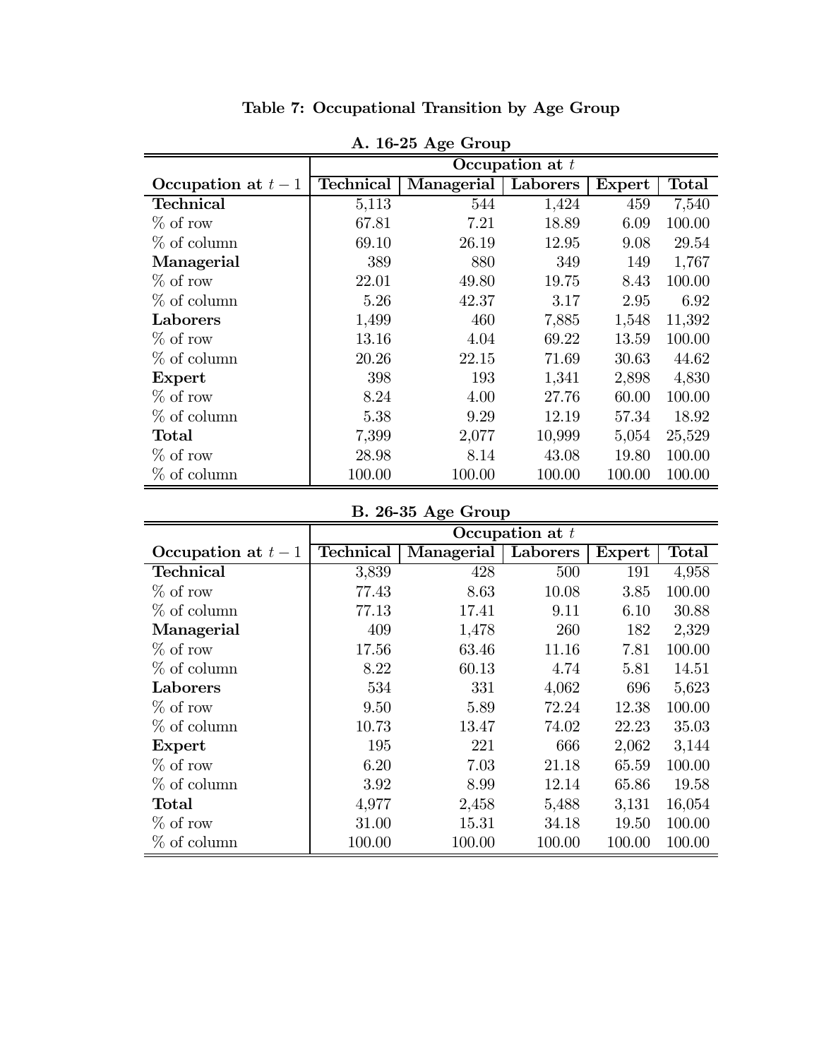**Table 7: Occupational Transition by Age Group**

**A. 16-25 Age Group**

| | Occupation at $t$ | | | | |
|---|---|---|---|---|---|
| **Occupation at $t-1$** | **Technical** | **Managerial** | **Laborers** | **Expert** | **Total** |
| **Technical** | 5,113 | 544 | 1,424 | 459 | 7,540 |
| % of row | 67.81 | 7.21 | 18.89 | 6.09 | 100.00 |
| % of column | 69.10 | 26.19 | 12.95 | 9.08 | 29.54 |
| **Managerial** | 389 | 880 | 349 | 149 | 1,767 |
| % of row | 22.01 | 49.80 | 19.75 | 8.43 | 100.00 |
| % of column | 5.26 | 42.37 | 3.17 | 2.95 | 6.92 |
| **Laborers** | 1,499 | 460 | 7,885 | 1,548 | 11,392 |
| % of row | 13.16 | 4.04 | 69.22 | 13.59 | 100.00 |
| % of column | 20.26 | 22.15 | 71.69 | 30.63 | 44.62 |
| **Expert** | 398 | 193 | 1,341 | 2,898 | 4,830 |
| % of row | 8.24 | 4.00 | 27.76 | 60.00 | 100.00 |
| % of column | 5.38 | 9.29 | 12.19 | 57.34 | 18.92 |
| **Total** | 7,399 | 2,077 | 10,999 | 5,054 | 25,529 |
| % of row | 28.98 | 8.14 | 43.08 | 19.80 | 100.00 |
| % of column | 100.00 | 100.00 | 100.00 | 100.00 | 100.00 |

**B. 26-35 Age Group**

| | Occupation at $t$ | | | | |
|---|---|---|---|---|---|
| **Occupation at $t-1$** | **Technical** | **Managerial** | **Laborers** | **Expert** | **Total** |
| **Technical** | 3,839 | 428 | 500 | 191 | 4,958 |
| % of row | 77.43 | 8.63 | 10.08 | 3.85 | 100.00 |
| % of column | 77.13 | 17.41 | 9.11 | 6.10 | 30.88 |
| **Managerial** | 409 | 1,478 | 260 | 182 | 2,329 |
| % of row | 17.56 | 63.46 | 11.16 | 7.81 | 100.00 |
| % of column | 8.22 | 60.13 | 4.74 | 5.81 | 14.51 |
| **Laborers** | 534 | 331 | 4,062 | 696 | 5,623 |
| % of row | 9.50 | 5.89 | 72.24 | 12.38 | 100.00 |
| % of column | 10.73 | 13.47 | 74.02 | 22.23 | 35.03 |
| **Expert** | 195 | 221 | 666 | 2,062 | 3,144 |
| % of row | 6.20 | 7.03 | 21.18 | 65.59 | 100.00 |
| % of column | 3.92 | 8.99 | 12.14 | 65.86 | 19.58 |
| **Total** | 4,977 | 2,458 | 5,488 | 3,131 | 16,054 |
| % of row | 31.00 | 15.31 | 34.18 | 19.50 | 100.00 |
| % of column | 100.00 | 100.00 | 100.00 | 100.00 | 100.00 |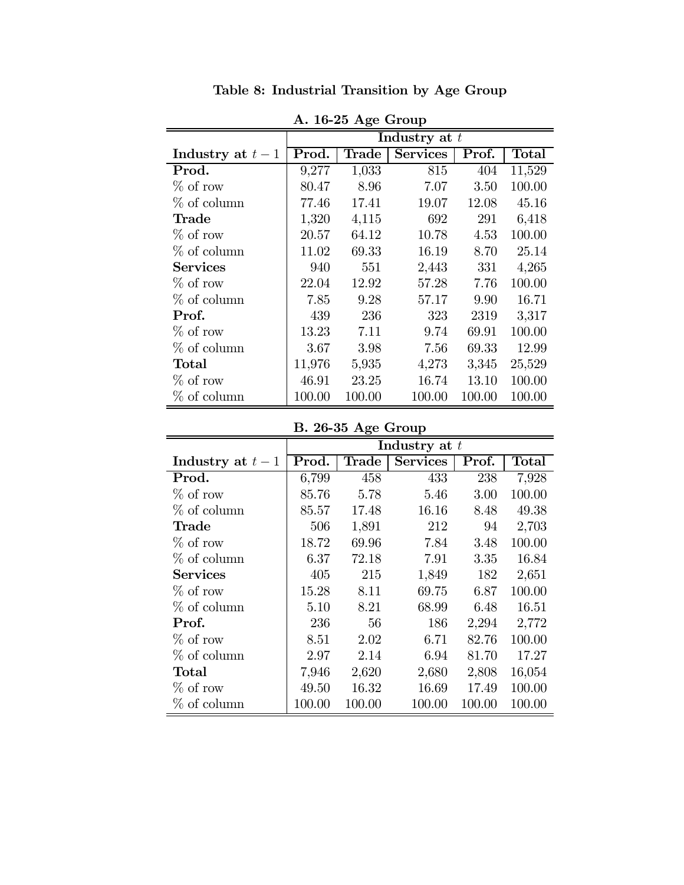# Table 8: Industrial Transition by Age Group

### A. 16-25 Age Group

| | Industry at $t$ | | | | |
|---|---|---|---|---|---|
| **Industry at $t-1$** | **Prod.** | **Trade** | **Services** | **Prof.** | **Total** |
| **Prod.** | 9,277 | 1,033 | 815 | 404 | 11,529 |
| % of row | 80.47 | 8.96 | 7.07 | 3.50 | 100.00 |
| % of column | 77.46 | 17.41 | 19.07 | 12.08 | 45.16 |
| **Trade** | 1,320 | 4,115 | 692 | 291 | 6,418 |
| % of row | 20.57 | 64.12 | 10.78 | 4.53 | 100.00 |
| % of column | 11.02 | 69.33 | 16.19 | 8.70 | 25.14 |
| **Services** | 940 | 551 | 2,443 | 331 | 4,265 |
| % of row | 22.04 | 12.92 | 57.28 | 7.76 | 100.00 |
| % of column | 7.85 | 9.28 | 57.17 | 9.90 | 16.71 |
| **Prof.** | 439 | 236 | 323 | 2319 | 3,317 |
| % of row | 13.23 | 7.11 | 9.74 | 69.91 | 100.00 |
| % of column | 3.67 | 3.98 | 7.56 | 69.33 | 12.99 |
| **Total** | 11,976 | 5,935 | 4,273 | 3,345 | 25,529 |
| % of row | 46.91 | 23.25 | 16.74 | 13.10 | 100.00 |
| % of column | 100.00 | 100.00 | 100.00 | 100.00 | 100.00 |

### B. 26-35 Age Group

| | Industry at $t$ | | | | |
|---|---|---|---|---|---|
| **Industry at $t-1$** | **Prod.** | **Trade** | **Services** | **Prof.** | **Total** |
| **Prod.** | 6,799 | 458 | 433 | 238 | 7,928 |
| % of row | 85.76 | 5.78 | 5.46 | 3.00 | 100.00 |
| % of column | 85.57 | 17.48 | 16.16 | 8.48 | 49.38 |
| **Trade** | 506 | 1,891 | 212 | 94 | 2,703 |
| % of row | 18.72 | 69.96 | 7.84 | 3.48 | 100.00 |
| % of column | 6.37 | 72.18 | 7.91 | 3.35 | 16.84 |
| **Services** | 405 | 215 | 1,849 | 182 | 2,651 |
| % of row | 15.28 | 8.11 | 69.75 | 6.87 | 100.00 |
| % of column | 5.10 | 8.21 | 68.99 | 6.48 | 16.51 |
| **Prof.** | 236 | 56 | 186 | 2,294 | 2,772 |
| % of row | 8.51 | 2.02 | 6.71 | 82.76 | 100.00 |
| % of column | 2.97 | 2.14 | 6.94 | 81.70 | 17.27 |
| **Total** | 7,946 | 2,620 | 2,680 | 2,808 | 16,054 |
| % of row | 49.50 | 16.32 | 16.69 | 17.49 | 100.00 |
| % of column | 100.00 | 100.00 | 100.00 | 100.00 | 100.00 |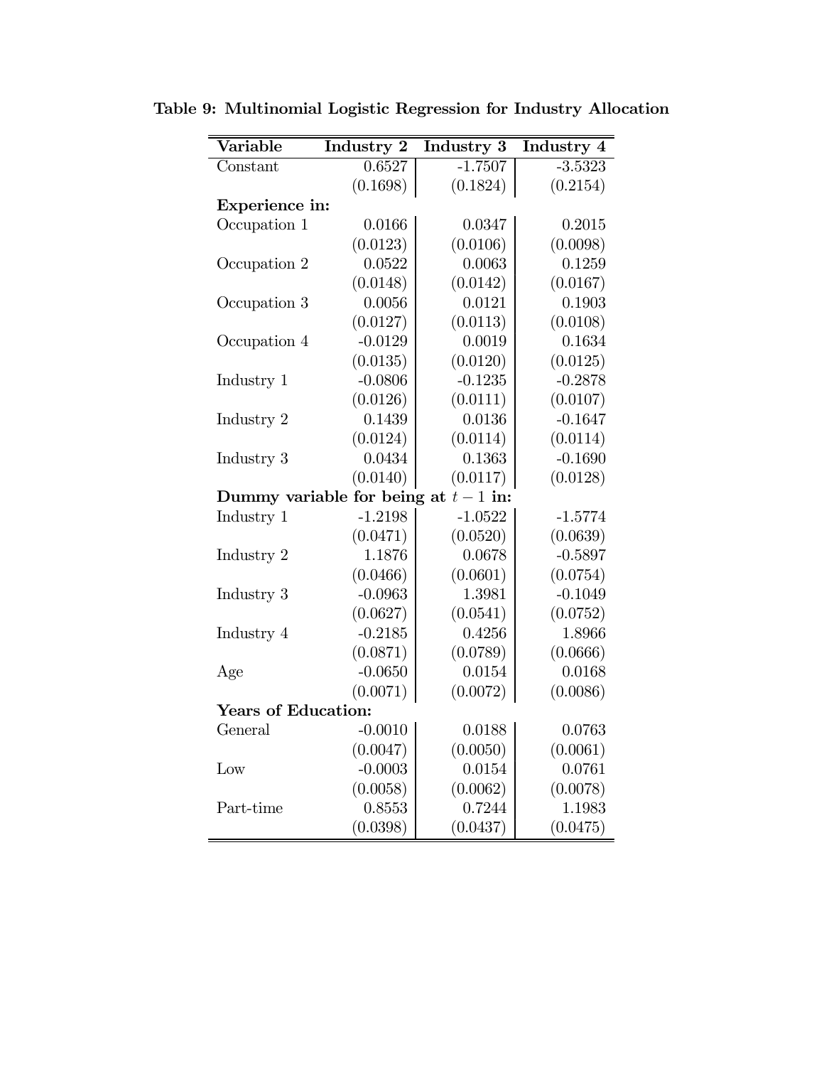**Table 9: Multinomial Logistic Regression for Industry Allocation**

| Variable | Industry 2 | Industry 3 | Industry 4 |
|---|---|---|---|
| Constant | 0.6527 | -1.7507 | -3.5323 |
| | (0.1698) | (0.1824) | (0.2154) |
| **Experience in:** | | | |
| Occupation 1 | 0.0166 | 0.0347 | 0.2015 |
| | (0.0123) | (0.0106) | (0.0098) |
| Occupation 2 | 0.0522 | 0.0063 | 0.1259 |
| | (0.0148) | (0.0142) | (0.0167) |
| Occupation 3 | 0.0056 | 0.0121 | 0.1903 |
| | (0.0127) | (0.0113) | (0.0108) |
| Occupation 4 | -0.0129 | 0.0019 | 0.1634 |
| | (0.0135) | (0.0120) | (0.0125) |
| Industry 1 | -0.0806 | -0.1235 | -0.2878 |
| | (0.0126) | (0.0111) | (0.0107) |
| Industry 2 | 0.1439 | 0.0136 | -0.1647 |
| | (0.0124) | (0.0114) | (0.0114) |
| Industry 3 | 0.0434 | 0.1363 | -0.1690 |
| | (0.0140) | (0.0117) | (0.0128) |
| **Dummy variable for being at $t-1$ in:** | | | |
| Industry 1 | -1.2198 | -1.0522 | -1.5774 |
| | (0.0471) | (0.0520) | (0.0639) |
| Industry 2 | 1.1876 | 0.0678 | -0.5897 |
| | (0.0466) | (0.0601) | (0.0754) |
| Industry 3 | -0.0963 | 1.3981 | -0.1049 |
| | (0.0627) | (0.0541) | (0.0752) |
| Industry 4 | -0.2185 | 0.4256 | 1.8966 |
| | (0.0871) | (0.0789) | (0.0666) |
| Age | -0.0650 | 0.0154 | 0.0168 |
| | (0.0071) | (0.0072) | (0.0086) |
| **Years of Education:** | | | |
| General | -0.0010 | 0.0188 | 0.0763 |
| | (0.0047) | (0.0050) | (0.0061) |
| Low | -0.0003 | 0.0154 | 0.0761 |
| | (0.0058) | (0.0062) | (0.0078) |
| Part-time | 0.8553 | 0.7244 | 1.1983 |
| | (0.0398) | (0.0437) | (0.0475) |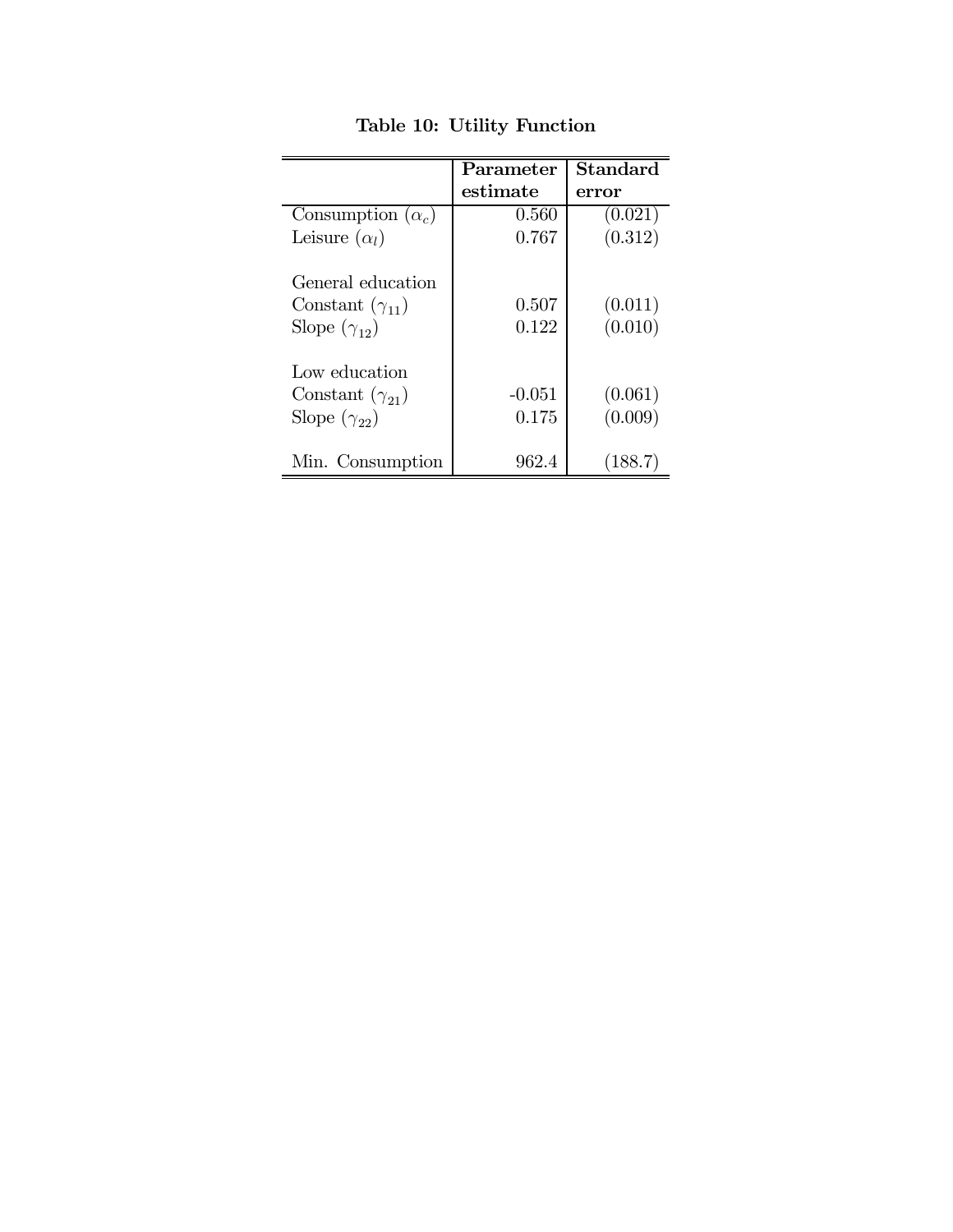**Table 10: Utility Function**

| | **Parameter estimate** | **Standard error** |
|---|---|---|
| Consumption ($\alpha_c$) | 0.560 | (0.021) |
| Leisure ($\alpha_l$) | 0.767 | (0.312) |
| | | |
| General education | | |
| Constant ($\gamma_{11}$) | 0.507 | (0.011) |
| Slope ($\gamma_{12}$) | 0.122 | (0.010) |
| | | |
| Low education | | |
| Constant ($\gamma_{21}$) | -0.051 | (0.061) |
| Slope ($\gamma_{22}$) | 0.175 | (0.009) |
| | | |
| Min. Consumption | 962.4 | (188.7) |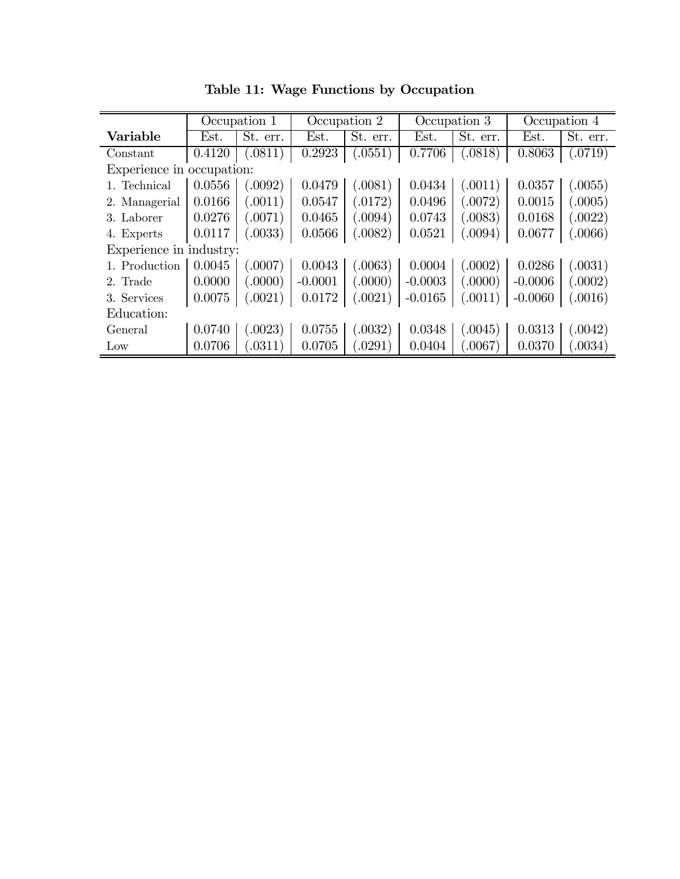**Table 11: Wage Functions by Occupation**

| | Occupation 1 | | Occupation 2 | | Occupation 3 | | Occupation 4 | |
|---|---|---|---|---|---|---|---|---|
| **Variable** | Est. | St. err. | Est. | St. err. | Est. | St. err. | Est. | St. err. |
| Constant | 0.4120 | (.0811) | 0.2923 | (.0551) | 0.7706 | (.0818) | 0.8063 | (.0719) |
| Experience in occupation: | | | | | | | | |
| 1. Technical | 0.0556 | (.0092) | 0.0479 | (.0081) | 0.0434 | (.0011) | 0.0357 | (.0055) |
| 2. Managerial | 0.0166 | (.0011) | 0.0547 | (.0172) | 0.0496 | (.0072) | 0.0015 | (.0005) |
| 3. Laborer | 0.0276 | (.0071) | 0.0465 | (.0094) | 0.0743 | (.0083) | 0.0168 | (.0022) |
| 4. Experts | 0.0117 | (.0033) | 0.0566 | (.0082) | 0.0521 | (.0094) | 0.0677 | (.0066) |
| Experience in industry: | | | | | | | | |
| 1. Production | 0.0045 | (.0007) | 0.0043 | (.0063) | 0.0004 | (.0002) | 0.0286 | (.0031) |
| 2. Trade | 0.0000 | (.0000) | -0.0001 | (.0000) | -0.0003 | (.0000) | -0.0006 | (.0002) |
| 3. Services | 0.0075 | (.0021) | 0.0172 | (.0021) | -0.0165 | (.0011) | -0.0060 | (.0016) |
| Education: | | | | | | | | |
| General | 0.0740 | (.0023) | 0.0755 | (.0032) | 0.0348 | (.0045) | 0.0313 | (.0042) |
| Low | 0.0706 | (.0311) | 0.0705 | (.0291) | 0.0404 | (.0067) | 0.0370 | (.0034) |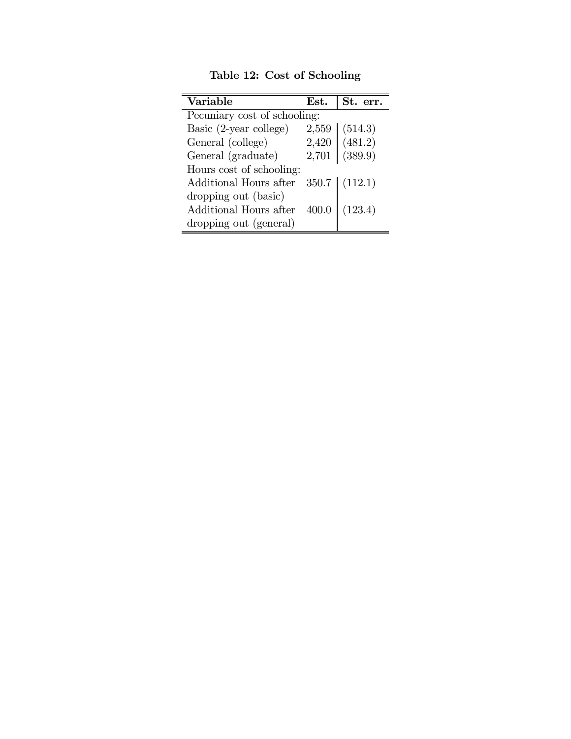**Table 12: Cost of Schooling**

| Variable | Est. | St. err. |
|---|---|---|
| Pecuniary cost of schooling: | | |
| Basic (2-year college) | 2,559 | (514.3) |
| General (college) | 2,420 | (481.2) |
| General (graduate) | 2,701 | (389.9) |
| Hours cost of schooling: | | |
| Additional Hours after dropping out (basic) | 350.7 | (112.1) |
| Additional Hours after dropping out (general) | 400.0 | (123.4) |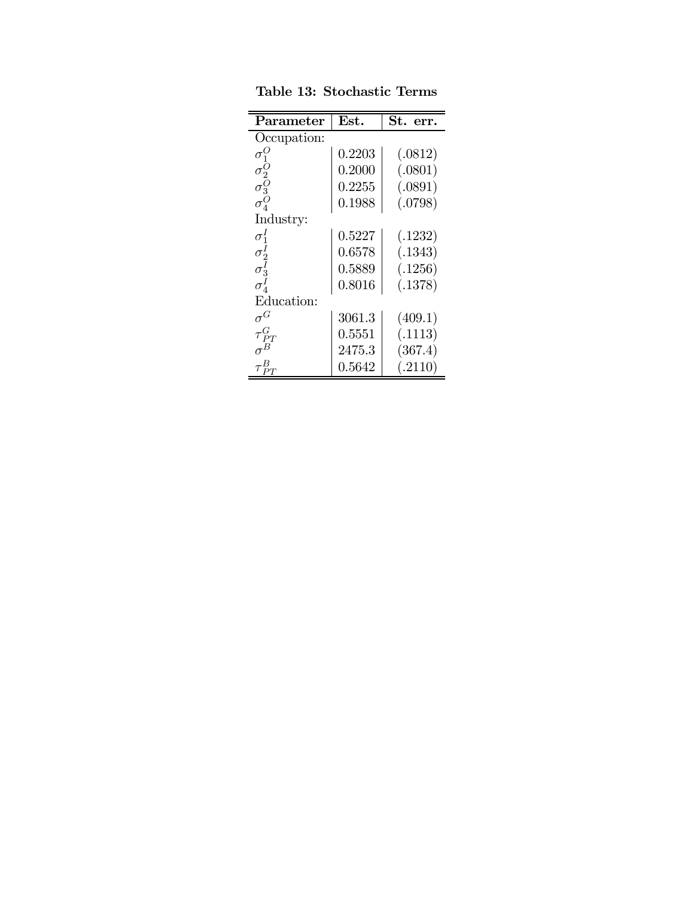**Table 13: Stochastic Terms**

| Parameter | Est. | St. err. |
|---|---|---|
| Occupation: | | |
| $\sigma_1^O$ | 0.2203 | (.0812) |
| $\sigma_2^O$ | 0.2000 | (.0801) |
| $\sigma_3^O$ | 0.2255 | (.0891) |
| $\sigma_4^O$ | 0.1988 | (.0798) |
| Industry: | | |
| $\sigma_1^I$ | 0.5227 | (.1232) |
| $\sigma_2^I$ | 0.6578 | (.1343) |
| $\sigma_3^I$ | 0.5889 | (.1256) |
| $\sigma_4^I$ | 0.8016 | (.1378) |
| Education: | | |
| $\sigma^G$ | 3061.3 | (409.1) |
| $\tau_{PT}^G$ | 0.5551 | (.1113) |
| $\sigma^B$ | 2475.3 | (367.4) |
| $\tau_{PT}^B$ | 0.5642 | (.2110) |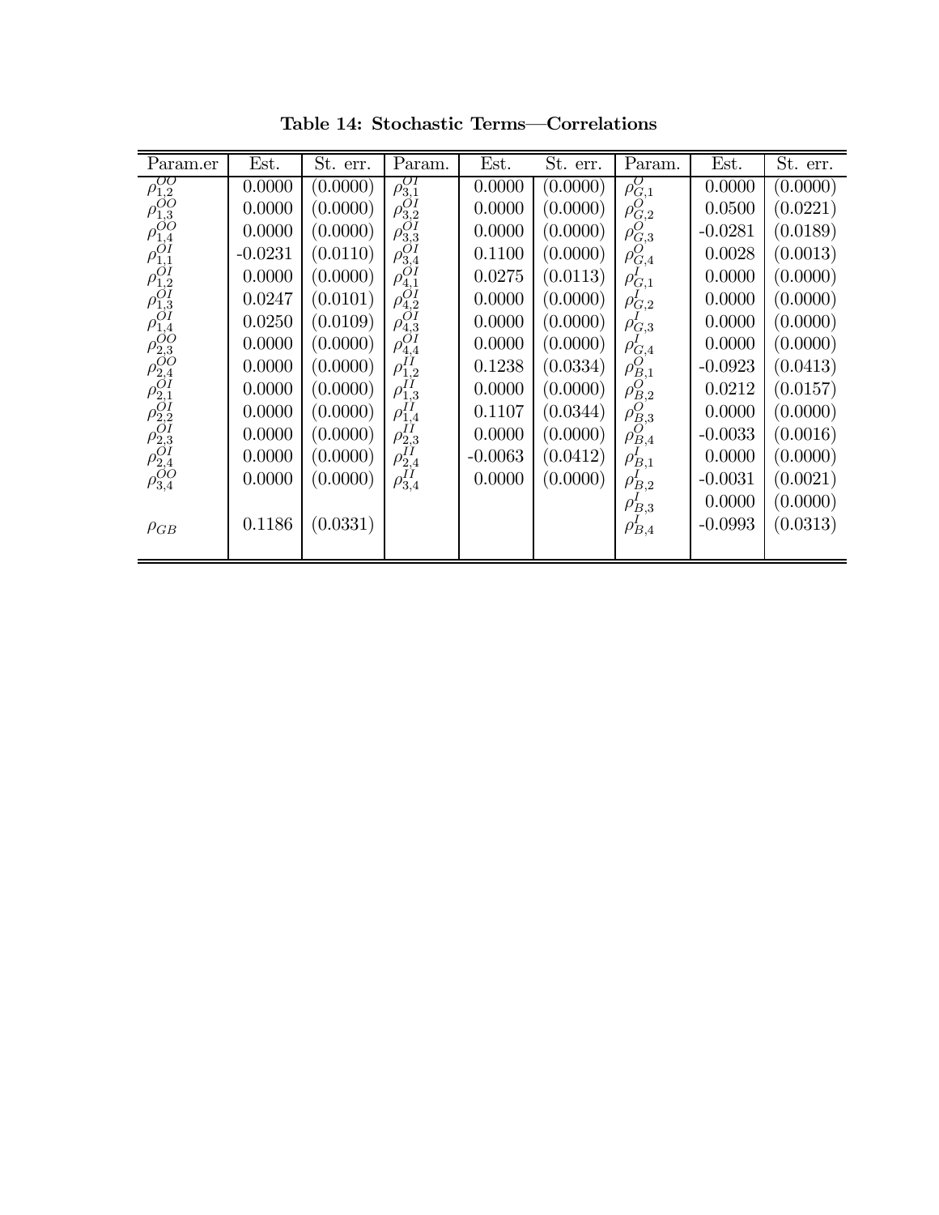**Table 14: Stochastic Terms—Correlations**

| Param.er | Est. | St. err. | Param. | Est. | St. err. | Param. | Est. | St. err. |
|---|---|---|---|---|---|---|---|---|
| $\rho_{1,2}^{OO}$ | 0.0000 | (0.0000) | $\rho_{3,1}^{OI}$ | 0.0000 | (0.0000) | $\rho_{G,1}^{O}$ | 0.0000 | (0.0000) |
| $\rho_{1,3}^{OO}$ | 0.0000 | (0.0000) | $\rho_{3,2}^{OI}$ | 0.0000 | (0.0000) | $\rho_{G,2}^{O}$ | 0.0500 | (0.0221) |
| $\rho_{1,4}^{OO}$ | 0.0000 | (0.0000) | $\rho_{3,3}^{OI}$ | 0.0000 | (0.0000) | $\rho_{G,3}^{O}$ | -0.0281 | (0.0189) |
| $\rho_{1,1}^{OI}$ | -0.0231 | (0.0110) | $\rho_{3,4}^{OI}$ | 0.1100 | (0.0000) | $\rho_{G,4}^{O}$ | 0.0028 | (0.0013) |
| $\rho_{1,2}^{OI}$ | 0.0000 | (0.0000) | $\rho_{4,1}^{OI}$ | 0.0275 | (0.0113) | $\rho_{G,1}^{I}$ | 0.0000 | (0.0000) |
| $\rho_{1,3}^{OI}$ | 0.0247 | (0.0101) | $\rho_{4,2}^{OI}$ | 0.0000 | (0.0000) | $\rho_{G,2}^{I}$ | 0.0000 | (0.0000) |
| $\rho_{1,4}^{OI}$ | 0.0250 | (0.0109) | $\rho_{4,3}^{OI}$ | 0.0000 | (0.0000) | $\rho_{G,3}^{I}$ | 0.0000 | (0.0000) |
| $\rho_{2,3}^{OO}$ | 0.0000 | (0.0000) | $\rho_{4,4}^{OI}$ | 0.0000 | (0.0000) | $\rho_{G,4}^{I}$ | 0.0000 | (0.0000) |
| $\rho_{2,4}^{OO}$ | 0.0000 | (0.0000) | $\rho_{1,2}^{II}$ | 0.1238 | (0.0334) | $\rho_{B,1}^{O}$ | -0.0923 | (0.0413) |
| $\rho_{2,1}^{OI}$ | 0.0000 | (0.0000) | $\rho_{1,3}^{II}$ | 0.0000 | (0.0000) | $\rho_{B,2}^{O}$ | 0.0212 | (0.0157) |
| $\rho_{2,2}^{OI}$ | 0.0000 | (0.0000) | $\rho_{1,4}^{II}$ | 0.1107 | (0.0344) | $\rho_{B,3}^{O}$ | 0.0000 | (0.0000) |
| $\rho_{2,3}^{OI}$ | 0.0000 | (0.0000) | $\rho_{2,3}^{II}$ | 0.0000 | (0.0000) | $\rho_{B,4}^{O}$ | -0.0033 | (0.0016) |
| $\rho_{2,4}^{OI}$ | 0.0000 | (0.0000) | $\rho_{2,4}^{II}$ | -0.0063 | (0.0412) | $\rho_{B,1}^{I}$ | 0.0000 | (0.0000) |
| $\rho_{3,4}^{OO}$ | 0.0000 | (0.0000) | $\rho_{3,4}^{II}$ | 0.0000 | (0.0000) | $\rho_{B,2}^{I}$ | -0.0031 | (0.0021) |
| | | | | | | $\rho_{B,3}^{I}$ | 0.0000 | (0.0000) |
| $\rho_{GB}$ | 0.1186 | (0.0331) | | | | $\rho_{B,4}^{I}$ | -0.0993 | (0.0313) |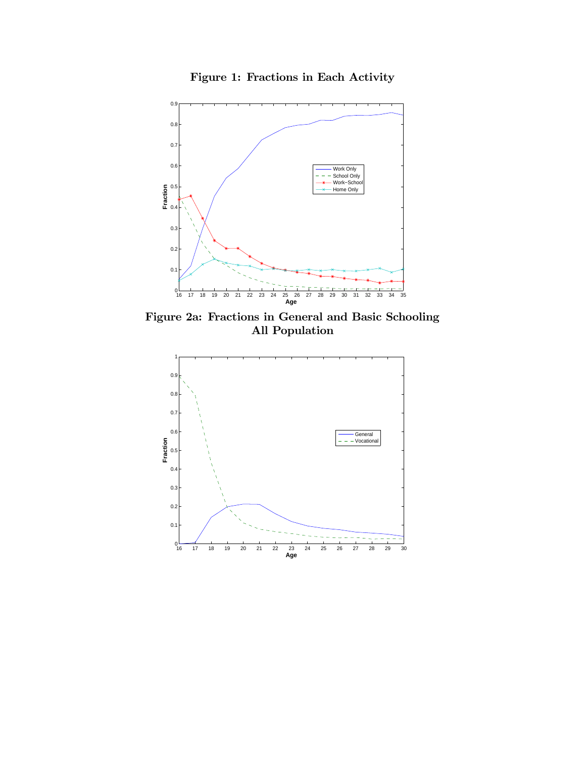**Figure 1: Fractions in Each Activity**

**Figure 2a: Fractions in General and Basic Schooling All Population**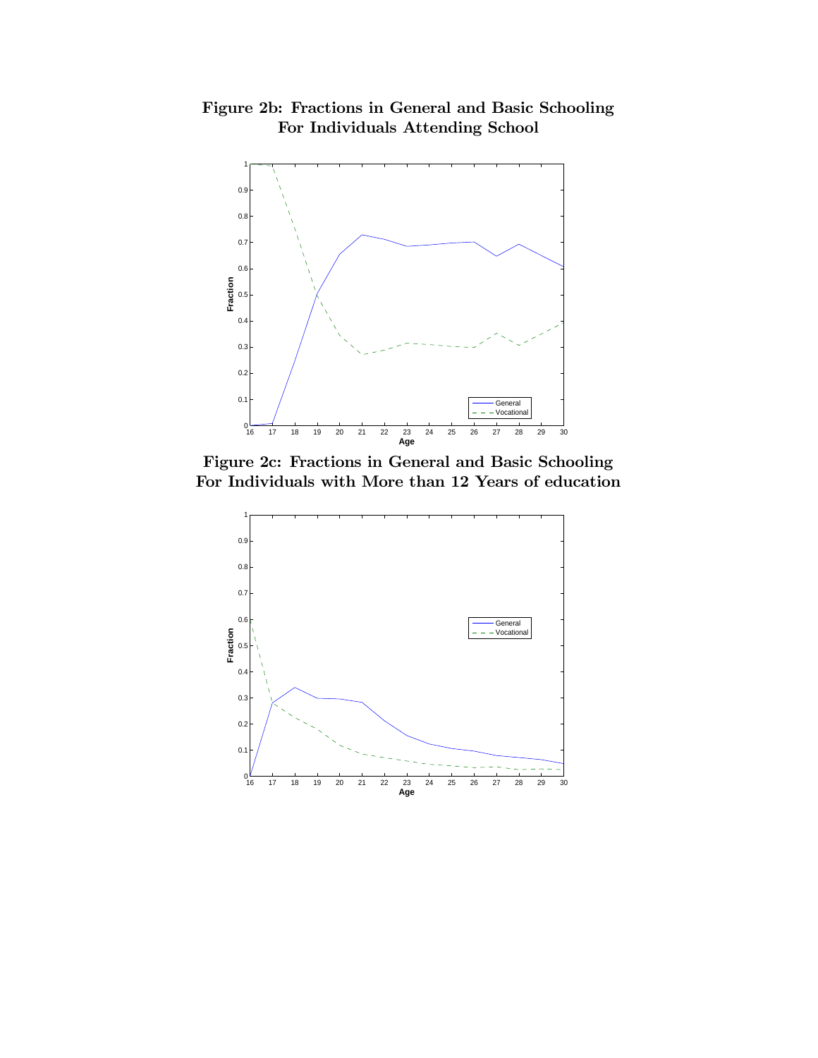**Figure 2b: Fractions in General and Basic Schooling For Individuals Attending School**

**Figure 2c: Fractions in General and Basic Schooling For Individuals with More than 12 Years of education**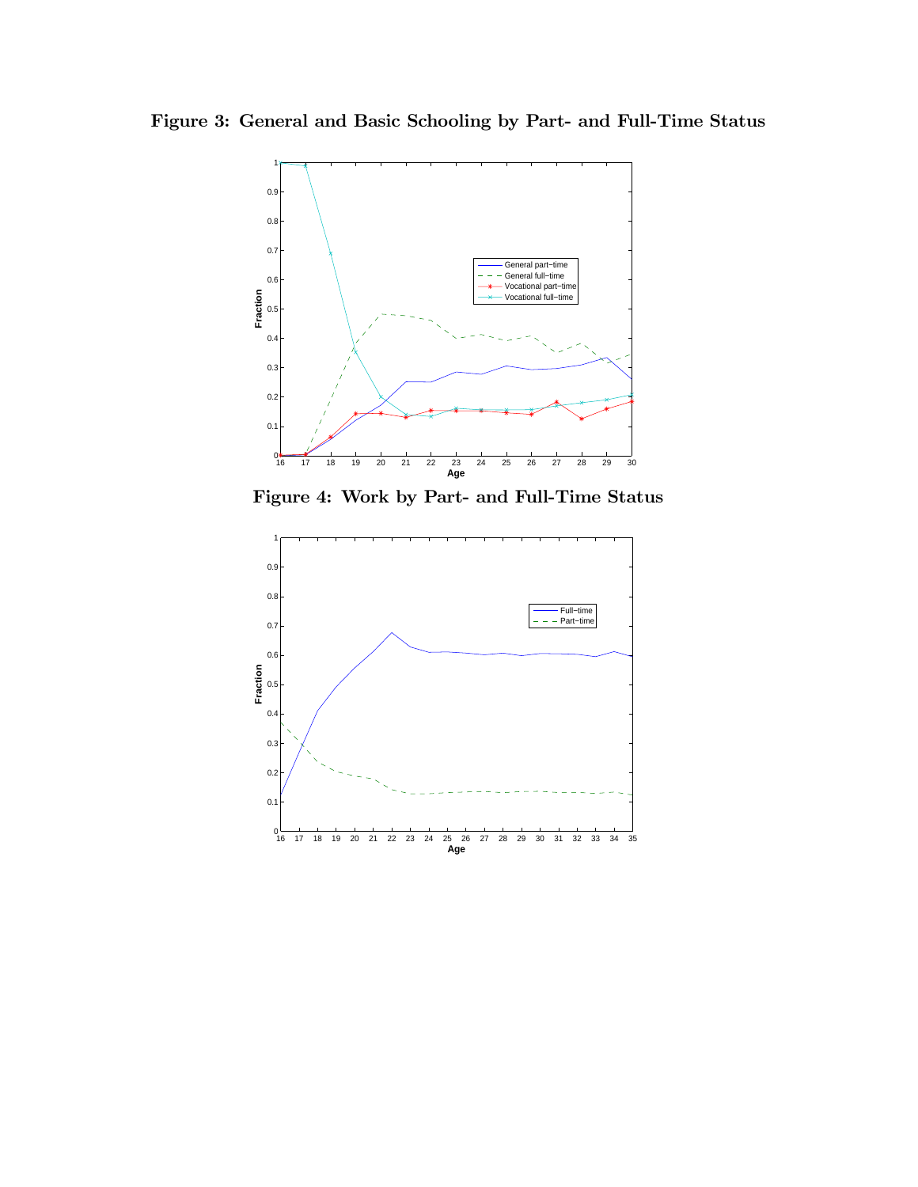**Figure 3: General and Basic Schooling by Part- and Full-Time Status**

**Figure 4: Work by Part- and Full-Time Status**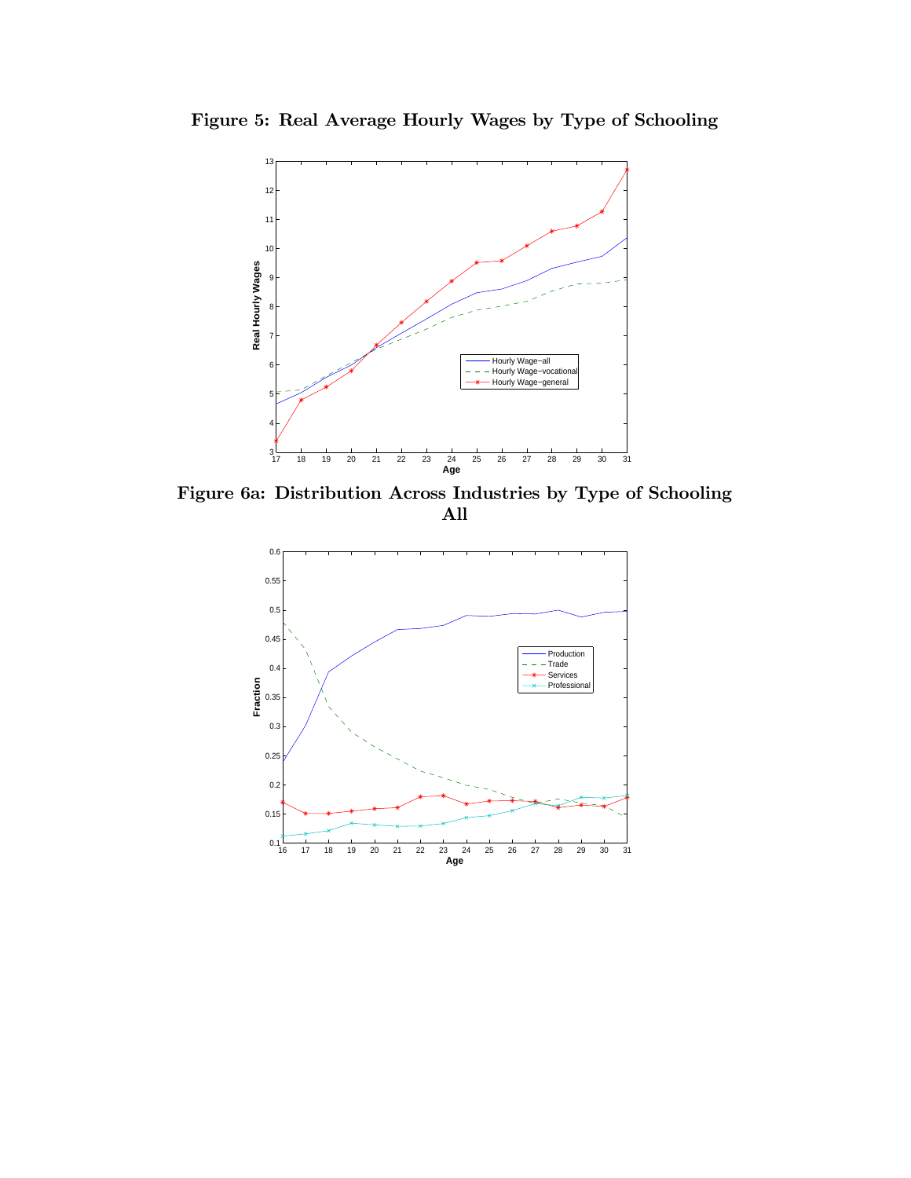**Figure 5: Real Average Hourly Wages by Type of Schooling**

**Figure 6a: Distribution Across Industries by Type of Schooling**
**All**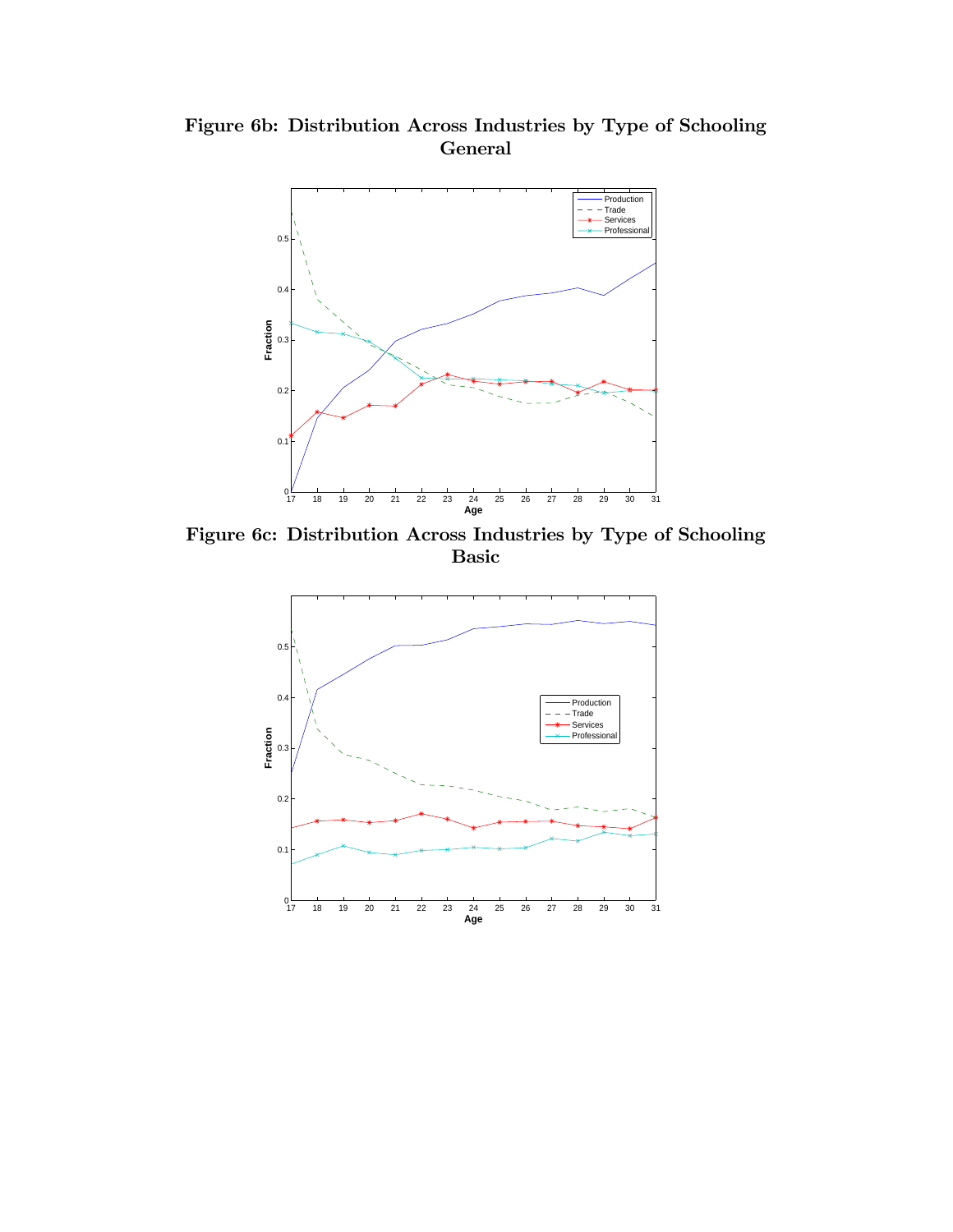**Figure 6b: Distribution Across Industries by Type of Schooling General**

**Figure 6c: Distribution Across Industries by Type of Schooling Basic**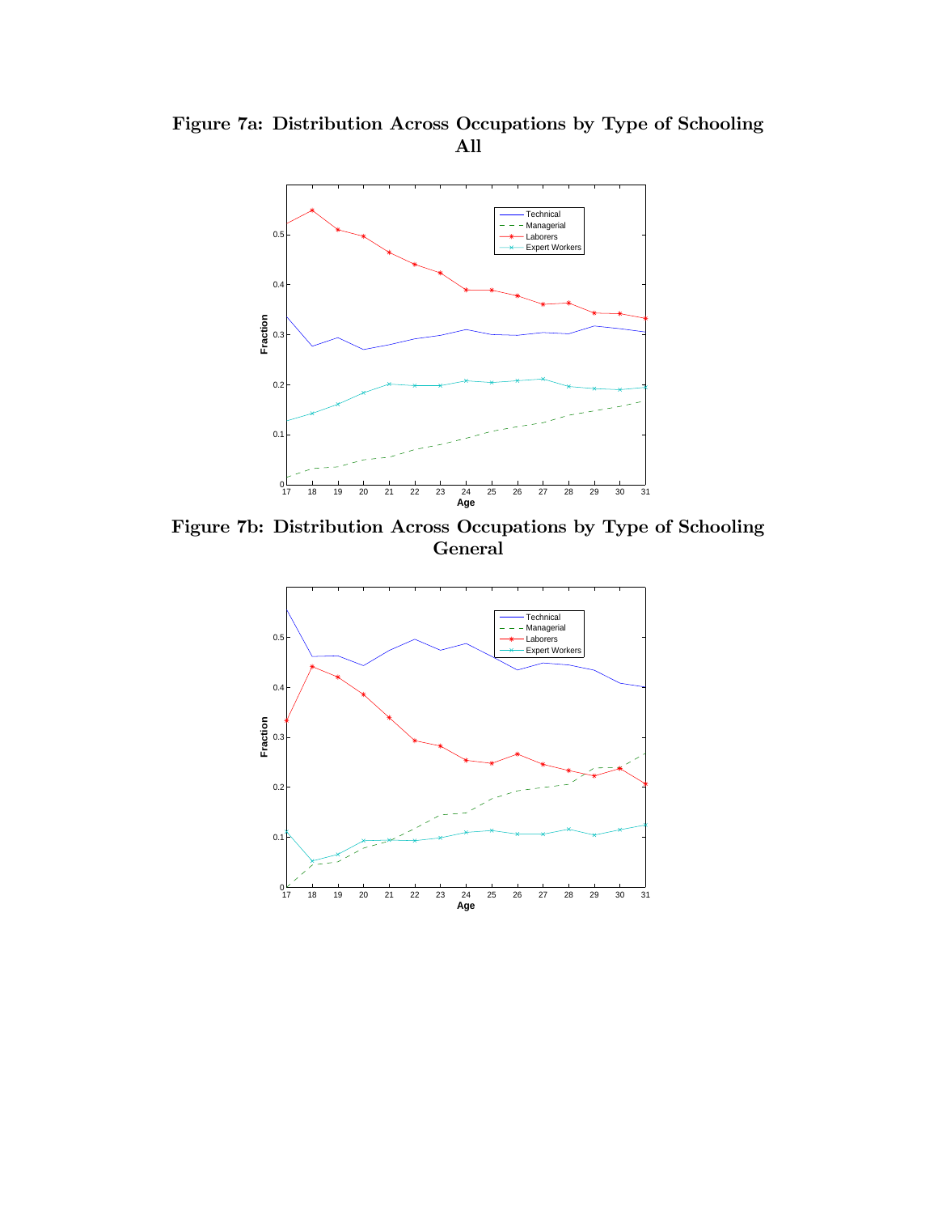**Figure 7a: Distribution Across Occupations by Type of Schooling All**

**Figure 7b: Distribution Across Occupations by Type of Schooling General**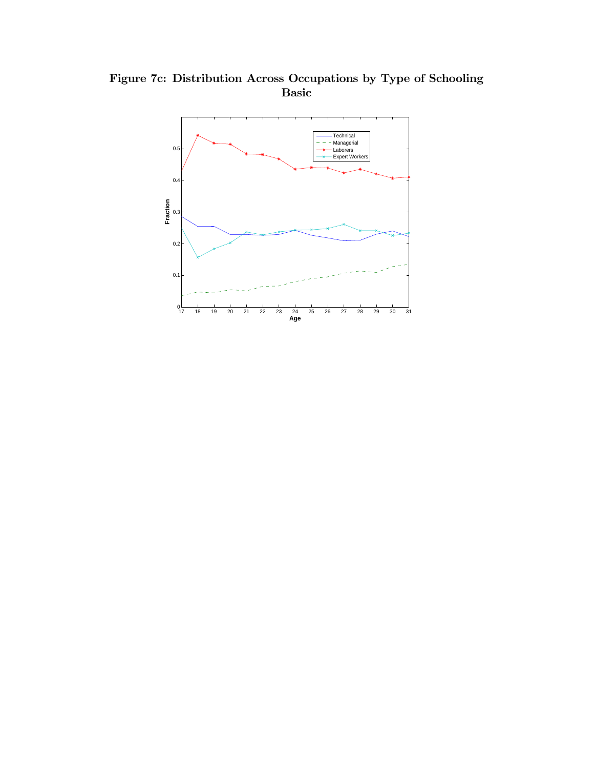# Figure 7c: Distribution Across Occupations by Type of Schooling
## Basic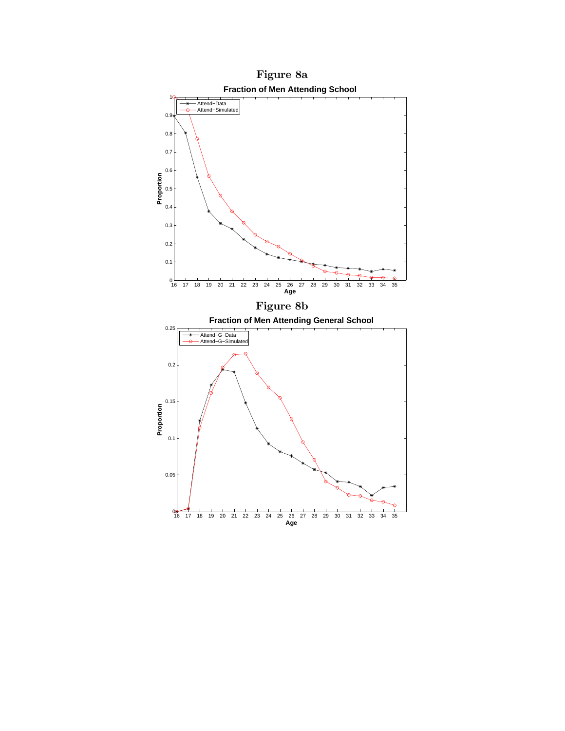## Figure 8a

**Fraction of Men Attending School**

## Figure 8b

**Fraction of Men Attending General School**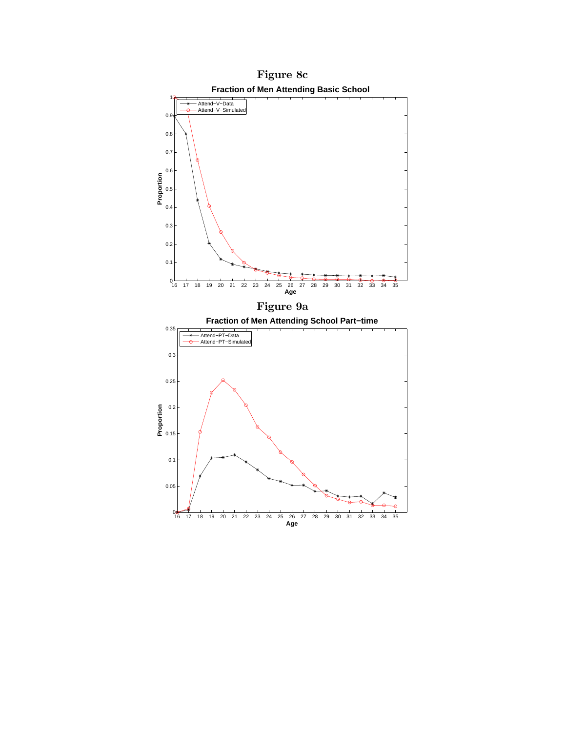**Figure 8c**

**Figure 9a**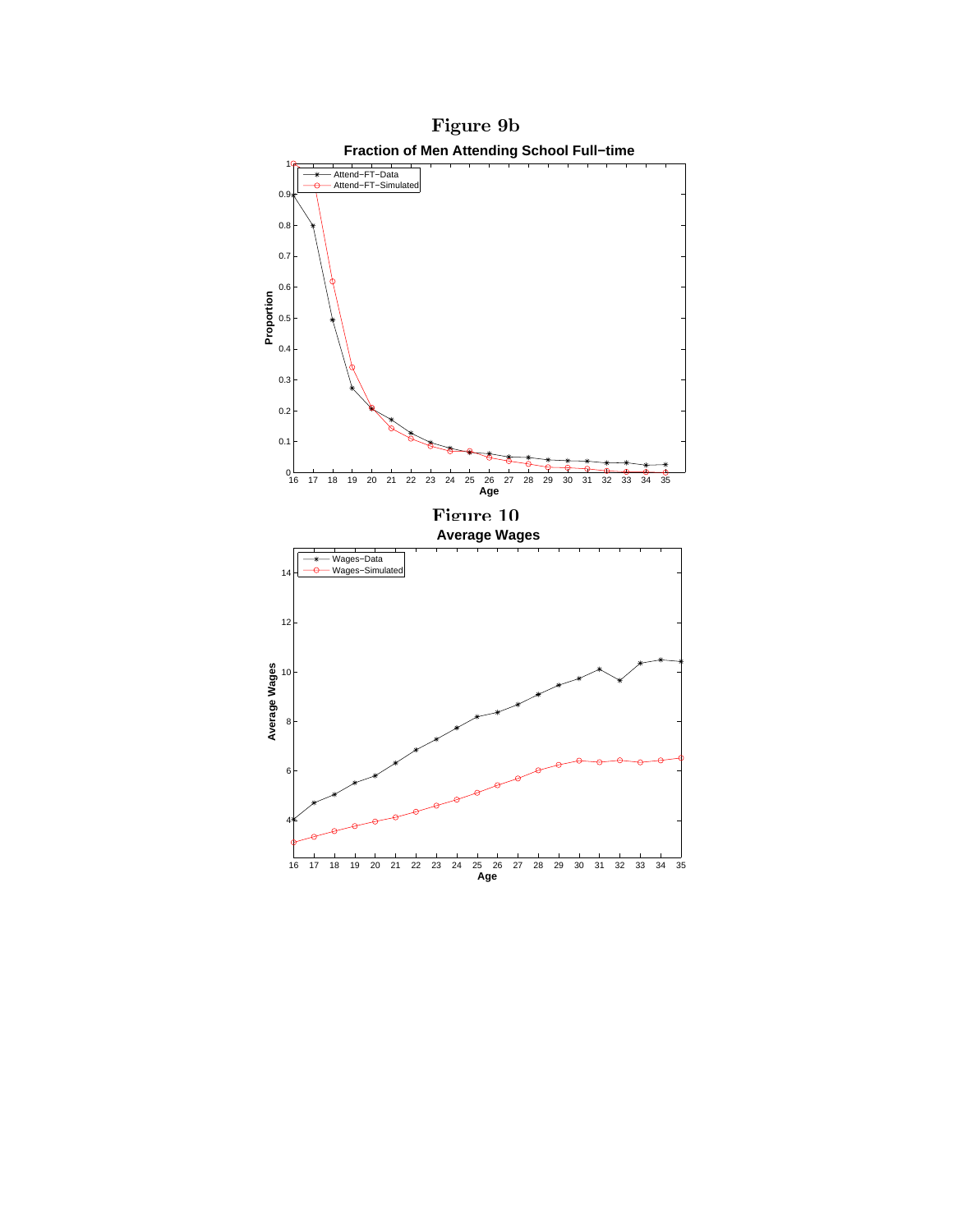# Figure 9b

Fraction of Men Attending School Full−time

# Figure 10

Average Wages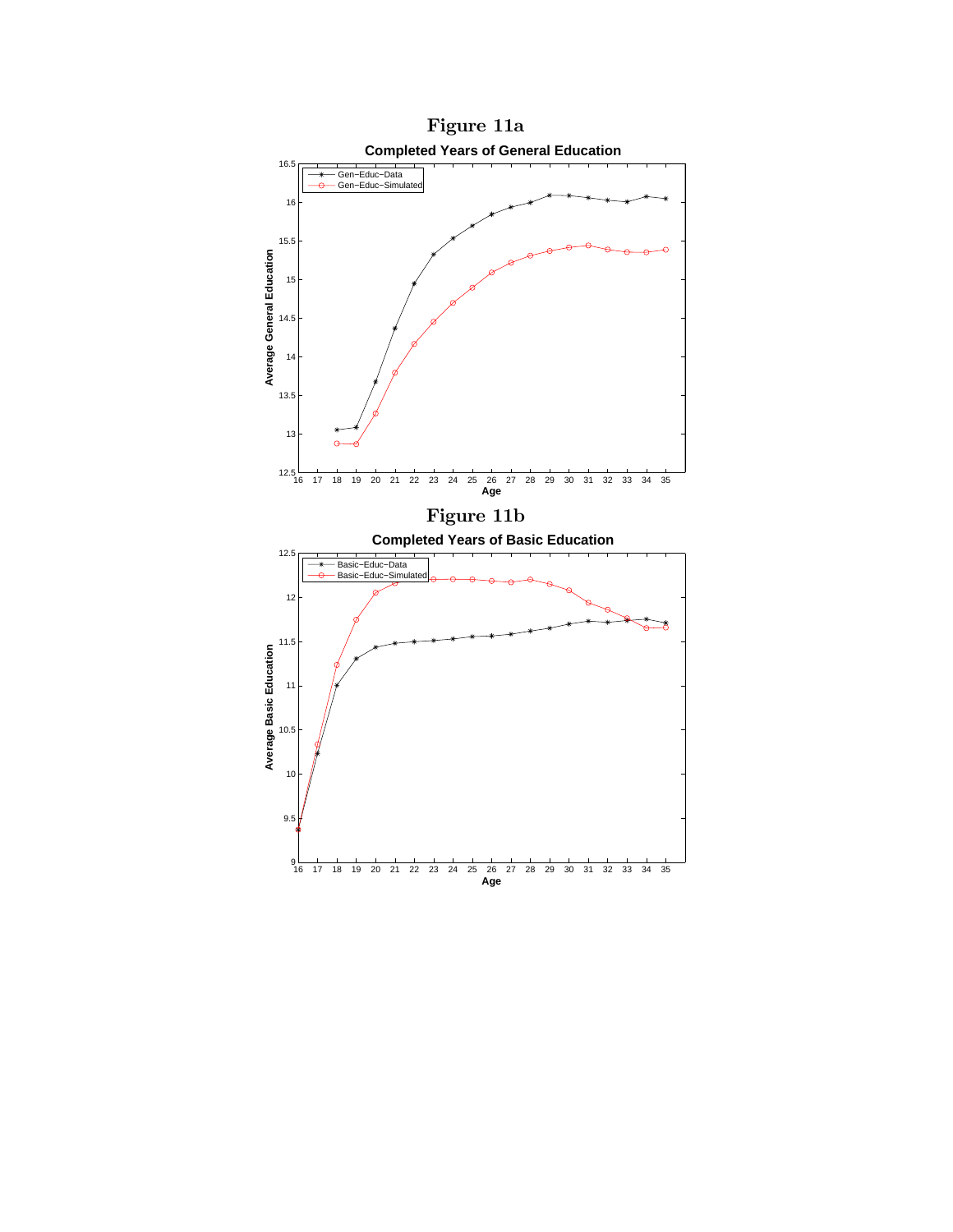# Figure 11a

**Completed Years of General Education**

# Figure 11b

**Completed Years of Basic Education**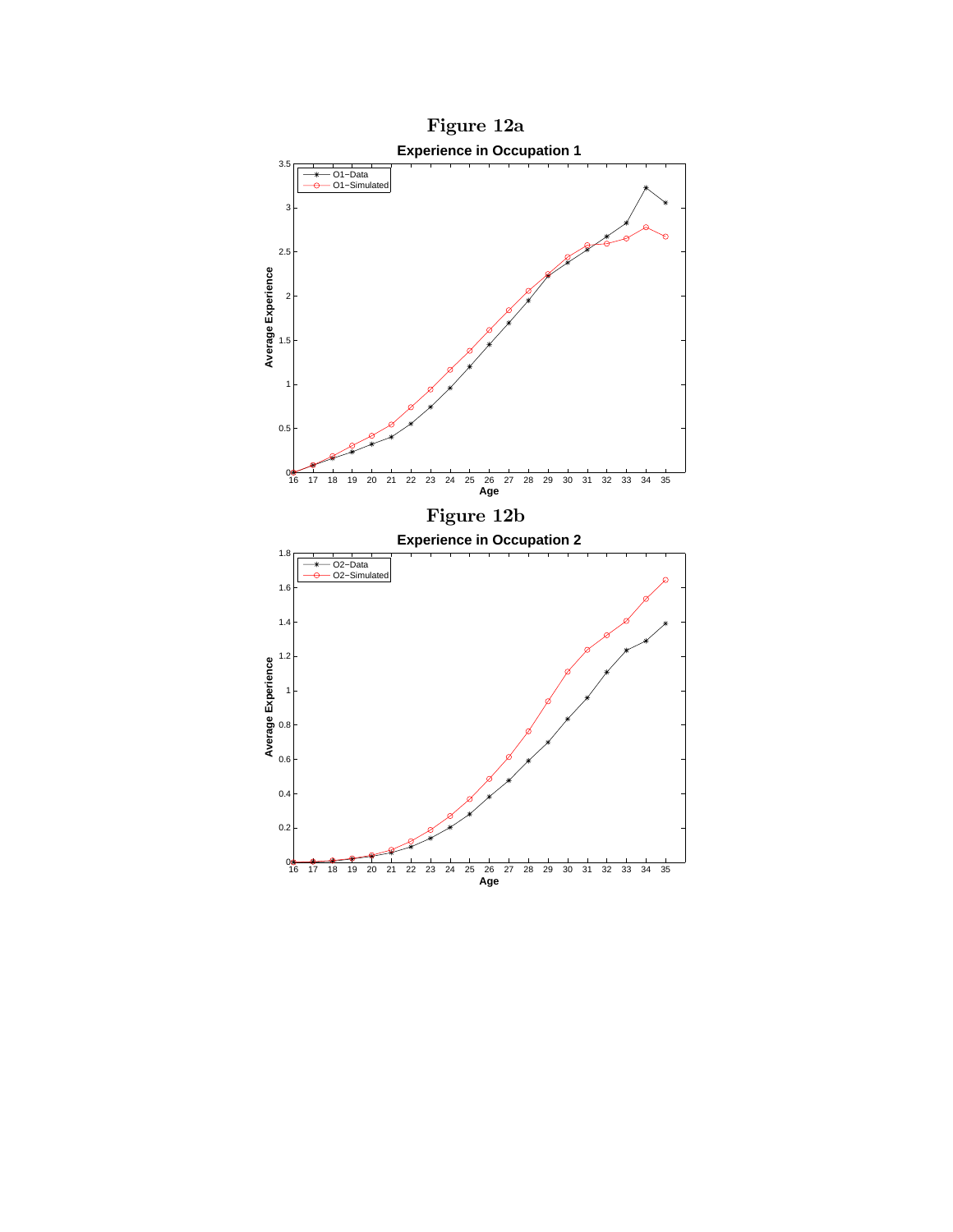# Figure 12a

**Experience in Occupation 1**

# Figure 12b

**Experience in Occupation 2**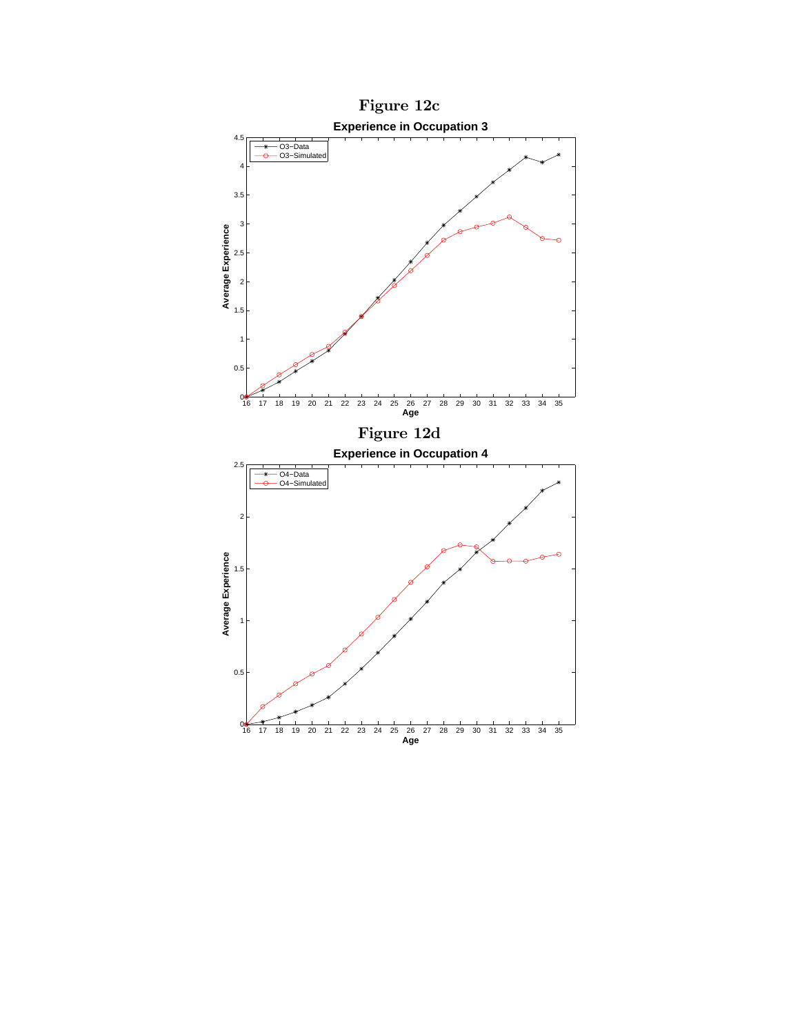# Figure 12c

**Experience in Occupation 3**

# Figure 12d

**Experience in Occupation 4**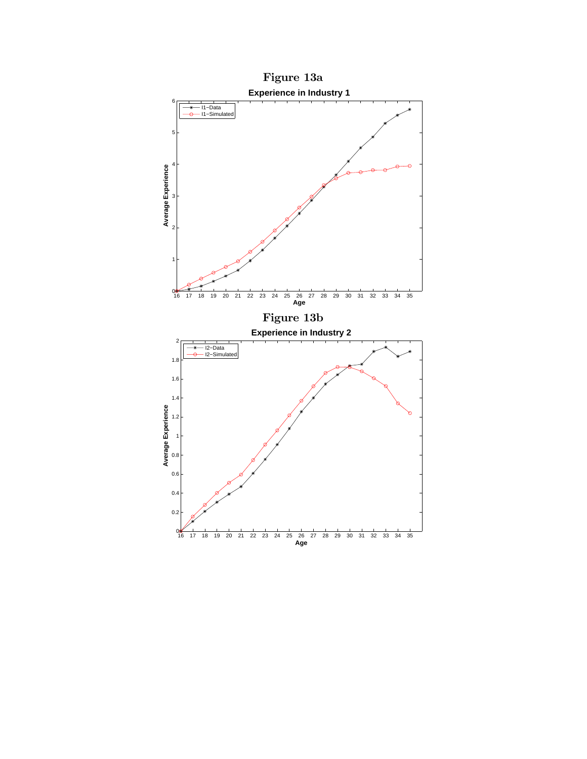# Figure 13a

**Experience in Industry 1**

# Figure 13b

**Experience in Industry 2**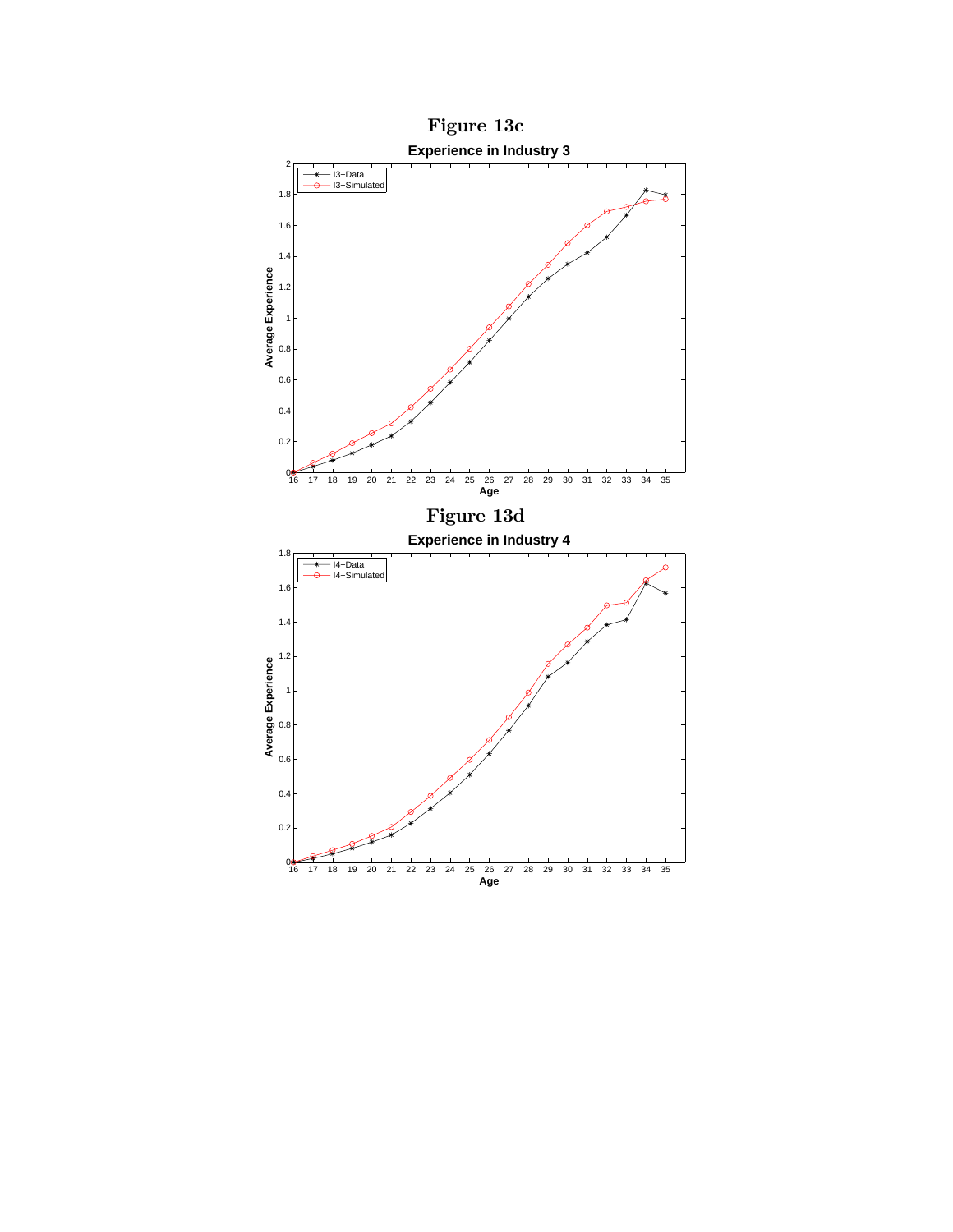# Figure 13c

**Experience in Industry 3**

# Figure 13d

**Experience in Industry 4**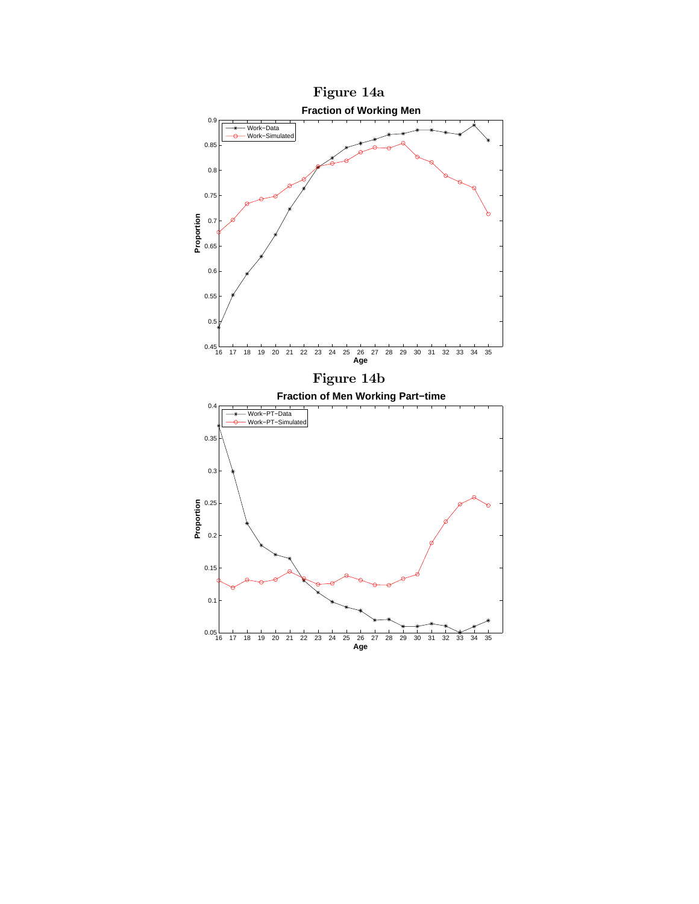# Figure 14a

**Fraction of Working Men**

# Figure 14b

**Fraction of Men Working Part−time**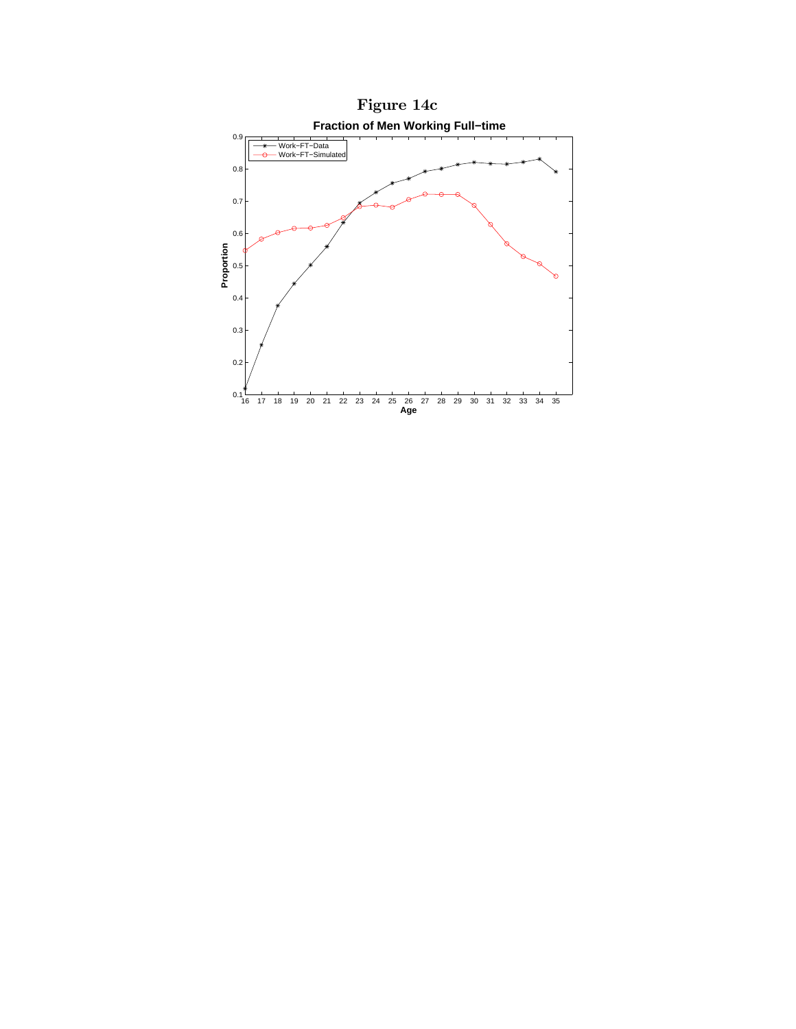**Figure 14c**

Fraction of Men Working Full−time

Work−FT−Data
Work−FT−Simulated

Proportion

0.9
0.8
0.7
0.6
0.5
0.4
0.3
0.2
0.1

16 17 18 19 20 21 22 23 24 25 26 27 28 29 30 31 32 33 34 35

Age